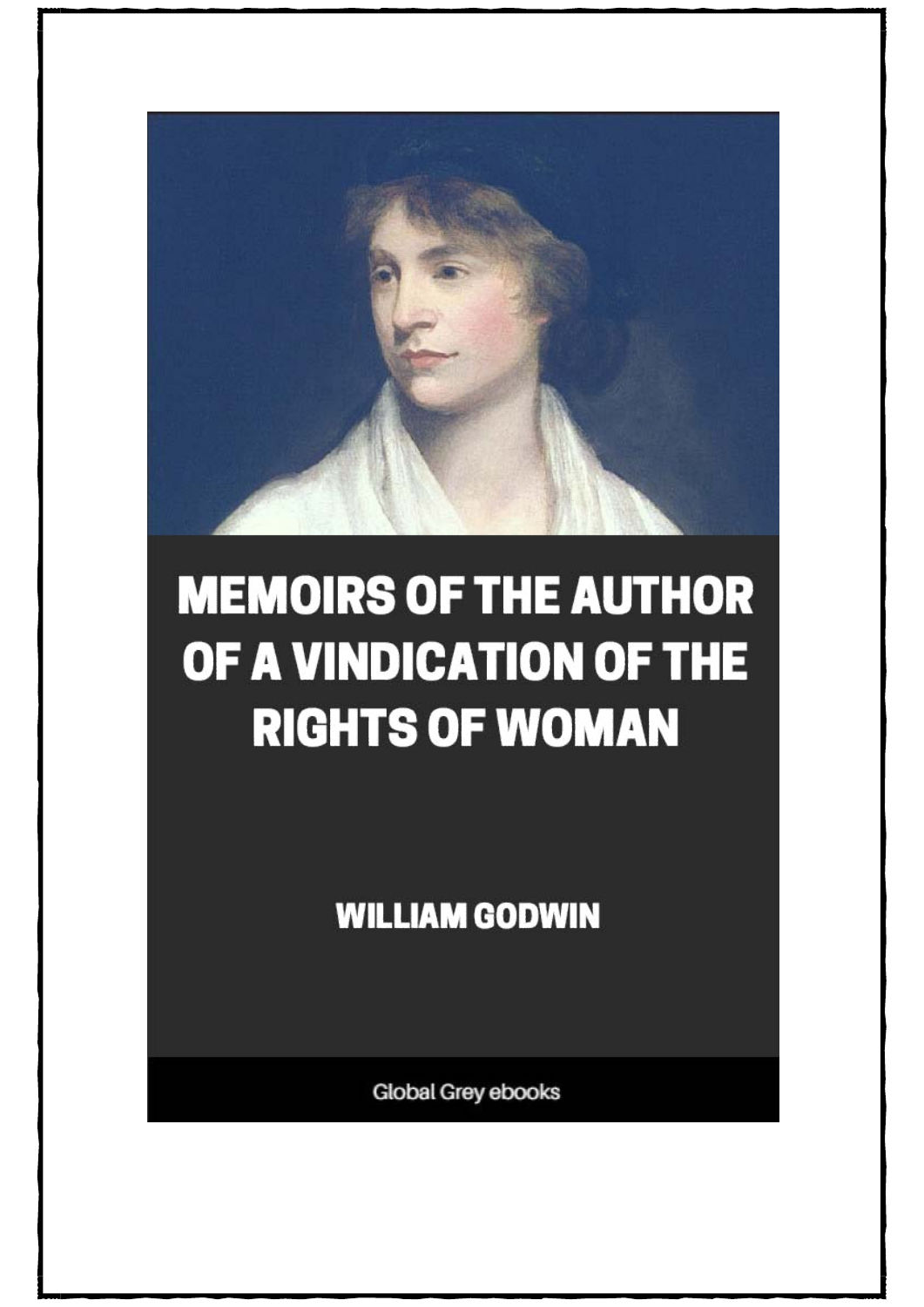# MEMOIRS OF THE AUTHOR OF A VINDICATION OF THE RIGHTS OF WOMAN

**WILLIAM GODWIN**

Global Grey ebooks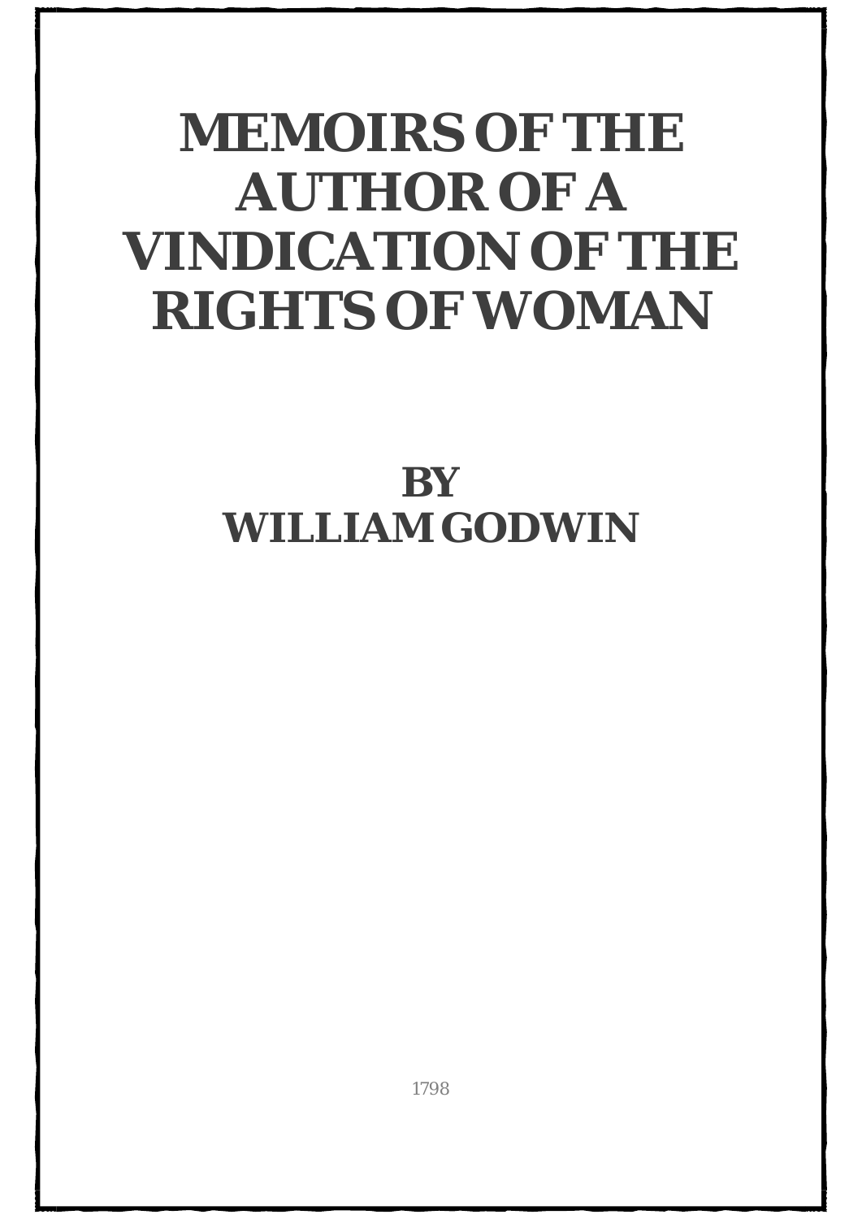# MEMOIRS OF THE AUTHOR OF A VINDICATION OF THE RIGHTS OF WOMAN

## BY WILLIAM GODWIN

1798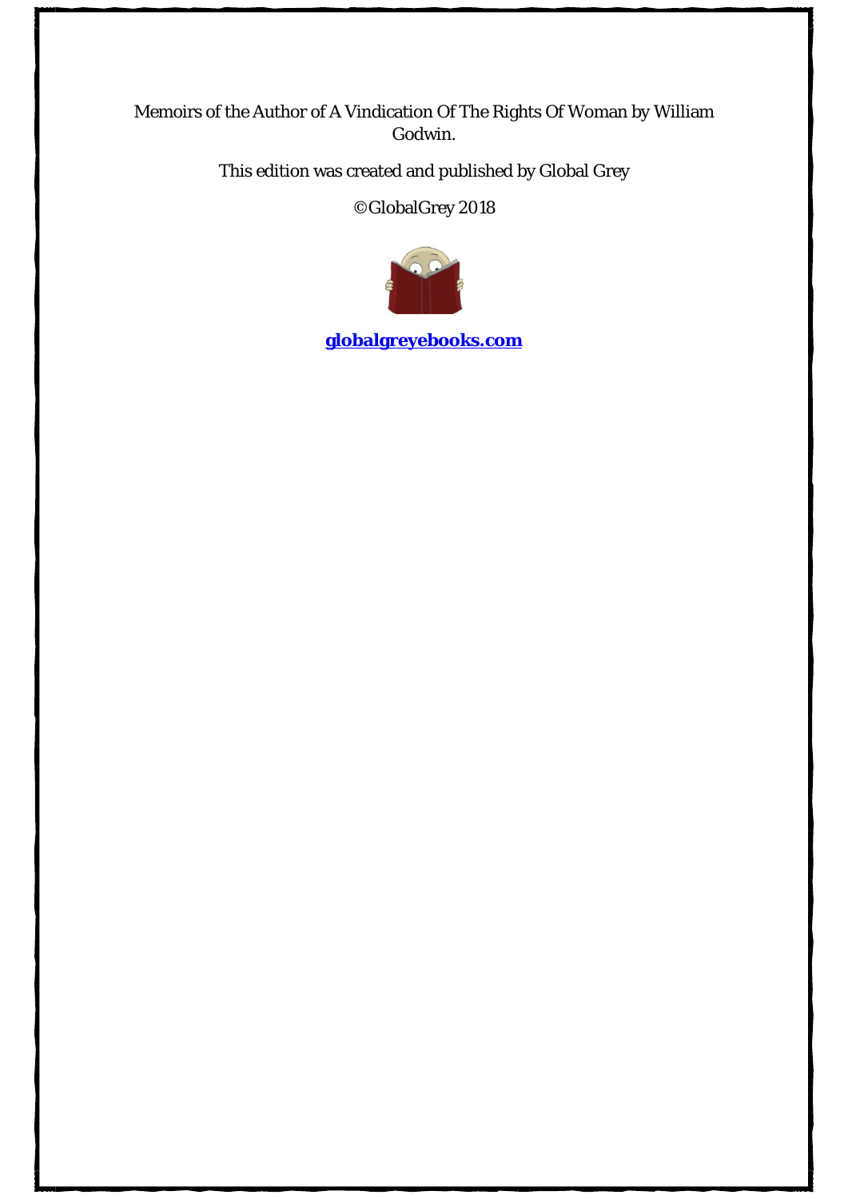Memoirs of the Author of A Vindication Of The Rights Of Woman by William Godwin.

This edition was created and published by Global Grey

©GlobalGrey 2018

**[globalgreyebooks.com](https://www.globalgreyebooks.com)**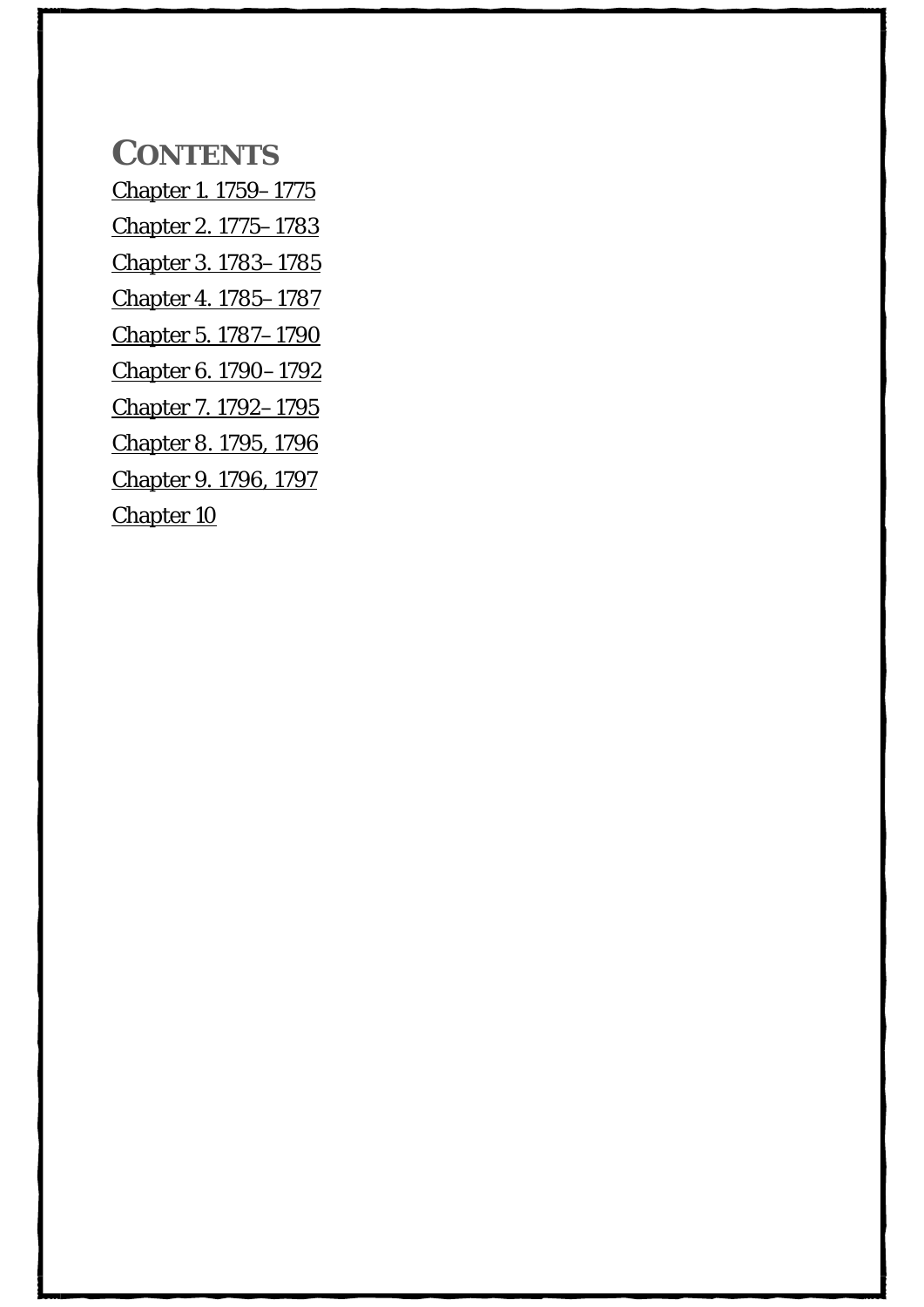# Contents

Chapter 1. 1759–1775

Chapter 2. 1775–1783

Chapter 3. 1783–1785

Chapter 4. 1785–1787

Chapter 5. 1787–1790

Chapter 6. 1790–1792

Chapter 7. 1792–1795

Chapter 8. 1795, 1796

Chapter 9. 1796, 1797

Chapter 10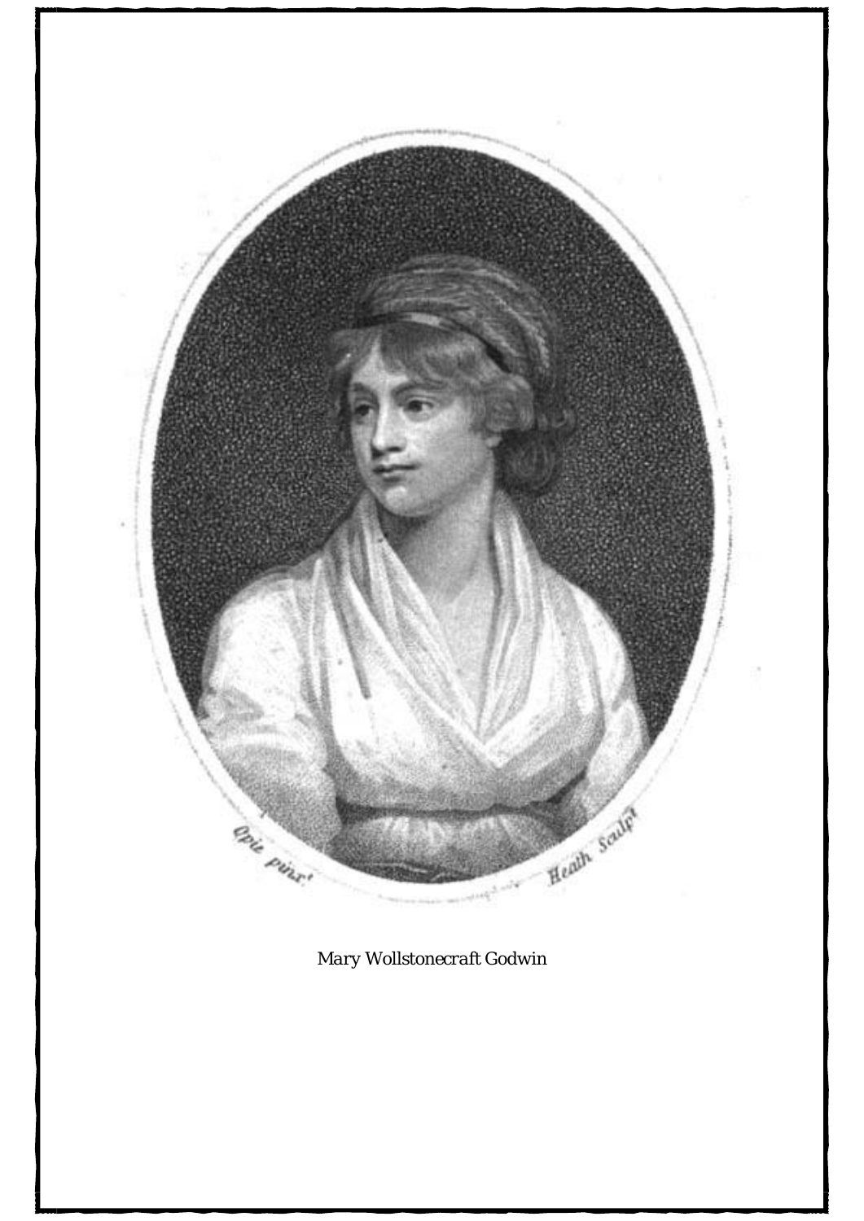Opie pinx^t Heath Sculp^t

Mary Wollstonecraft Godwin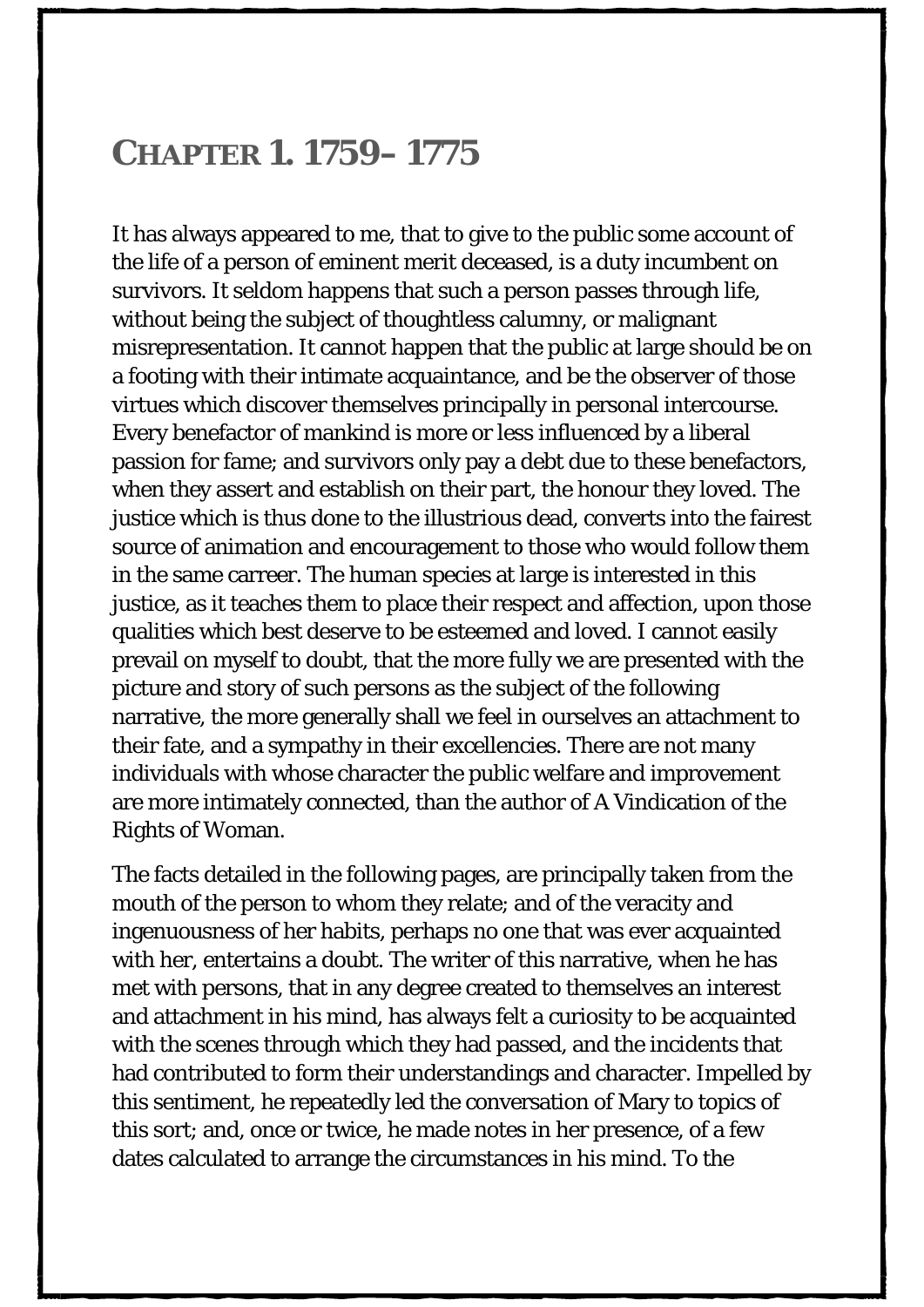# CHAPTER 1. 1759– 1775

It has always appeared to me, that to give to the public some account of the life of a person of eminent merit deceased, is a duty incumbent on survivors. It seldom happens that such a person passes through life, without being the subject of thoughtless calumny, or malignant misrepresentation. It cannot happen that the public at large should be on a footing with their intimate acquaintance, and be the observer of those virtues which discover themselves principally in personal intercourse. Every benefactor of mankind is more or less influenced by a liberal passion for fame; and survivors only pay a debt due to these benefactors, when they assert and establish on their part, the honour they loved. The justice which is thus done to the illustrious dead, converts into the fairest source of animation and encouragement to those who would follow them in the same carreer. The human species at large is interested in this justice, as it teaches them to place their respect and affection, upon those qualities which best deserve to be esteemed and loved. I cannot easily prevail on myself to doubt, that the more fully we are presented with the picture and story of such persons as the subject of the following narrative, the more generally shall we feel in ourselves an attachment to their fate, and a sympathy in their excellencies. There are not many individuals with whose character the public welfare and improvement are more intimately connected, than the author of A Vindication of the Rights of Woman.

The facts detailed in the following pages, are principally taken from the mouth of the person to whom they relate; and of the veracity and ingenuousness of her habits, perhaps no one that was ever acquainted with her, entertains a doubt. The writer of this narrative, when he has met with persons, that in any degree created to themselves an interest and attachment in his mind, has always felt a curiosity to be acquainted with the scenes through which they had passed, and the incidents that had contributed to form their understandings and character. Impelled by this sentiment, he repeatedly led the conversation of Mary to topics of this sort; and, once or twice, he made notes in her presence, of a few dates calculated to arrange the circumstances in his mind. To the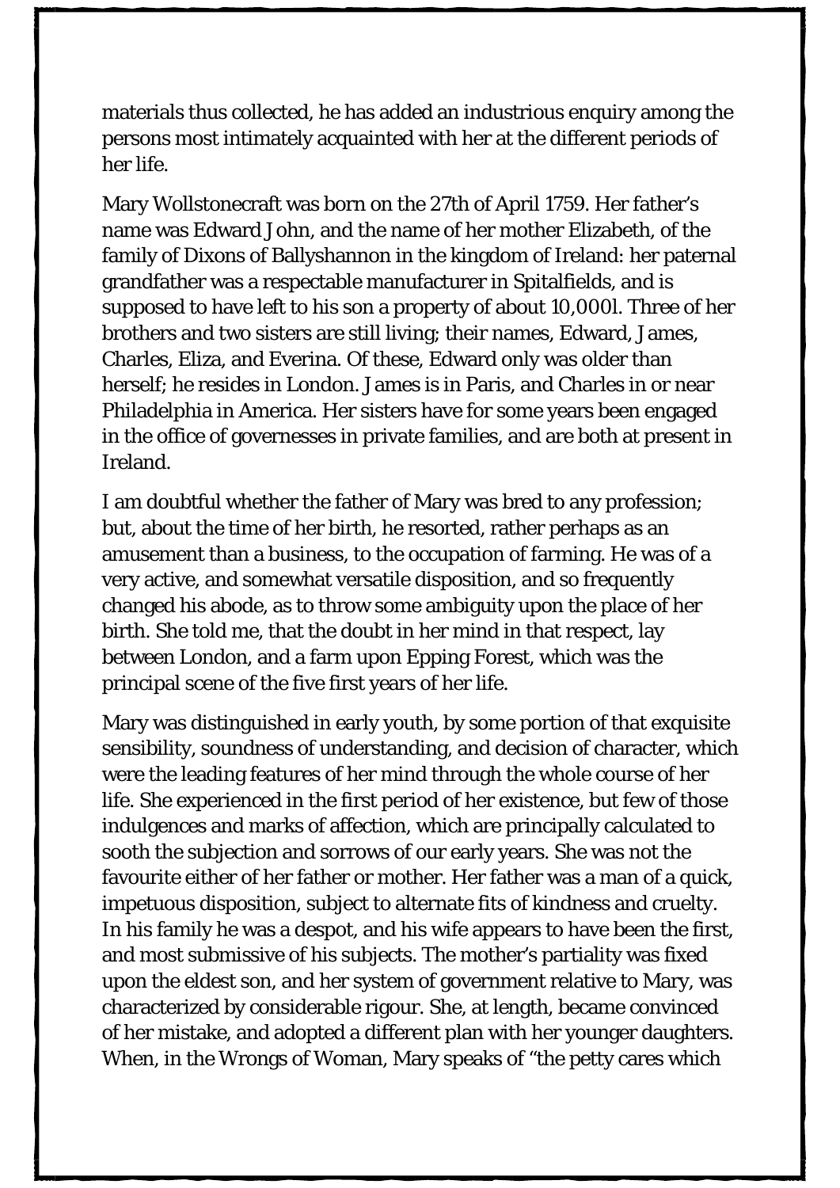materials thus collected, he has added an industrious enquiry among the persons most intimately acquainted with her at the different periods of her life.

Mary Wollstonecraft was born on the 27th of April 1759. Her father's name was Edward John, and the name of her mother Elizabeth, of the family of Dixons of Ballyshannon in the kingdom of Ireland: her paternal grandfather was a respectable manufacturer in Spitalfields, and is supposed to have left to his son a property of about 10,000l. Three of her brothers and two sisters are still living; their names, Edward, James, Charles, Eliza, and Everina. Of these, Edward only was older than herself; he resides in London. James is in Paris, and Charles in or near Philadelphia in America. Her sisters have for some years been engaged in the office of governesses in private families, and are both at present in Ireland.

I am doubtful whether the father of Mary was bred to any profession; but, about the time of her birth, he resorted, rather perhaps as an amusement than a business, to the occupation of farming. He was of a very active, and somewhat versatile disposition, and so frequently changed his abode, as to throw some ambiguity upon the place of her birth. She told me, that the doubt in her mind in that respect, lay between London, and a farm upon Epping Forest, which was the principal scene of the five first years of her life.

Mary was distinguished in early youth, by some portion of that exquisite sensibility, soundness of understanding, and decision of character, which were the leading features of her mind through the whole course of her life. She experienced in the first period of her existence, but few of those indulgences and marks of affection, which are principally calculated to sooth the subjection and sorrows of our early years. She was not the favourite either of her father or mother. Her father was a man of a quick, impetuous disposition, subject to alternate fits of kindness and cruelty. In his family he was a despot, and his wife appears to have been the first, and most submissive of his subjects. The mother's partiality was fixed upon the eldest son, and her system of government relative to Mary, was characterized by considerable rigour. She, at length, became convinced of her mistake, and adopted a different plan with her younger daughters. When, in the Wrongs of Woman, Mary speaks of "the petty cares which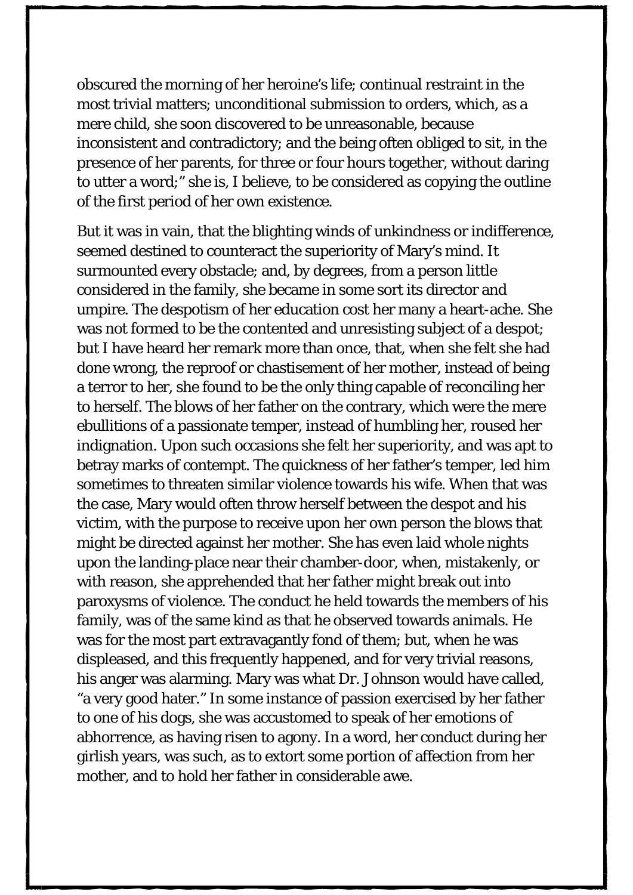obscured the morning of her heroine's life; continual restraint in the most trivial matters; unconditional submission to orders, which, as a mere child, she soon discovered to be unreasonable, because inconsistent and contradictory; and the being often obliged to sit, in the presence of her parents, for three or four hours together, without daring to utter a word;" she is, I believe, to be considered as copying the outline of the first period of her own existence.

But it was in vain, that the blighting winds of unkindness or indifference, seemed destined to counteract the superiority of Mary's mind. It surmounted every obstacle; and, by degrees, from a person little considered in the family, she became in some sort its director and umpire. The despotism of her education cost her many a heart-ache. She was not formed to be the contented and unresisting subject of a despot; but I have heard her remark more than once, that, when she felt she had done wrong, the reproof or chastisement of her mother, instead of being a terror to her, she found to be the only thing capable of reconciling her to herself. The blows of her father on the contrary, which were the mere ebullitions of a passionate temper, instead of humbling her, roused her indignation. Upon such occasions she felt her superiority, and was apt to betray marks of contempt. The quickness of her father's temper, led him sometimes to threaten similar violence towards his wife. When that was the case, Mary would often throw herself between the despot and his victim, with the purpose to receive upon her own person the blows that might be directed against her mother. She has even laid whole nights upon the landing-place near their chamber-door, when, mistakenly, or with reason, she apprehended that her father might break out into paroxysms of violence. The conduct he held towards the members of his family, was of the same kind as that he observed towards animals. He was for the most part extravagantly fond of them; but, when he was displeased, and this frequently happened, and for very trivial reasons, his anger was alarming. Mary was what Dr. Johnson would have called, "a very good hater." In some instance of passion exercised by her father to one of his dogs, she was accustomed to speak of her emotions of abhorrence, as having risen to agony. In a word, her conduct during her girlish years, was such, as to extort some portion of affection from her mother, and to hold her father in considerable awe.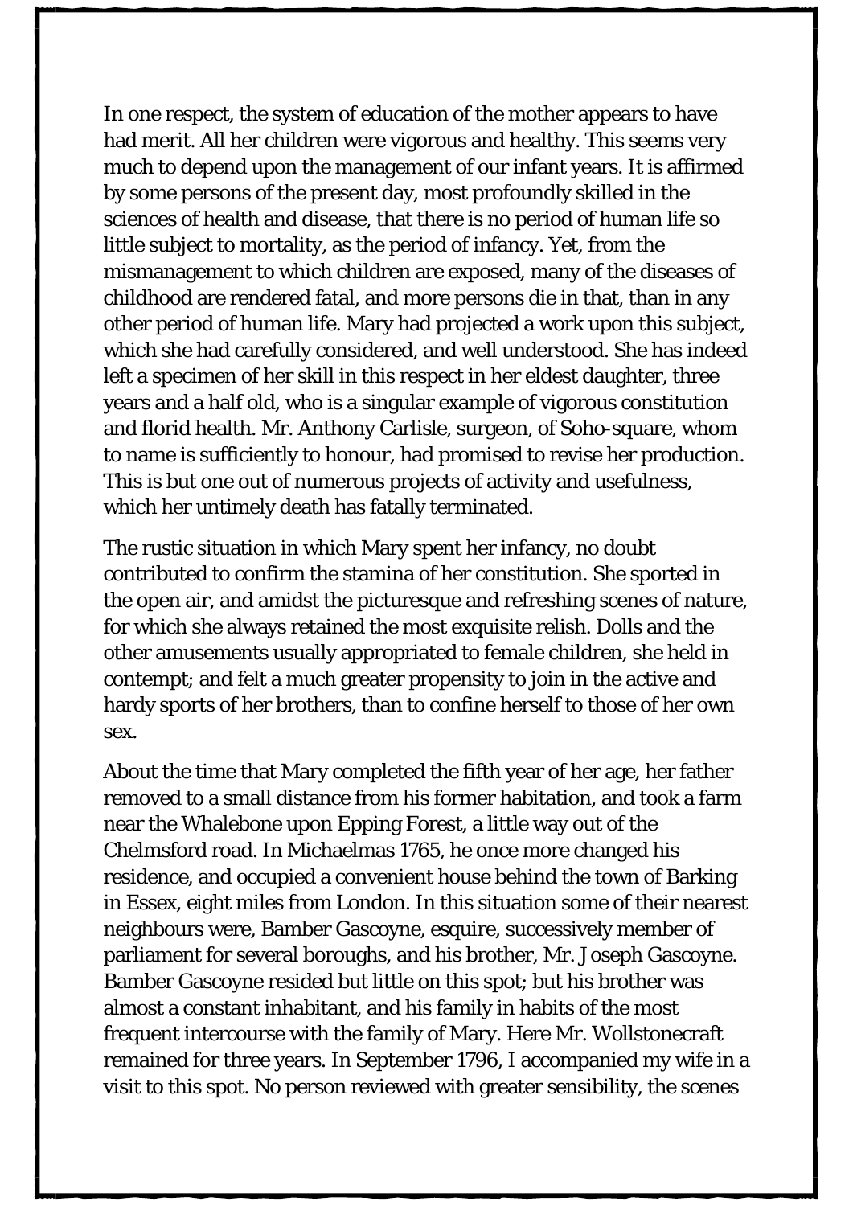In one respect, the system of education of the mother appears to have had merit. All her children were vigorous and healthy. This seems very much to depend upon the management of our infant years. It is affirmed by some persons of the present day, most profoundly skilled in the sciences of health and disease, that there is no period of human life so little subject to mortality, as the period of infancy. Yet, from the mismanagement to which children are exposed, many of the diseases of childhood are rendered fatal, and more persons die in that, than in any other period of human life. Mary had projected a work upon this subject, which she had carefully considered, and well understood. She has indeed left a specimen of her skill in this respect in her eldest daughter, three years and a half old, who is a singular example of vigorous constitution and florid health. Mr. Anthony Carlisle, surgeon, of Soho-square, whom to name is sufficiently to honour, had promised to revise her production. This is but one out of numerous projects of activity and usefulness, which her untimely death has fatally terminated.

The rustic situation in which Mary spent her infancy, no doubt contributed to confirm the stamina of her constitution. She sported in the open air, and amidst the picturesque and refreshing scenes of nature, for which she always retained the most exquisite relish. Dolls and the other amusements usually appropriated to female children, she held in contempt; and felt a much greater propensity to join in the active and hardy sports of her brothers, than to confine herself to those of her own sex.

About the time that Mary completed the fifth year of her age, her father removed to a small distance from his former habitation, and took a farm near the Whalebone upon Epping Forest, a little way out of the Chelmsford road. In Michaelmas 1765, he once more changed his residence, and occupied a convenient house behind the town of Barking in Essex, eight miles from London. In this situation some of their nearest neighbours were, Bamber Gascoyne, esquire, successively member of parliament for several boroughs, and his brother, Mr. Joseph Gascoyne. Bamber Gascoyne resided but little on this spot; but his brother was almost a constant inhabitant, and his family in habits of the most frequent intercourse with the family of Mary. Here Mr. Wollstonecraft remained for three years. In September 1796, I accompanied my wife in a visit to this spot. No person reviewed with greater sensibility, the scenes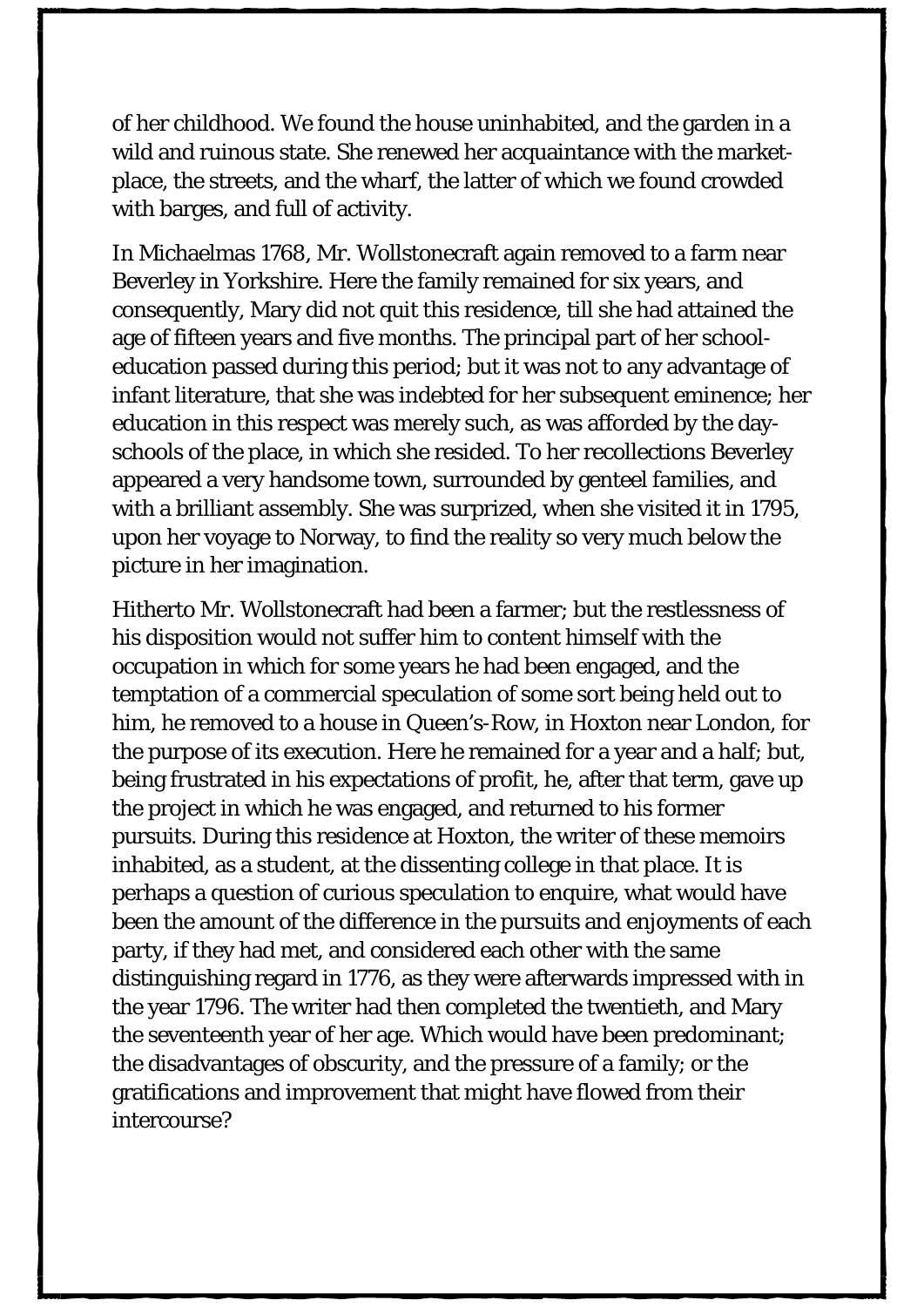of her childhood. We found the house uninhabited, and the garden in a wild and ruinous state. She renewed her acquaintance with the market-place, the streets, and the wharf, the latter of which we found crowded with barges, and full of activity.

In Michaelmas 1768, Mr. Wollstonecraft again removed to a farm near Beverley in Yorkshire. Here the family remained for six years, and consequently, Mary did not quit this residence, till she had attained the age of fifteen years and five months. The principal part of her school-education passed during this period; but it was not to any advantage of infant literature, that she was indebted for her subsequent eminence; her education in this respect was merely such, as was afforded by the day-schools of the place, in which she resided. To her recollections Beverley appeared a very handsome town, surrounded by genteel families, and with a brilliant assembly. She was surprized, when she visited it in 1795, upon her voyage to Norway, to find the reality so very much below the picture in her imagination.

Hitherto Mr. Wollstonecraft had been a farmer; but the restlessness of his disposition would not suffer him to content himself with the occupation in which for some years he had been engaged, and the temptation of a commercial speculation of some sort being held out to him, he removed to a house in Queen's-Row, in Hoxton near London, for the purpose of its execution. Here he remained for a year and a half; but, being frustrated in his expectations of profit, he, after that term, gave up the project in which he was engaged, and returned to his former pursuits. During this residence at Hoxton, the writer of these memoirs inhabited, as a student, at the dissenting college in that place. It is perhaps a question of curious speculation to enquire, what would have been the amount of the difference in the pursuits and enjoyments of each party, if they had met, and considered each other with the same distinguishing regard in 1776, as they were afterwards impressed with in the year 1796. The writer had then completed the twentieth, and Mary the seventeenth year of her age. Which would have been predominant; the disadvantages of obscurity, and the pressure of a family; or the gratifications and improvement that might have flowed from their intercourse?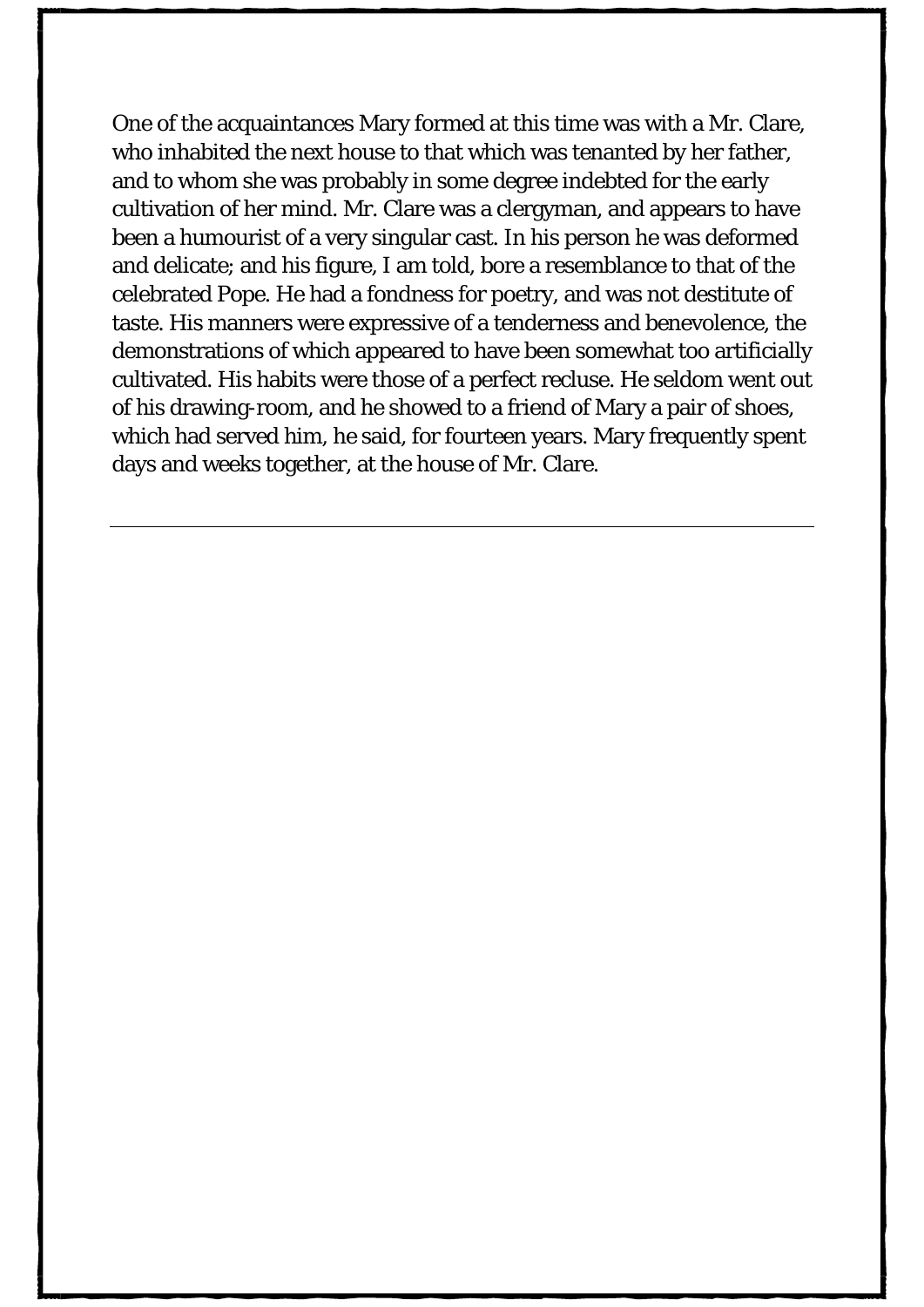One of the acquaintances Mary formed at this time was with a Mr. Clare, who inhabited the next house to that which was tenanted by her father, and to whom she was probably in some degree indebted for the early cultivation of her mind. Mr. Clare was a clergyman, and appears to have been a humourist of a very singular cast. In his person he was deformed and delicate; and his figure, I am told, bore a resemblance to that of the celebrated Pope. He had a fondness for poetry, and was not destitute of taste. His manners were expressive of a tenderness and benevolence, the demonstrations of which appeared to have been somewhat too artificially cultivated. His habits were those of a perfect recluse. He seldom went out of his drawing-room, and he showed to a friend of Mary a pair of shoes, which had served him, he said, for fourteen years. Mary frequently spent days and weeks together, at the house of Mr. Clare.

---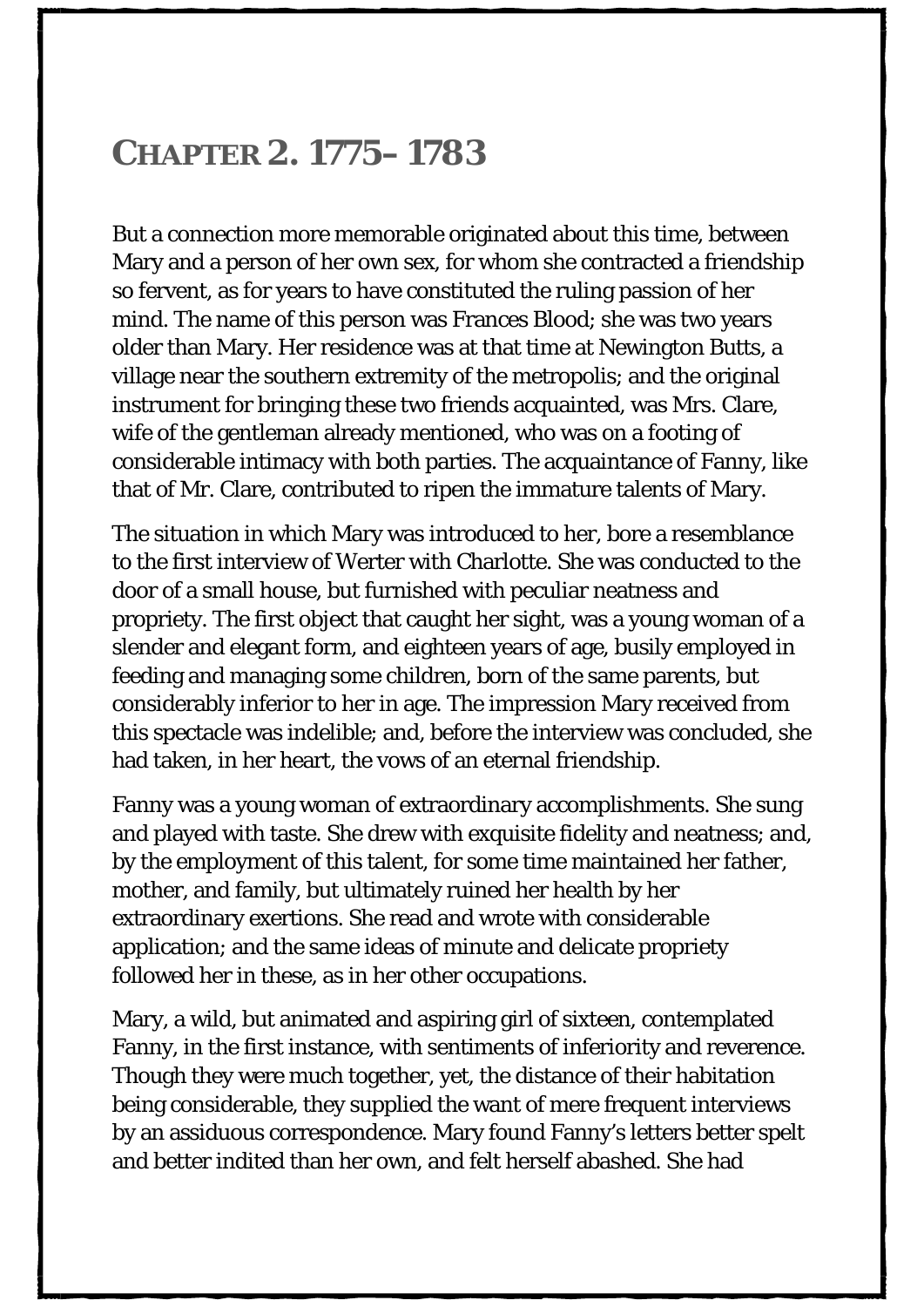## CHAPTER 2. 1775– 1783

But a connection more memorable originated about this time, between Mary and a person of her own sex, for whom she contracted a friendship so fervent, as for years to have constituted the ruling passion of her mind. The name of this person was Frances Blood; she was two years older than Mary. Her residence was at that time at Newington Butts, a village near the southern extremity of the metropolis; and the original instrument for bringing these two friends acquainted, was Mrs. Clare, wife of the gentleman already mentioned, who was on a footing of considerable intimacy with both parties. The acquaintance of Fanny, like that of Mr. Clare, contributed to ripen the immature talents of Mary.

The situation in which Mary was introduced to her, bore a resemblance to the first interview of Werter with Charlotte. She was conducted to the door of a small house, but furnished with peculiar neatness and propriety. The first object that caught her sight, was a young woman of a slender and elegant form, and eighteen years of age, busily employed in feeding and managing some children, born of the same parents, but considerably inferior to her in age. The impression Mary received from this spectacle was indelible; and, before the interview was concluded, she had taken, in her heart, the vows of an eternal friendship.

Fanny was a young woman of extraordinary accomplishments. She sung and played with taste. She drew with exquisite fidelity and neatness; and, by the employment of this talent, for some time maintained her father, mother, and family, but ultimately ruined her health by her extraordinary exertions. She read and wrote with considerable application; and the same ideas of minute and delicate propriety followed her in these, as in her other occupations.

Mary, a wild, but animated and aspiring girl of sixteen, contemplated Fanny, in the first instance, with sentiments of inferiority and reverence. Though they were much together, yet, the distance of their habitation being considerable, they supplied the want of mere frequent interviews by an assiduous correspondence. Mary found Fanny's letters better spelt and better indited than her own, and felt herself abashed. She had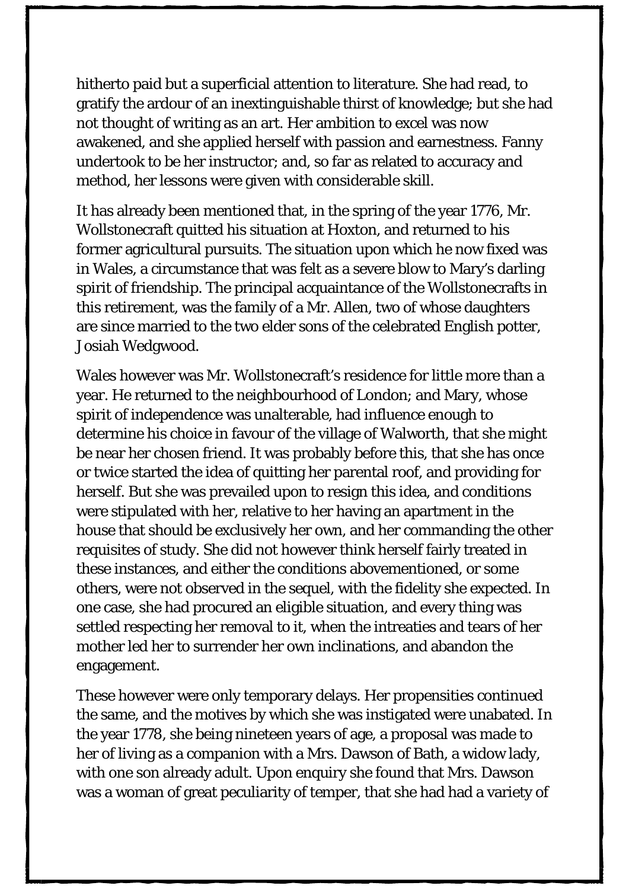hitherto paid but a superficial attention to literature. She had read, to gratify the ardour of an inextinguishable thirst of knowledge; but she had not thought of writing as an art. Her ambition to excel was now awakened, and she applied herself with passion and earnestness. Fanny undertook to be her instructor; and, so far as related to accuracy and method, her lessons were given with considerable skill.

It has already been mentioned that, in the spring of the year 1776, Mr. Wollstonecraft quitted his situation at Hoxton, and returned to his former agricultural pursuits. The situation upon which he now fixed was in Wales, a circumstance that was felt as a severe blow to Mary's darling spirit of friendship. The principal acquaintance of the Wollstonecrafts in this retirement, was the family of a Mr. Allen, two of whose daughters are since married to the two elder sons of the celebrated English potter, Josiah Wedgwood.

Wales however was Mr. Wollstonecraft's residence for little more than a year. He returned to the neighbourhood of London; and Mary, whose spirit of independence was unalterable, had influence enough to determine his choice in favour of the village of Walworth, that she might be near her chosen friend. It was probably before this, that she has once or twice started the idea of quitting her parental roof, and providing for herself. But she was prevailed upon to resign this idea, and conditions were stipulated with her, relative to her having an apartment in the house that should be exclusively her own, and her commanding the other requisites of study. She did not however think herself fairly treated in these instances, and either the conditions abovementioned, or some others, were not observed in the sequel, with the fidelity she expected. In one case, she had procured an eligible situation, and every thing was settled respecting her removal to it, when the intreaties and tears of her mother led her to surrender her own inclinations, and abandon the engagement.

These however were only temporary delays. Her propensities continued the same, and the motives by which she was instigated were unabated. In the year 1778, she being nineteen years of age, a proposal was made to her of living as a companion with a Mrs. Dawson of Bath, a widow lady, with one son already adult. Upon enquiry she found that Mrs. Dawson was a woman of great peculiarity of temper, that she had had a variety of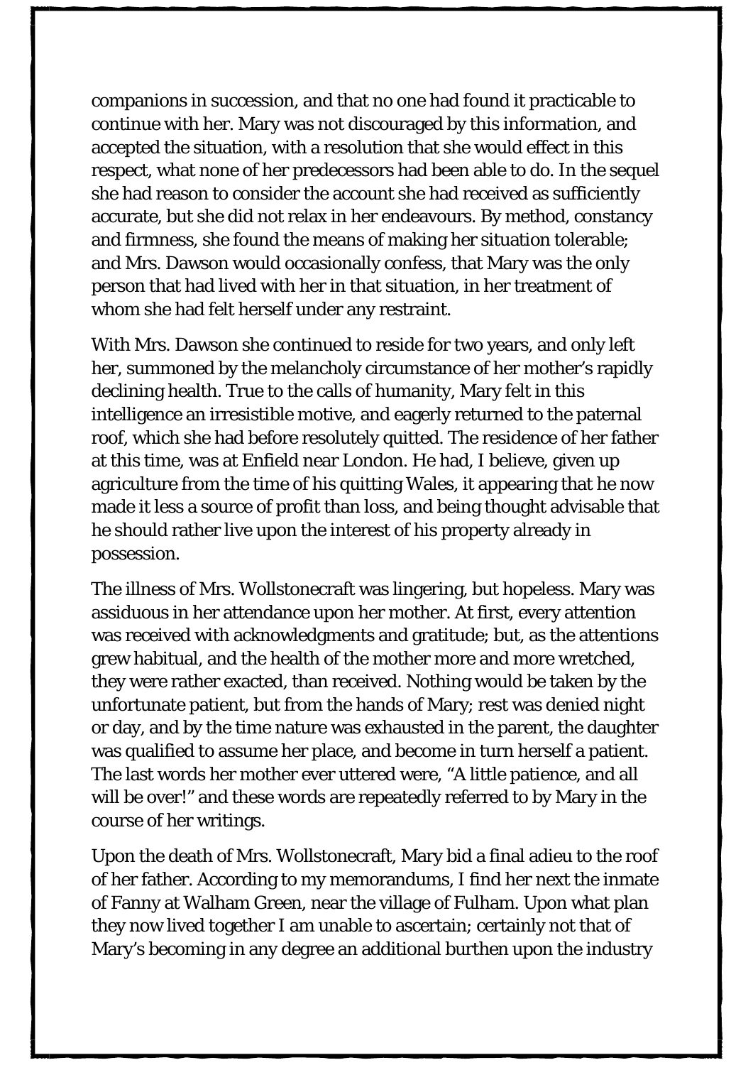companions in succession, and that no one had found it practicable to continue with her. Mary was not discouraged by this information, and accepted the situation, with a resolution that she would effect in this respect, what none of her predecessors had been able to do. In the sequel she had reason to consider the account she had received as sufficiently accurate, but she did not relax in her endeavours. By method, constancy and firmness, she found the means of making her situation tolerable; and Mrs. Dawson would occasionally confess, that Mary was the only person that had lived with her in that situation, in her treatment of whom she had felt herself under any restraint.

With Mrs. Dawson she continued to reside for two years, and only left her, summoned by the melancholy circumstance of her mother's rapidly declining health. True to the calls of humanity, Mary felt in this intelligence an irresistible motive, and eagerly returned to the paternal roof, which she had before resolutely quitted. The residence of her father at this time, was at Enfield near London. He had, I believe, given up agriculture from the time of his quitting Wales, it appearing that he now made it less a source of profit than loss, and being thought advisable that he should rather live upon the interest of his property already in possession.

The illness of Mrs. Wollstonecraft was lingering, but hopeless. Mary was assiduous in her attendance upon her mother. At first, every attention was received with acknowledgments and gratitude; but, as the attentions grew habitual, and the health of the mother more and more wretched, they were rather exacted, than received. Nothing would be taken by the unfortunate patient, but from the hands of Mary; rest was denied night or day, and by the time nature was exhausted in the parent, the daughter was qualified to assume her place, and become in turn herself a patient. The last words her mother ever uttered were, "A little patience, and all will be over!" and these words are repeatedly referred to by Mary in the course of her writings.

Upon the death of Mrs. Wollstonecraft, Mary bid a final adieu to the roof of her father. According to my memorandums, I find her next the inmate of Fanny at Walham Green, near the village of Fulham. Upon what plan they now lived together I am unable to ascertain; certainly not that of Mary's becoming in any degree an additional burthen upon the industry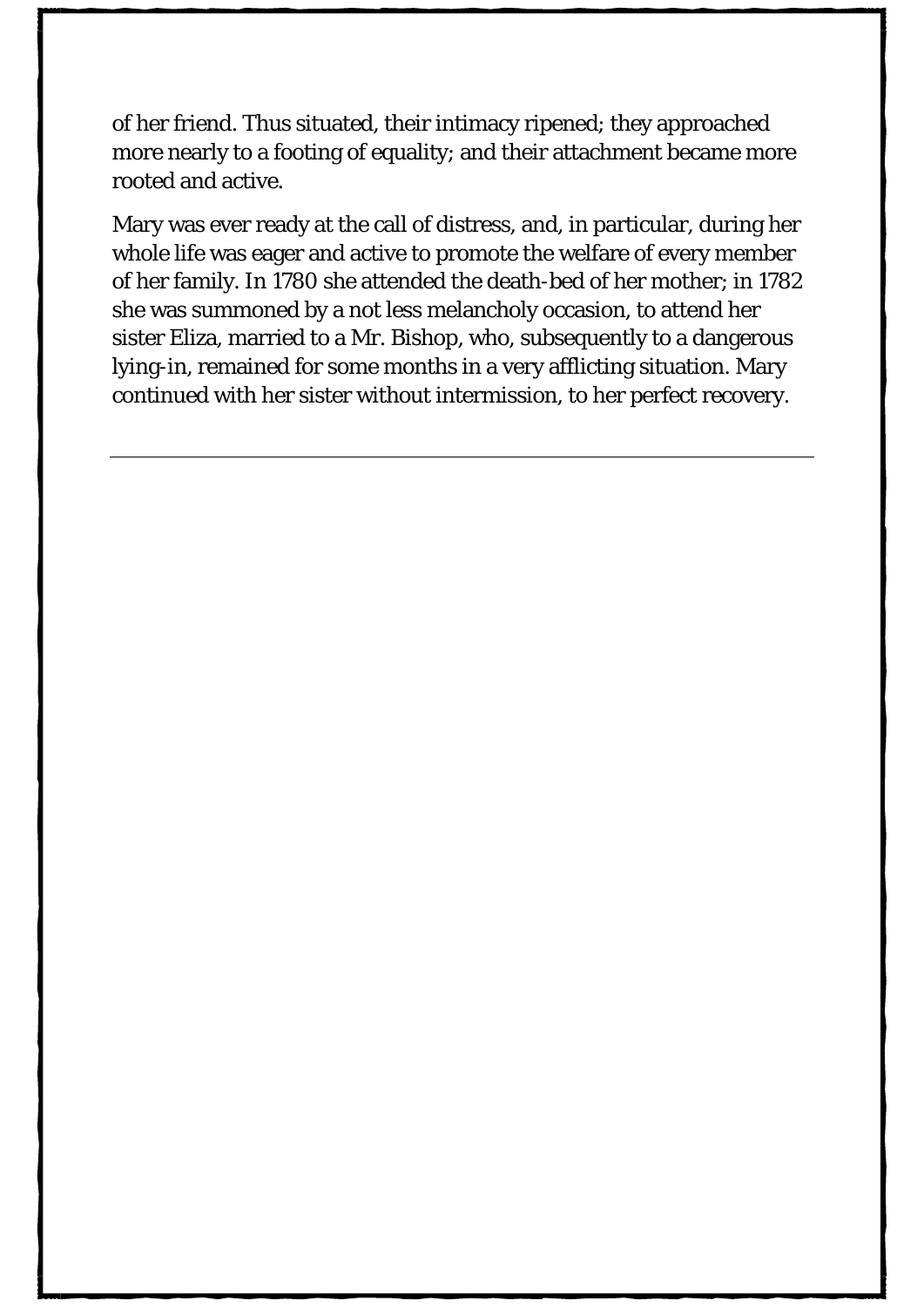of her friend. Thus situated, their intimacy ripened; they approached more nearly to a footing of equality; and their attachment became more rooted and active.

Mary was ever ready at the call of distress, and, in particular, during her whole life was eager and active to promote the welfare of every member of her family. In 1780 she attended the death-bed of her mother; in 1782 she was summoned by a not less melancholy occasion, to attend her sister Eliza, married to a Mr. Bishop, who, subsequently to a dangerous lying-in, remained for some months in a very afflicting situation. Mary continued with her sister without intermission, to her perfect recovery.

---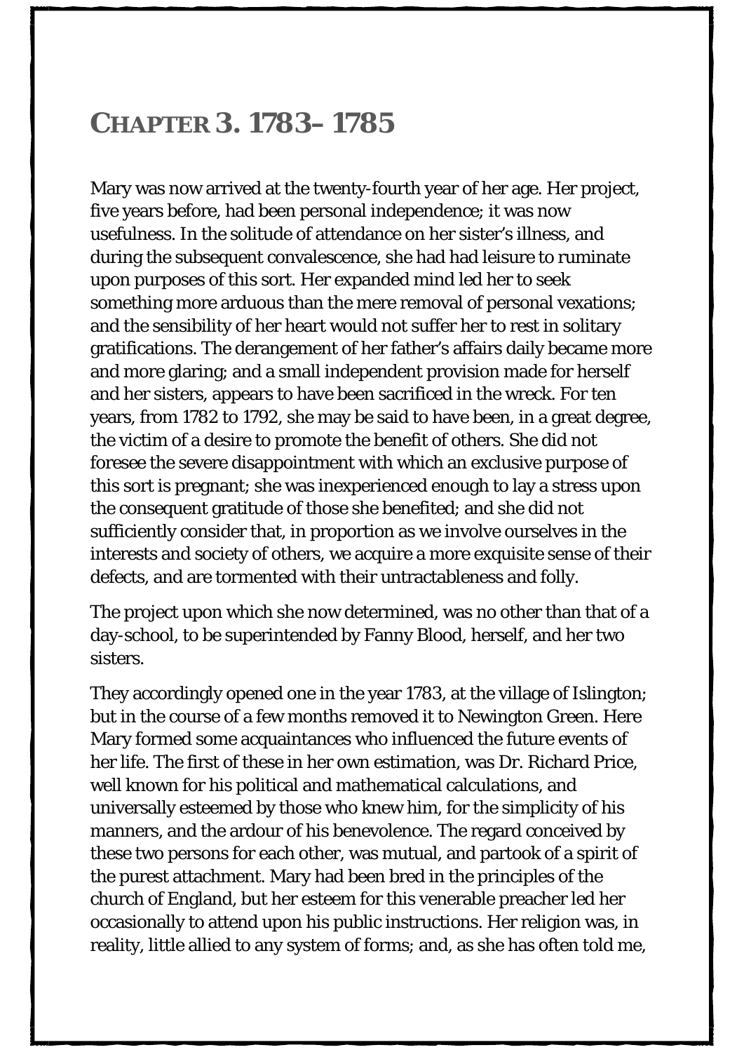# CHAPTER 3. 1783– 1785

Mary was now arrived at the twenty-fourth year of her age. Her project, five years before, had been personal independence; it was now usefulness. In the solitude of attendance on her sister's illness, and during the subsequent convalescence, she had had leisure to ruminate upon purposes of this sort. Her expanded mind led her to seek something more arduous than the mere removal of personal vexations; and the sensibility of her heart would not suffer her to rest in solitary gratifications. The derangement of her father's affairs daily became more and more glaring; and a small independent provision made for herself and her sisters, appears to have been sacrificed in the wreck. For ten years, from 1782 to 1792, she may be said to have been, in a great degree, the victim of a desire to promote the benefit of others. She did not foresee the severe disappointment with which an exclusive purpose of this sort is pregnant; she was inexperienced enough to lay a stress upon the consequent gratitude of those she benefited; and she did not sufficiently consider that, in proportion as we involve ourselves in the interests and society of others, we acquire a more exquisite sense of their defects, and are tormented with their untractableness and folly.

The project upon which she now determined, was no other than that of a day-school, to be superintended by Fanny Blood, herself, and her two sisters.

They accordingly opened one in the year 1783, at the village of Islington; but in the course of a few months removed it to Newington Green. Here Mary formed some acquaintances who influenced the future events of her life. The first of these in her own estimation, was Dr. Richard Price, well known for his political and mathematical calculations, and universally esteemed by those who knew him, for the simplicity of his manners, and the ardour of his benevolence. The regard conceived by these two persons for each other, was mutual, and partook of a spirit of the purest attachment. Mary had been bred in the principles of the church of England, but her esteem for this venerable preacher led her occasionally to attend upon his public instructions. Her religion was, in reality, little allied to any system of forms; and, as she has often told me,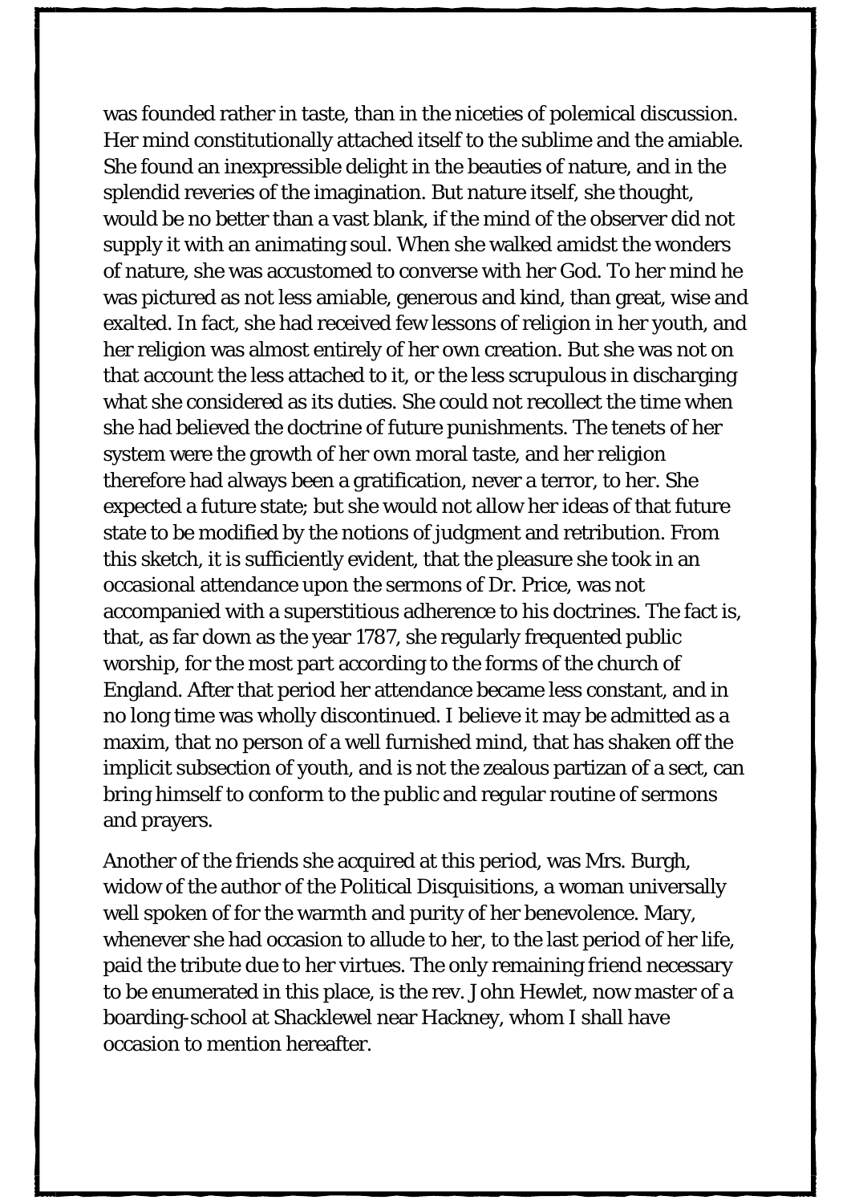was founded rather in taste, than in the niceties of polemical discussion. Her mind constitutionally attached itself to the sublime and the amiable. She found an inexpressible delight in the beauties of nature, and in the splendid reveries of the imagination. But nature itself, she thought, would be no better than a vast blank, if the mind of the observer did not supply it with an animating soul. When she walked amidst the wonders of nature, she was accustomed to converse with her God. To her mind he was pictured as not less amiable, generous and kind, than great, wise and exalted. In fact, she had received few lessons of religion in her youth, and her religion was almost entirely of her own creation. But she was not on that account the less attached to it, or the less scrupulous in discharging what she considered as its duties. She could not recollect the time when she had believed the doctrine of future punishments. The tenets of her system were the growth of her own moral taste, and her religion therefore had always been a gratification, never a terror, to her. She expected a future state; but she would not allow her ideas of that future state to be modified by the notions of judgment and retribution. From this sketch, it is sufficiently evident, that the pleasure she took in an occasional attendance upon the sermons of Dr. Price, was not accompanied with a superstitious adherence to his doctrines. The fact is, that, as far down as the year 1787, she regularly frequented public worship, for the most part according to the forms of the church of England. After that period her attendance became less constant, and in no long time was wholly discontinued. I believe it may be admitted as a maxim, that no person of a well furnished mind, that has shaken off the implicit subsection of youth, and is not the zealous partizan of a sect, can bring himself to conform to the public and regular routine of sermons and prayers.

Another of the friends she acquired at this period, was Mrs. Burgh, widow of the author of the Political Disquisitions, a woman universally well spoken of for the warmth and purity of her benevolence. Mary, whenever she had occasion to allude to her, to the last period of her life, paid the tribute due to her virtues. The only remaining friend necessary to be enumerated in this place, is the rev. John Hewlet, now master of a boarding-school at Shacklewel near Hackney, whom I shall have occasion to mention hereafter.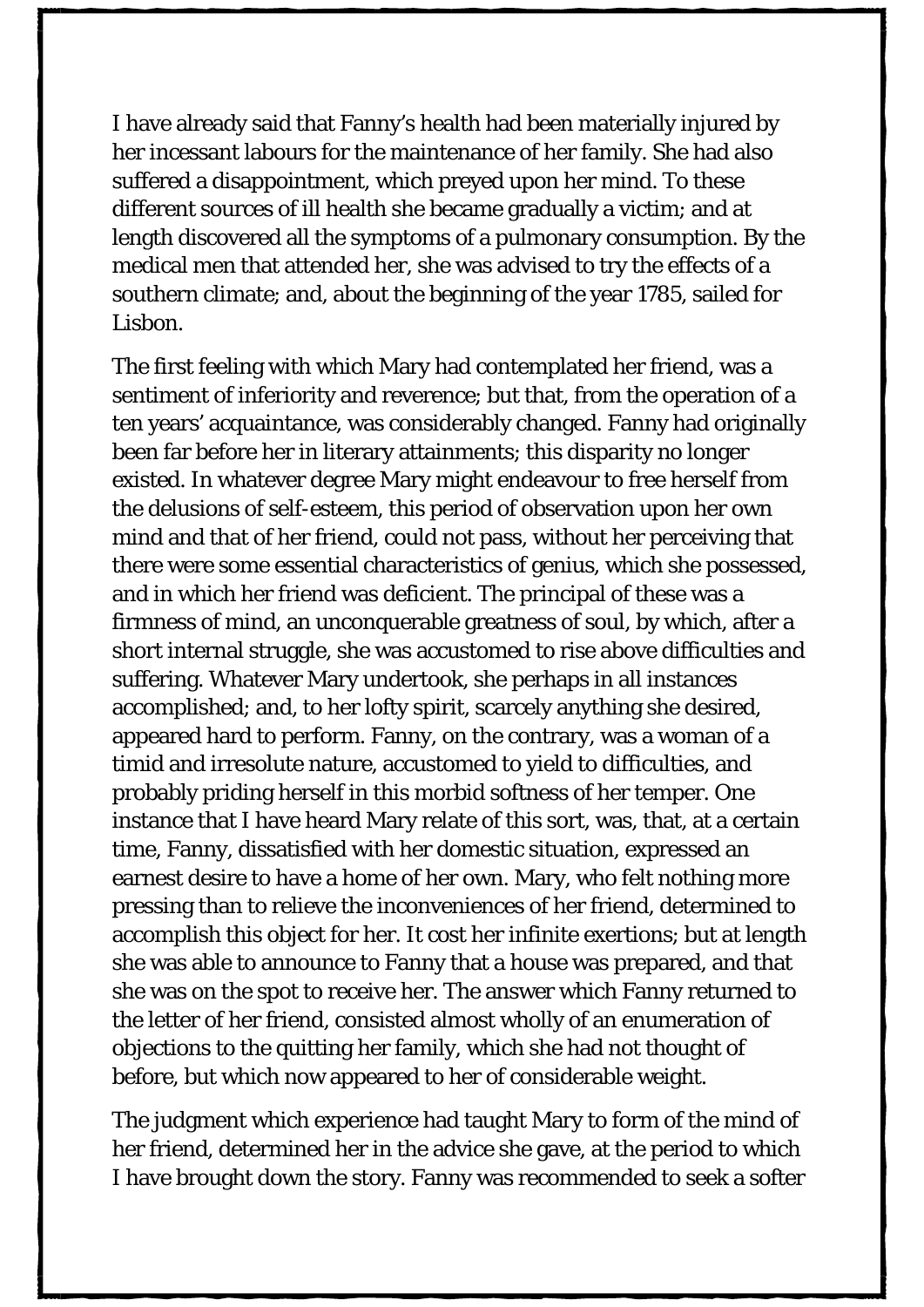I have already said that Fanny's health had been materially injured by her incessant labours for the maintenance of her family. She had also suffered a disappointment, which preyed upon her mind. To these different sources of ill health she became gradually a victim; and at length discovered all the symptoms of a pulmonary consumption. By the medical men that attended her, she was advised to try the effects of a southern climate; and, about the beginning of the year 1785, sailed for Lisbon.

The first feeling with which Mary had contemplated her friend, was a sentiment of inferiority and reverence; but that, from the operation of a ten years' acquaintance, was considerably changed. Fanny had originally been far before her in literary attainments; this disparity no longer existed. In whatever degree Mary might endeavour to free herself from the delusions of self-esteem, this period of observation upon her own mind and that of her friend, could not pass, without her perceiving that there were some essential characteristics of genius, which she possessed, and in which her friend was deficient. The principal of these was a firmness of mind, an unconquerable greatness of soul, by which, after a short internal struggle, she was accustomed to rise above difficulties and suffering. Whatever Mary undertook, she perhaps in all instances accomplished; and, to her lofty spirit, scarcely anything she desired, appeared hard to perform. Fanny, on the contrary, was a woman of a timid and irresolute nature, accustomed to yield to difficulties, and probably priding herself in this morbid softness of her temper. One instance that I have heard Mary relate of this sort, was, that, at a certain time, Fanny, dissatisfied with her domestic situation, expressed an earnest desire to have a home of her own. Mary, who felt nothing more pressing than to relieve the inconveniences of her friend, determined to accomplish this object for her. It cost her infinite exertions; but at length she was able to announce to Fanny that a house was prepared, and that she was on the spot to receive her. The answer which Fanny returned to the letter of her friend, consisted almost wholly of an enumeration of objections to the quitting her family, which she had not thought of before, but which now appeared to her of considerable weight.

The judgment which experience had taught Mary to form of the mind of her friend, determined her in the advice she gave, at the period to which I have brought down the story. Fanny was recommended to seek a softer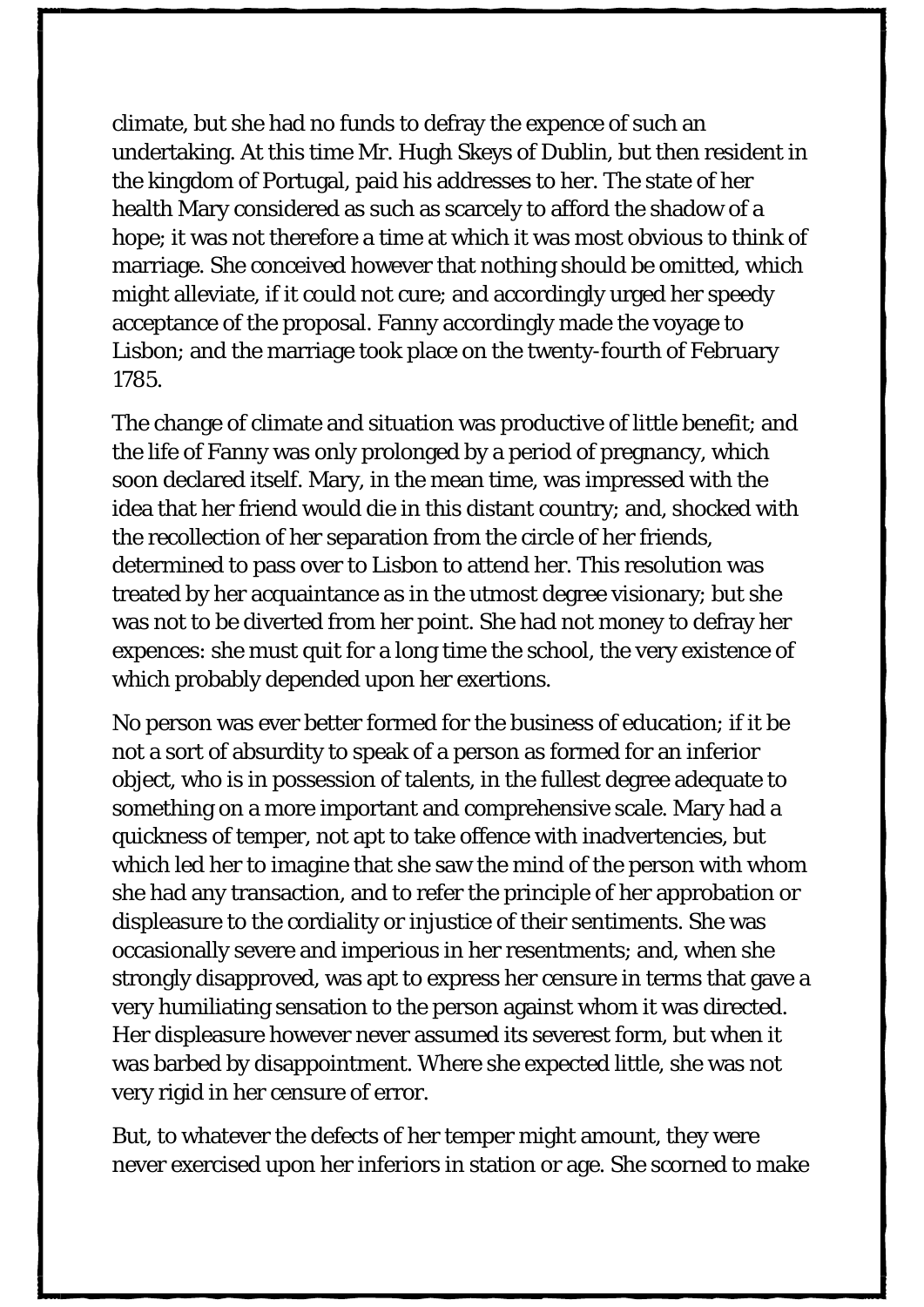climate, but she had no funds to defray the expence of such an undertaking. At this time Mr. Hugh Skeys of Dublin, but then resident in the kingdom of Portugal, paid his addresses to her. The state of her health Mary considered as such as scarcely to afford the shadow of a hope; it was not therefore a time at which it was most obvious to think of marriage. She conceived however that nothing should be omitted, which might alleviate, if it could not cure; and accordingly urged her speedy acceptance of the proposal. Fanny accordingly made the voyage to Lisbon; and the marriage took place on the twenty-fourth of February 1785.

The change of climate and situation was productive of little benefit; and the life of Fanny was only prolonged by a period of pregnancy, which soon declared itself. Mary, in the mean time, was impressed with the idea that her friend would die in this distant country; and, shocked with the recollection of her separation from the circle of her friends, determined to pass over to Lisbon to attend her. This resolution was treated by her acquaintance as in the utmost degree visionary; but she was not to be diverted from her point. She had not money to defray her expences: she must quit for a long time the school, the very existence of which probably depended upon her exertions.

No person was ever better formed for the business of education; if it be not a sort of absurdity to speak of a person as formed for an inferior object, who is in possession of talents, in the fullest degree adequate to something on a more important and comprehensive scale. Mary had a quickness of temper, not apt to take offence with inadvertencies, but which led her to imagine that she saw the mind of the person with whom she had any transaction, and to refer the principle of her approbation or displeasure to the cordiality or injustice of their sentiments. She was occasionally severe and imperious in her resentments; and, when she strongly disapproved, was apt to express her censure in terms that gave a very humiliating sensation to the person against whom it was directed. Her displeasure however never assumed its severest form, but when it was barbed by disappointment. Where she expected little, she was not very rigid in her censure of error.

But, to whatever the defects of her temper might amount, they were never exercised upon her inferiors in station or age. She scorned to make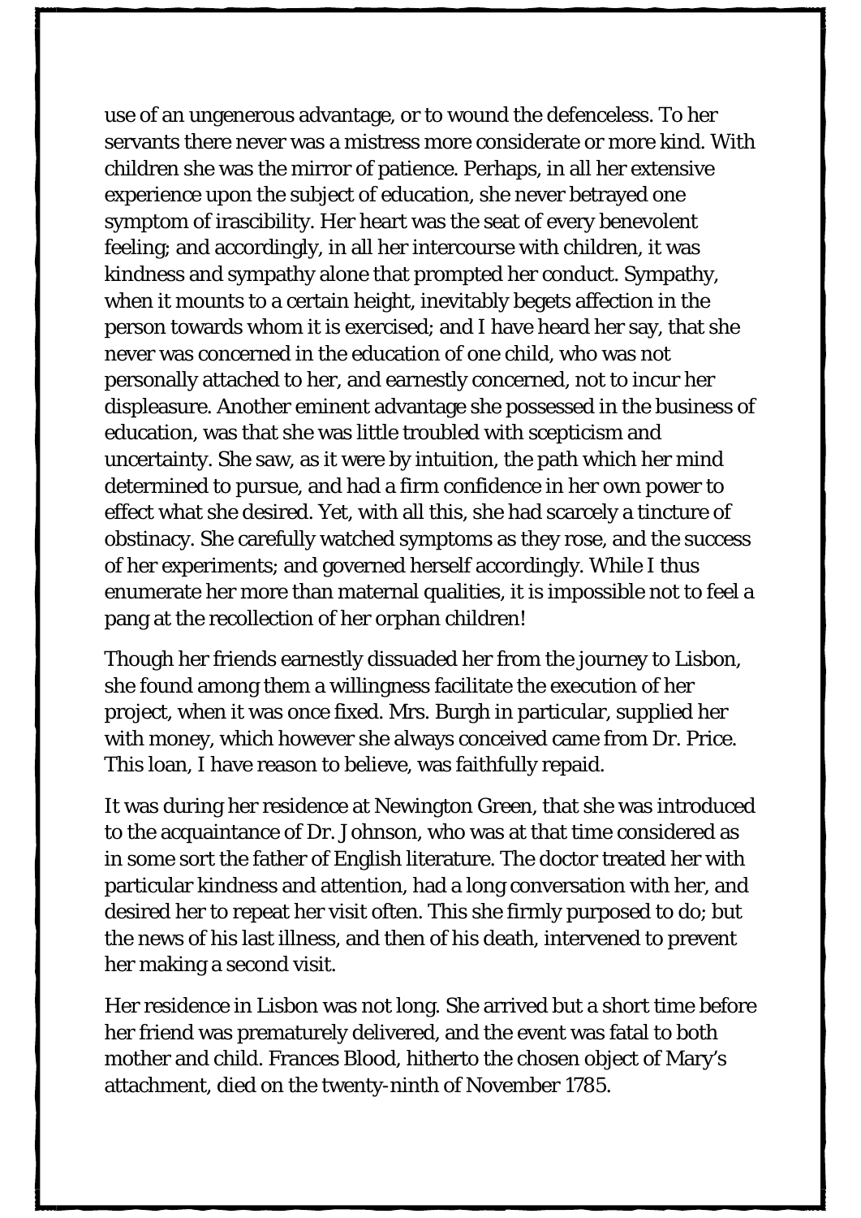use of an ungenerous advantage, or to wound the defenceless. To her servants there never was a mistress more considerate or more kind. With children she was the mirror of patience. Perhaps, in all her extensive experience upon the subject of education, she never betrayed one symptom of irascibility. Her heart was the seat of every benevolent feeling; and accordingly, in all her intercourse with children, it was kindness and sympathy alone that prompted her conduct. Sympathy, when it mounts to a certain height, inevitably begets affection in the person towards whom it is exercised; and I have heard her say, that she never was concerned in the education of one child, who was not personally attached to her, and earnestly concerned, not to incur her displeasure. Another eminent advantage she possessed in the business of education, was that she was little troubled with scepticism and uncertainty. She saw, as it were by intuition, the path which her mind determined to pursue, and had a firm confidence in her own power to effect what she desired. Yet, with all this, she had scarcely a tincture of obstinacy. She carefully watched symptoms as they rose, and the success of her experiments; and governed herself accordingly. While I thus enumerate her more than maternal qualities, it is impossible not to feel a pang at the recollection of her orphan children!

Though her friends earnestly dissuaded her from the journey to Lisbon, she found among them a willingness facilitate the execution of her project, when it was once fixed. Mrs. Burgh in particular, supplied her with money, which however she always conceived came from Dr. Price. This loan, I have reason to believe, was faithfully repaid.

It was during her residence at Newington Green, that she was introduced to the acquaintance of Dr. Johnson, who was at that time considered as in some sort the father of English literature. The doctor treated her with particular kindness and attention, had a long conversation with her, and desired her to repeat her visit often. This she firmly purposed to do; but the news of his last illness, and then of his death, intervened to prevent her making a second visit.

Her residence in Lisbon was not long. She arrived but a short time before her friend was prematurely delivered, and the event was fatal to both mother and child. Frances Blood, hitherto the chosen object of Mary's attachment, died on the twenty-ninth of November 1785.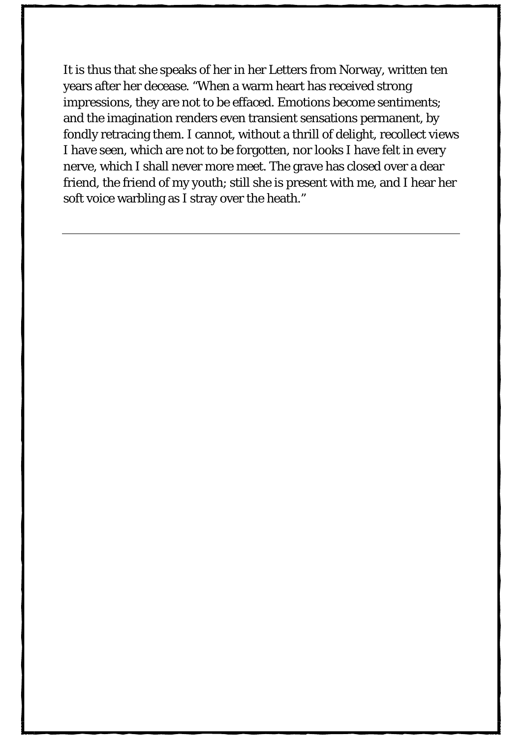It is thus that she speaks of her in her Letters from Norway, written ten years after her decease. "When a warm heart has received strong impressions, they are not to be effaced. Emotions become sentiments; and the imagination renders even transient sensations permanent, by fondly retracing them. I cannot, without a thrill of delight, recollect views I have seen, which are not to be forgotten, nor looks I have felt in every nerve, which I shall never more meet. The grave has closed over a dear friend, the friend of my youth; still she is present with me, and I hear her soft voice warbling as I stray over the heath."

---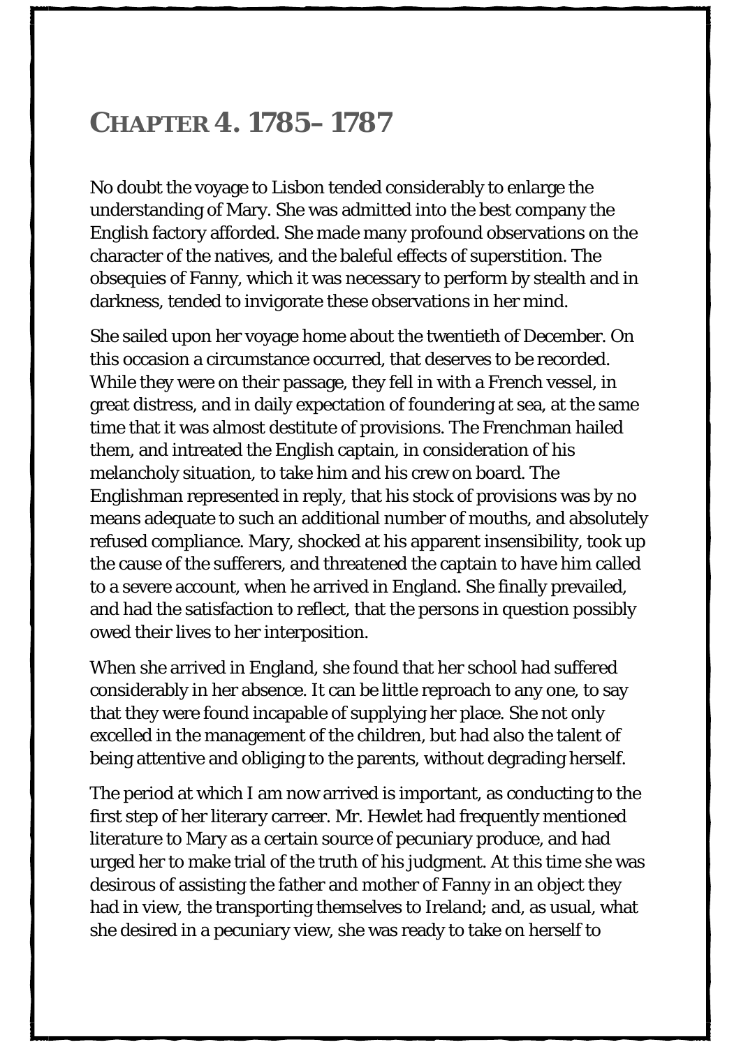# CHAPTER 4. 1785– 1787

No doubt the voyage to Lisbon tended considerably to enlarge the understanding of Mary. She was admitted into the best company the English factory afforded. She made many profound observations on the character of the natives, and the baleful effects of superstition. The obsequies of Fanny, which it was necessary to perform by stealth and in darkness, tended to invigorate these observations in her mind.

She sailed upon her voyage home about the twentieth of December. On this occasion a circumstance occurred, that deserves to be recorded. While they were on their passage, they fell in with a French vessel, in great distress, and in daily expectation of foundering at sea, at the same time that it was almost destitute of provisions. The Frenchman hailed them, and intreated the English captain, in consideration of his melancholy situation, to take him and his crew on board. The Englishman represented in reply, that his stock of provisions was by no means adequate to such an additional number of mouths, and absolutely refused compliance. Mary, shocked at his apparent insensibility, took up the cause of the sufferers, and threatened the captain to have him called to a severe account, when he arrived in England. She finally prevailed, and had the satisfaction to reflect, that the persons in question possibly owed their lives to her interposition.

When she arrived in England, she found that her school had suffered considerably in her absence. It can be little reproach to any one, to say that they were found incapable of supplying her place. She not only excelled in the management of the children, but had also the talent of being attentive and obliging to the parents, without degrading herself.

The period at which I am now arrived is important, as conducting to the first step of her literary carreer. Mr. Hewlet had frequently mentioned literature to Mary as a certain source of pecuniary produce, and had urged her to make trial of the truth of his judgment. At this time she was desirous of assisting the father and mother of Fanny in an object they had in view, the transporting themselves to Ireland; and, as usual, what she desired in a pecuniary view, she was ready to take on herself to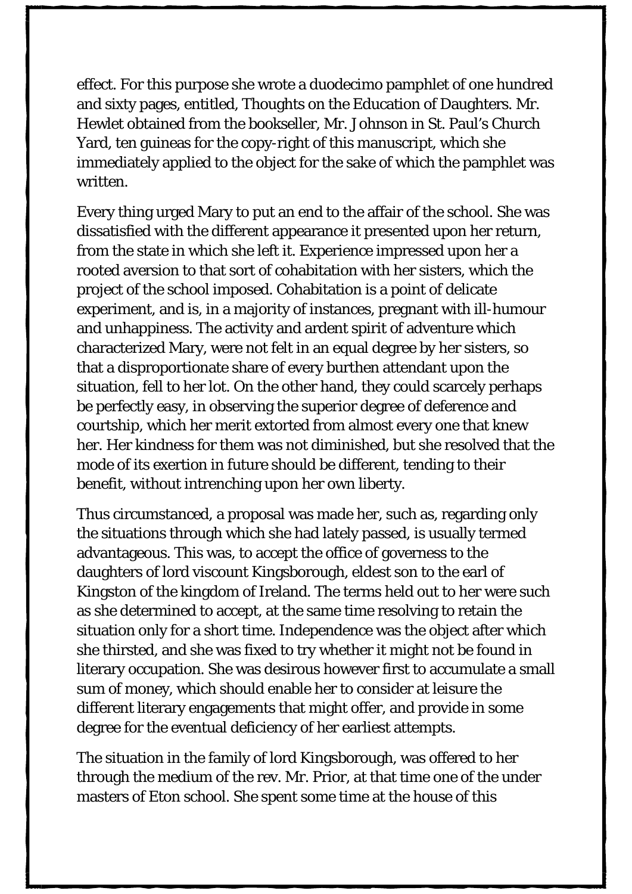effect. For this purpose she wrote a duodecimo pamphlet of one hundred and sixty pages, entitled, Thoughts on the Education of Daughters. Mr. Hewlet obtained from the bookseller, Mr. Johnson in St. Paul's Church Yard, ten guineas for the copy-right of this manuscript, which she immediately applied to the object for the sake of which the pamphlet was written.

Every thing urged Mary to put an end to the affair of the school. She was dissatisfied with the different appearance it presented upon her return, from the state in which she left it. Experience impressed upon her a rooted aversion to that sort of cohabitation with her sisters, which the project of the school imposed. Cohabitation is a point of delicate experiment, and is, in a majority of instances, pregnant with ill-humour and unhappiness. The activity and ardent spirit of adventure which characterized Mary, were not felt in an equal degree by her sisters, so that a disproportionate share of every burthen attendant upon the situation, fell to her lot. On the other hand, they could scarcely perhaps be perfectly easy, in observing the superior degree of deference and courtship, which her merit extorted from almost every one that knew her. Her kindness for them was not diminished, but she resolved that the mode of its exertion in future should be different, tending to their benefit, without intrenching upon her own liberty.

Thus circumstanced, a proposal was made her, such as, regarding only the situations through which she had lately passed, is usually termed advantageous. This was, to accept the office of governess to the daughters of lord viscount Kingsborough, eldest son to the earl of Kingston of the kingdom of Ireland. The terms held out to her were such as she determined to accept, at the same time resolving to retain the situation only for a short time. Independence was the object after which she thirsted, and she was fixed to try whether it might not be found in literary occupation. She was desirous however first to accumulate a small sum of money, which should enable her to consider at leisure the different literary engagements that might offer, and provide in some degree for the eventual deficiency of her earliest attempts.

The situation in the family of lord Kingsborough, was offered to her through the medium of the rev. Mr. Prior, at that time one of the under masters of Eton school. She spent some time at the house of this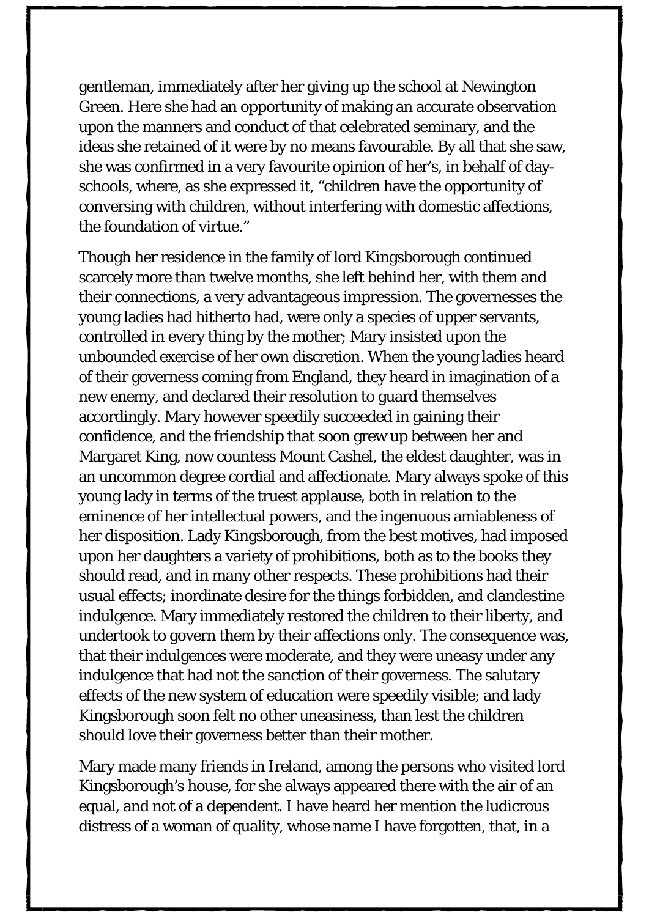gentleman, immediately after her giving up the school at Newington Green. Here she had an opportunity of making an accurate observation upon the manners and conduct of that celebrated seminary, and the ideas she retained of it were by no means favourable. By all that she saw, she was confirmed in a very favourite opinion of her's, in behalf of day-schools, where, as she expressed it, "children have the opportunity of conversing with children, without interfering with domestic affections, the foundation of virtue."

Though her residence in the family of lord Kingsborough continued scarcely more than twelve months, she left behind her, with them and their connections, a very advantageous impression. The governesses the young ladies had hitherto had, were only a species of upper servants, controlled in every thing by the mother; Mary insisted upon the unbounded exercise of her own discretion. When the young ladies heard of their governess coming from England, they heard in imagination of a new enemy, and declared their resolution to guard themselves accordingly. Mary however speedily succeeded in gaining their confidence, and the friendship that soon grew up between her and Margaret King, now countess Mount Cashel, the eldest daughter, was in an uncommon degree cordial and affectionate. Mary always spoke of this young lady in terms of the truest applause, both in relation to the eminence of her intellectual powers, and the ingenuous amiableness of her disposition. Lady Kingsborough, from the best motives, had imposed upon her daughters a variety of prohibitions, both as to the books they should read, and in many other respects. These prohibitions had their usual effects; inordinate desire for the things forbidden, and clandestine indulgence. Mary immediately restored the children to their liberty, and undertook to govern them by their affections only. The consequence was, that their indulgences were moderate, and they were uneasy under any indulgence that had not the sanction of their governess. The salutary effects of the new system of education were speedily visible; and lady Kingsborough soon felt no other uneasiness, than lest the children should love their governess better than their mother.

Mary made many friends in Ireland, among the persons who visited lord Kingsborough's house, for she always appeared there with the air of an equal, and not of a dependent. I have heard her mention the ludicrous distress of a woman of quality, whose name I have forgotten, that, in a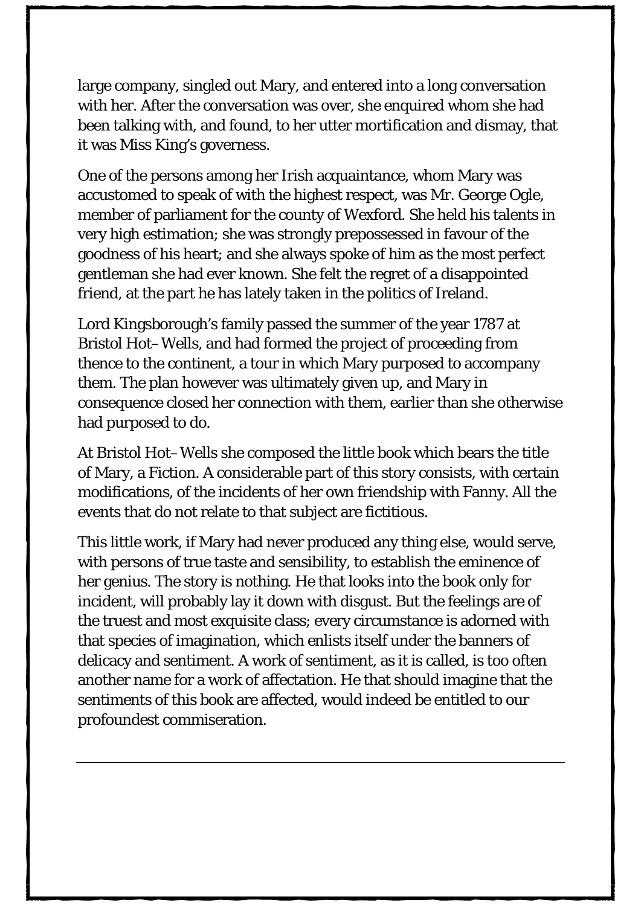large company, singled out Mary, and entered into a long conversation with her. After the conversation was over, she enquired whom she had been talking with, and found, to her utter mortification and dismay, that it was Miss King's governess.

One of the persons among her Irish acquaintance, whom Mary was accustomed to speak of with the highest respect, was Mr. George Ogle, member of parliament for the county of Wexford. She held his talents in very high estimation; she was strongly prepossessed in favour of the goodness of his heart; and she always spoke of him as the most perfect gentleman she had ever known. She felt the regret of a disappointed friend, at the part he has lately taken in the politics of Ireland.

Lord Kingsborough's family passed the summer of the year 1787 at Bristol Hot–Wells, and had formed the project of proceeding from thence to the continent, a tour in which Mary purposed to accompany them. The plan however was ultimately given up, and Mary in consequence closed her connection with them, earlier than she otherwise had purposed to do.

At Bristol Hot–Wells she composed the little book which bears the title of Mary, a Fiction. A considerable part of this story consists, with certain modifications, of the incidents of her own friendship with Fanny. All the events that do not relate to that subject are fictitious.

This little work, if Mary had never produced any thing else, would serve, with persons of true taste and sensibility, to establish the eminence of her genius. The story is nothing. He that looks into the book only for incident, will probably lay it down with disgust. But the feelings are of the truest and most exquisite class; every circumstance is adorned with that species of imagination, which enlists itself under the banners of delicacy and sentiment. A work of sentiment, as it is called, is too often another name for a work of affectation. He that should imagine that the sentiments of this book are affected, would indeed be entitled to our profoundest commiseration.

---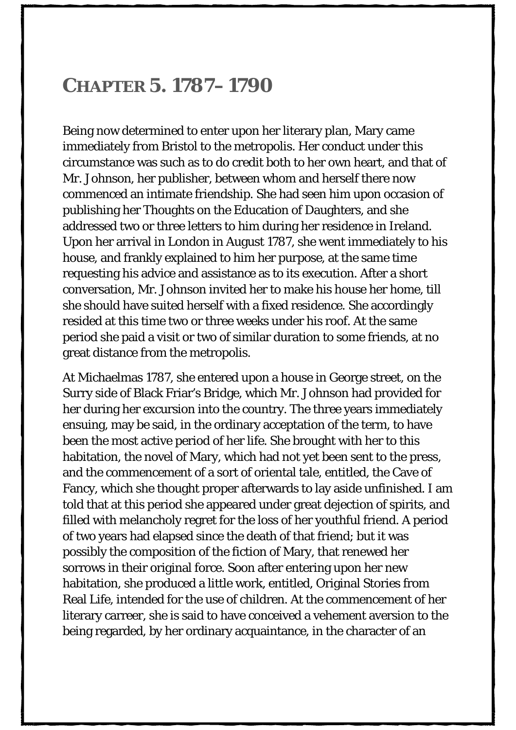# CHAPTER 5. 1787–1790

Being now determined to enter upon her literary plan, Mary came immediately from Bristol to the metropolis. Her conduct under this circumstance was such as to do credit both to her own heart, and that of Mr. Johnson, her publisher, between whom and herself there now commenced an intimate friendship. She had seen him upon occasion of publishing her Thoughts on the Education of Daughters, and she addressed two or three letters to him during her residence in Ireland. Upon her arrival in London in August 1787, she went immediately to his house, and frankly explained to him her purpose, at the same time requesting his advice and assistance as to its execution. After a short conversation, Mr. Johnson invited her to make his house her home, till she should have suited herself with a fixed residence. She accordingly resided at this time two or three weeks under his roof. At the same period she paid a visit or two of similar duration to some friends, at no great distance from the metropolis.

At Michaelmas 1787, she entered upon a house in George street, on the Surry side of Black Friar's Bridge, which Mr. Johnson had provided for her during her excursion into the country. The three years immediately ensuing, may be said, in the ordinary acceptation of the term, to have been the most active period of her life. She brought with her to this habitation, the novel of Mary, which had not yet been sent to the press, and the commencement of a sort of oriental tale, entitled, the Cave of Fancy, which she thought proper afterwards to lay aside unfinished. I am told that at this period she appeared under great dejection of spirits, and filled with melancholy regret for the loss of her youthful friend. A period of two years had elapsed since the death of that friend; but it was possibly the composition of the fiction of Mary, that renewed her sorrows in their original force. Soon after entering upon her new habitation, she produced a little work, entitled, Original Stories from Real Life, intended for the use of children. At the commencement of her literary carreer, she is said to have conceived a vehement aversion to the being regarded, by her ordinary acquaintance, in the character of an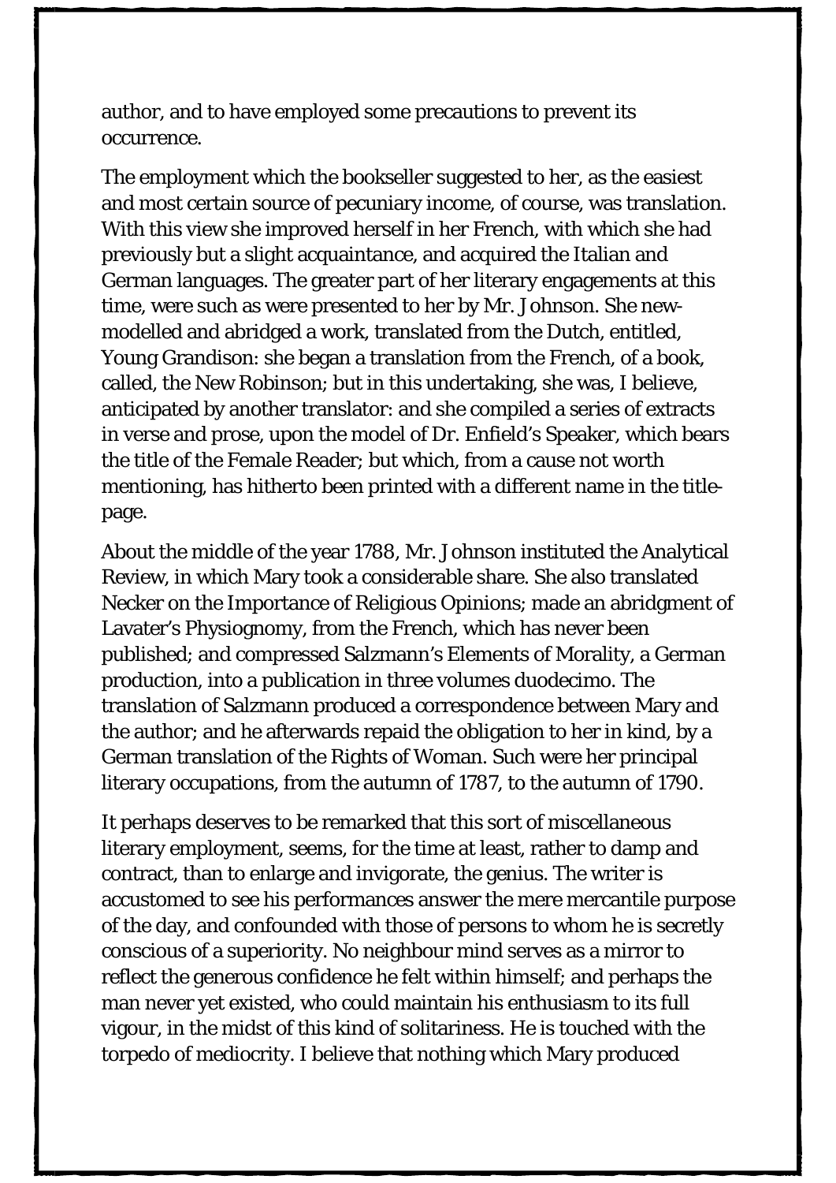author, and to have employed some precautions to prevent its occurrence.

The employment which the bookseller suggested to her, as the easiest and most certain source of pecuniary income, of course, was translation. With this view she improved herself in her French, with which she had previously but a slight acquaintance, and acquired the Italian and German languages. The greater part of her literary engagements at this time, were such as were presented to her by Mr. Johnson. She new-modelled and abridged a work, translated from the Dutch, entitled, Young Grandison: she began a translation from the French, of a book, called, the New Robinson; but in this undertaking, she was, I believe, anticipated by another translator: and she compiled a series of extracts in verse and prose, upon the model of Dr. Enfield's Speaker, which bears the title of the Female Reader; but which, from a cause not worth mentioning, has hitherto been printed with a different name in the title-page.

About the middle of the year 1788, Mr. Johnson instituted the Analytical Review, in which Mary took a considerable share. She also translated Necker on the Importance of Religious Opinions; made an abridgment of Lavater's Physiognomy, from the French, which has never been published; and compressed Salzmann's Elements of Morality, a German production, into a publication in three volumes duodecimo. The translation of Salzmann produced a correspondence between Mary and the author; and he afterwards repaid the obligation to her in kind, by a German translation of the Rights of Woman. Such were her principal literary occupations, from the autumn of 1787, to the autumn of 1790.

It perhaps deserves to be remarked that this sort of miscellaneous literary employment, seems, for the time at least, rather to damp and contract, than to enlarge and invigorate, the genius. The writer is accustomed to see his performances answer the mere mercantile purpose of the day, and confounded with those of persons to whom he is secretly conscious of a superiority. No neighbour mind serves as a mirror to reflect the generous confidence he felt within himself; and perhaps the man never yet existed, who could maintain his enthusiasm to its full vigour, in the midst of this kind of solitariness. He is touched with the torpedo of mediocrity. I believe that nothing which Mary produced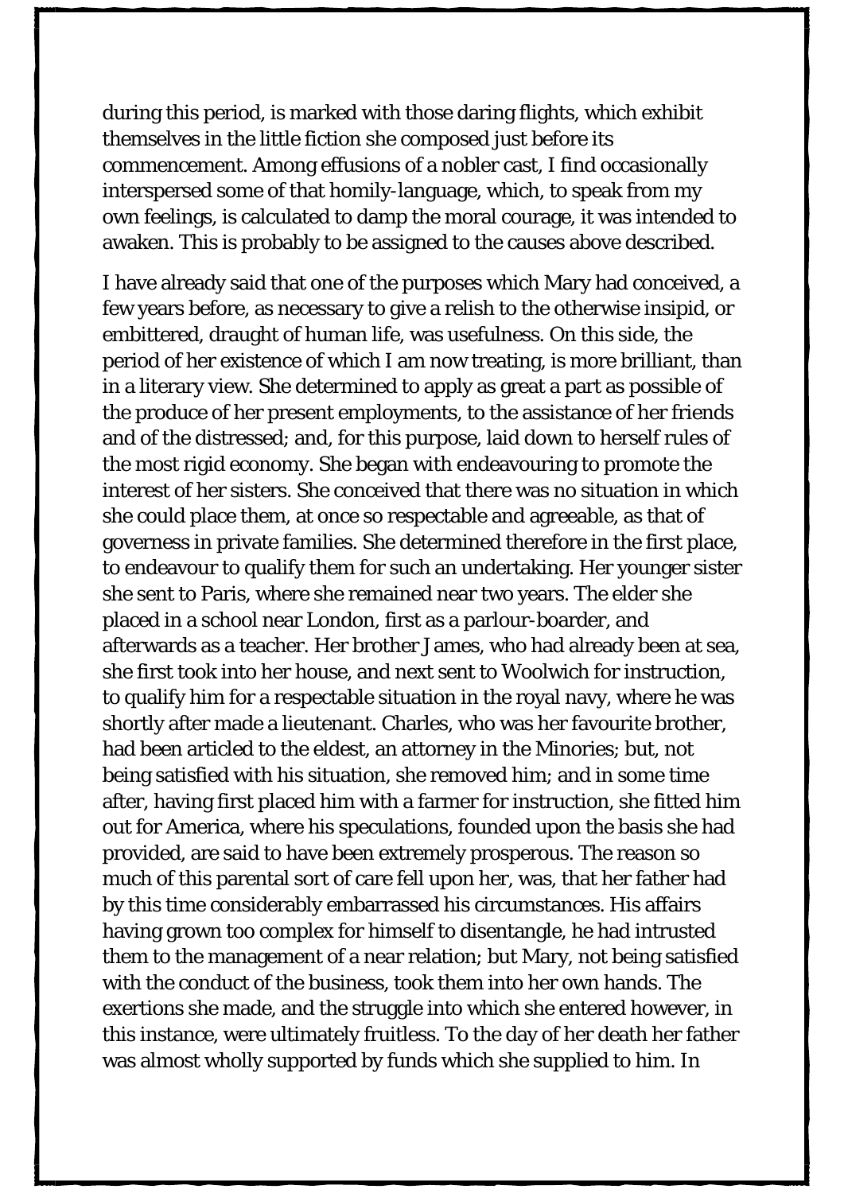during this period, is marked with those daring flights, which exhibit themselves in the little fiction she composed just before its commencement. Among effusions of a nobler cast, I find occasionally interspersed some of that homily-language, which, to speak from my own feelings, is calculated to damp the moral courage, it was intended to awaken. This is probably to be assigned to the causes above described.

I have already said that one of the purposes which Mary had conceived, a few years before, as necessary to give a relish to the otherwise insipid, or embittered, draught of human life, was usefulness. On this side, the period of her existence of which I am now treating, is more brilliant, than in a literary view. She determined to apply as great a part as possible of the produce of her present employments, to the assistance of her friends and of the distressed; and, for this purpose, laid down to herself rules of the most rigid economy. She began with endeavouring to promote the interest of her sisters. She conceived that there was no situation in which she could place them, at once so respectable and agreeable, as that of governess in private families. She determined therefore in the first place, to endeavour to qualify them for such an undertaking. Her younger sister she sent to Paris, where she remained near two years. The elder she placed in a school near London, first as a parlour-boarder, and afterwards as a teacher. Her brother James, who had already been at sea, she first took into her house, and next sent to Woolwich for instruction, to qualify him for a respectable situation in the royal navy, where he was shortly after made a lieutenant. Charles, who was her favourite brother, had been articled to the eldest, an attorney in the Minories; but, not being satisfied with his situation, she removed him; and in some time after, having first placed him with a farmer for instruction, she fitted him out for America, where his speculations, founded upon the basis she had provided, are said to have been extremely prosperous. The reason so much of this parental sort of care fell upon her, was, that her father had by this time considerably embarrassed his circumstances. His affairs having grown too complex for himself to disentangle, he had intrusted them to the management of a near relation; but Mary, not being satisfied with the conduct of the business, took them into her own hands. The exertions she made, and the struggle into which she entered however, in this instance, were ultimately fruitless. To the day of her death her father was almost wholly supported by funds which she supplied to him. In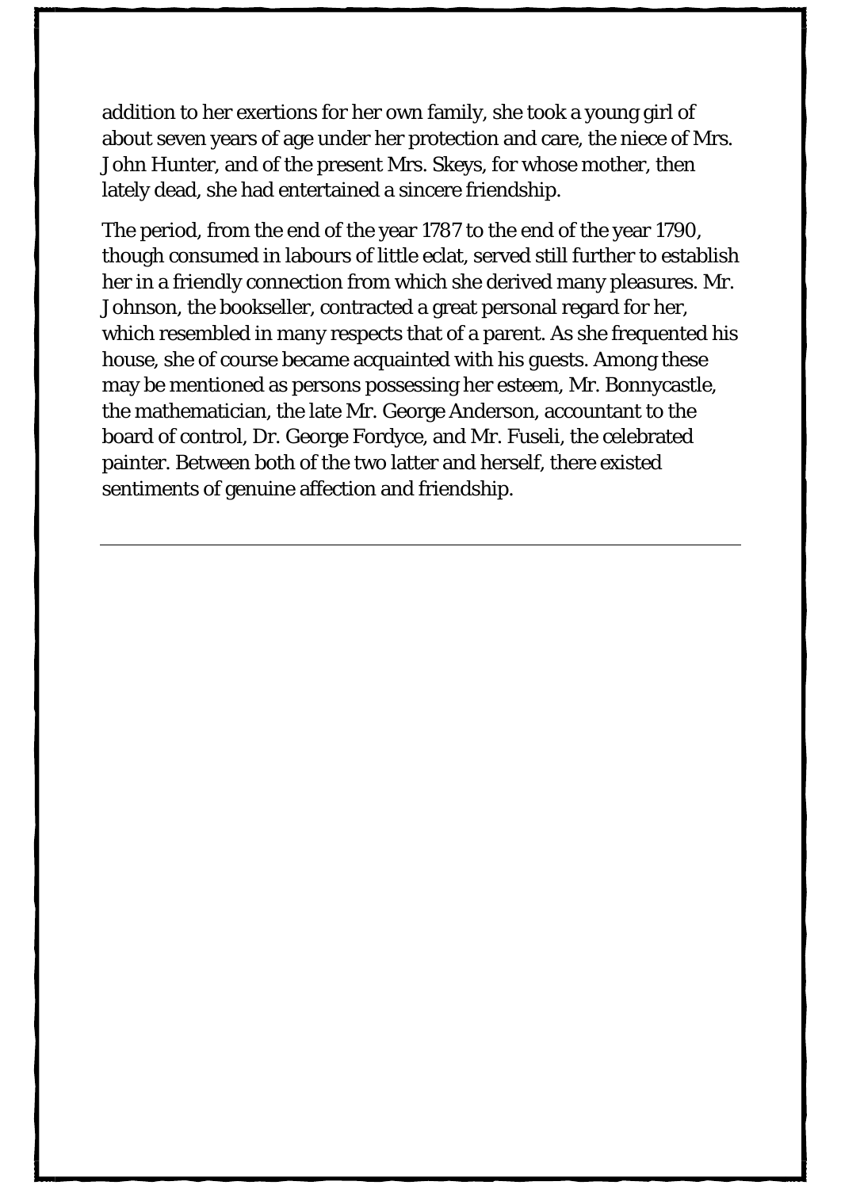addition to her exertions for her own family, she took a young girl of about seven years of age under her protection and care, the niece of Mrs. John Hunter, and of the present Mrs. Skeys, for whose mother, then lately dead, she had entertained a sincere friendship.

The period, from the end of the year 1787 to the end of the year 1790, though consumed in labours of little eclat, served still further to establish her in a friendly connection from which she derived many pleasures. Mr. Johnson, the bookseller, contracted a great personal regard for her, which resembled in many respects that of a parent. As she frequented his house, she of course became acquainted with his guests. Among these may be mentioned as persons possessing her esteem, Mr. Bonnycastle, the mathematician, the late Mr. George Anderson, accountant to the board of control, Dr. George Fordyce, and Mr. Fuseli, the celebrated painter. Between both of the two latter and herself, there existed sentiments of genuine affection and friendship.

---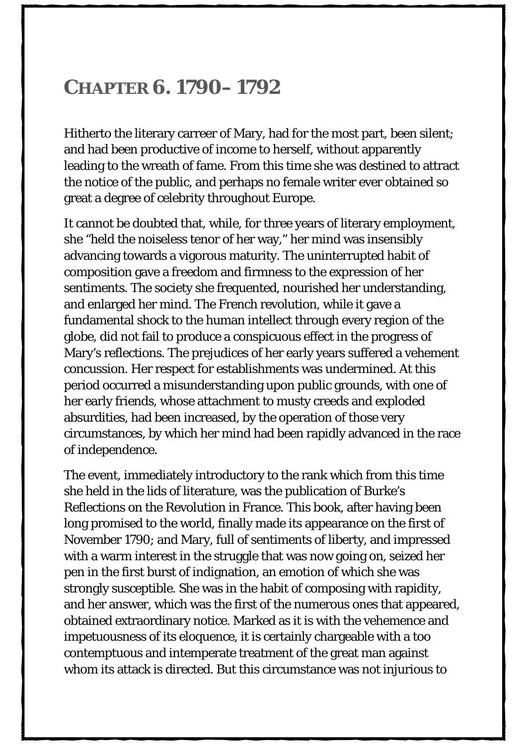# CHAPTER 6. 1790– 1792

Hitherto the literary carreer of Mary, had for the most part, been silent; and had been productive of income to herself, without apparently leading to the wreath of fame. From this time she was destined to attract the notice of the public, and perhaps no female writer ever obtained so great a degree of celebrity throughout Europe.

It cannot be doubted that, while, for three years of literary employment, she "held the noiseless tenor of her way," her mind was insensibly advancing towards a vigorous maturity. The uninterrupted habit of composition gave a freedom and firmness to the expression of her sentiments. The society she frequented, nourished her understanding, and enlarged her mind. The French revolution, while it gave a fundamental shock to the human intellect through every region of the globe, did not fail to produce a conspicuous effect in the progress of Mary's reflections. The prejudices of her early years suffered a vehement concussion. Her respect for establishments was undermined. At this period occurred a misunderstanding upon public grounds, with one of her early friends, whose attachment to musty creeds and exploded absurdities, had been increased, by the operation of those very circumstances, by which her mind had been rapidly advanced in the race of independence.

The event, immediately introductory to the rank which from this time she held in the lids of literature, was the publication of Burke's Reflections on the Revolution in France. This book, after having been long promised to the world, finally made its appearance on the first of November 1790; and Mary, full of sentiments of liberty, and impressed with a warm interest in the struggle that was now going on, seized her pen in the first burst of indignation, an emotion of which she was strongly susceptible. She was in the habit of composing with rapidity, and her answer, which was the first of the numerous ones that appeared, obtained extraordinary notice. Marked as it is with the vehemence and impetuousness of its eloquence, it is certainly chargeable with a too contemptuous and intemperate treatment of the great man against whom its attack is directed. But this circumstance was not injurious to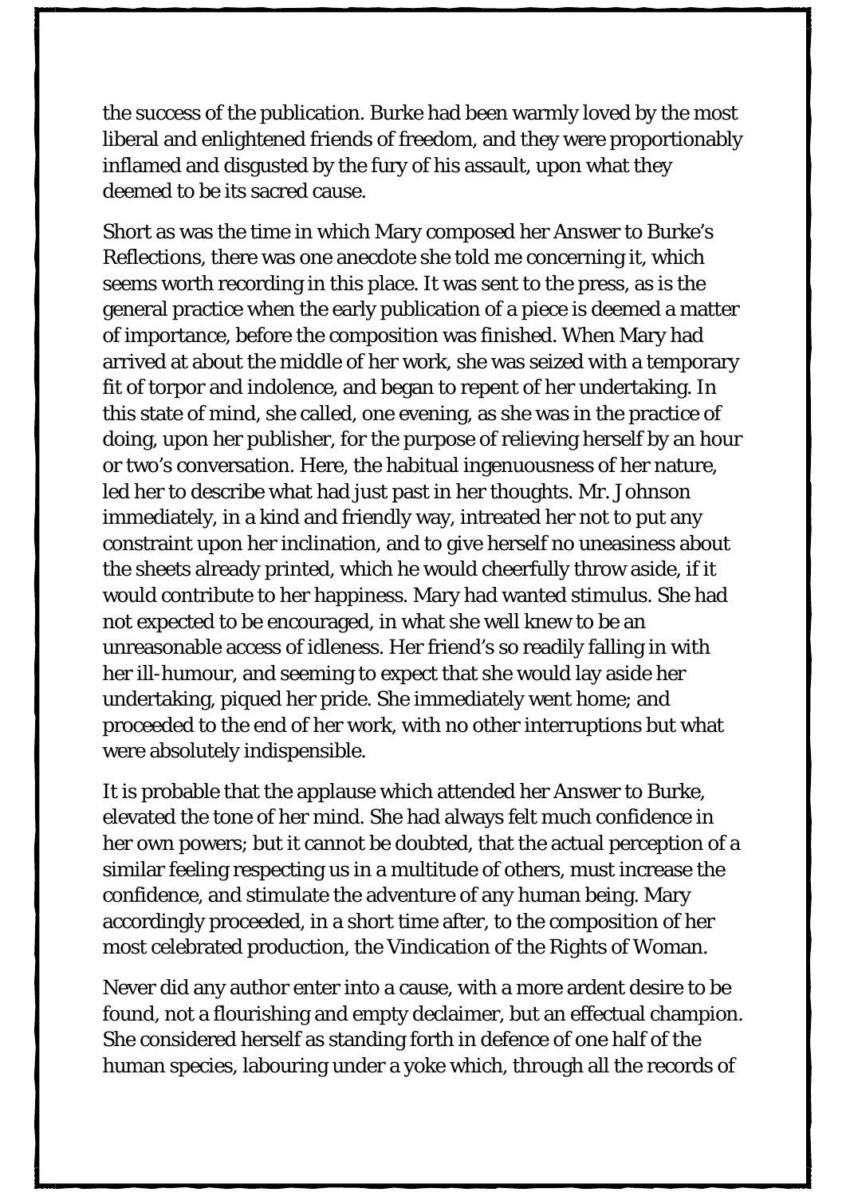the success of the publication. Burke had been warmly loved by the most liberal and enlightened friends of freedom, and they were proportionably inflamed and disgusted by the fury of his assault, upon what they deemed to be its sacred cause.

Short as was the time in which Mary composed her Answer to Burke's Reflections, there was one anecdote she told me concerning it, which seems worth recording in this place. It was sent to the press, as is the general practice when the early publication of a piece is deemed a matter of importance, before the composition was finished. When Mary had arrived at about the middle of her work, she was seized with a temporary fit of torpor and indolence, and began to repent of her undertaking. In this state of mind, she called, one evening, as she was in the practice of doing, upon her publisher, for the purpose of relieving herself by an hour or two's conversation. Here, the habitual ingenuousness of her nature, led her to describe what had just past in her thoughts. Mr. Johnson immediately, in a kind and friendly way, intreated her not to put any constraint upon her inclination, and to give herself no uneasiness about the sheets already printed, which he would cheerfully throw aside, if it would contribute to her happiness. Mary had wanted stimulus. She had not expected to be encouraged, in what she well knew to be an unreasonable access of idleness. Her friend's so readily falling in with her ill-humour, and seeming to expect that she would lay aside her undertaking, piqued her pride. She immediately went home; and proceeded to the end of her work, with no other interruptions but what were absolutely indispensible.

It is probable that the applause which attended her Answer to Burke, elevated the tone of her mind. She had always felt much confidence in her own powers; but it cannot be doubted, that the actual perception of a similar feeling respecting us in a multitude of others, must increase the confidence, and stimulate the adventure of any human being. Mary accordingly proceeded, in a short time after, to the composition of her most celebrated production, the Vindication of the Rights of Woman.

Never did any author enter into a cause, with a more ardent desire to be found, not a flourishing and empty declaimer, but an effectual champion. She considered herself as standing forth in defence of one half of the human species, labouring under a yoke which, through all the records of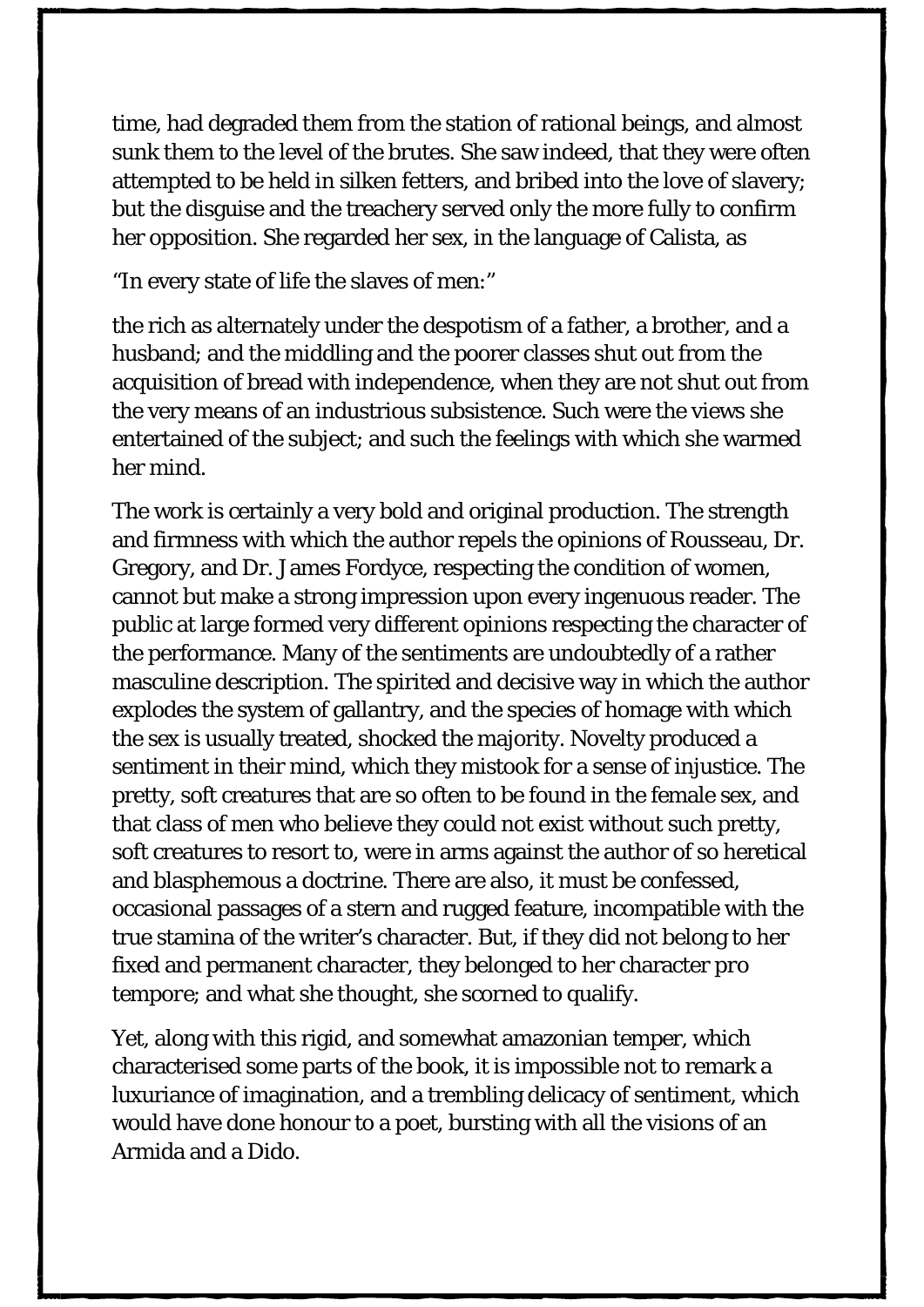time, had degraded them from the station of rational beings, and almost sunk them to the level of the brutes. She saw indeed, that they were often attempted to be held in silken fetters, and bribed into the love of slavery; but the disguise and the treachery served only the more fully to confirm her opposition. She regarded her sex, in the language of Calista, as

"In every state of life the slaves of men:"

the rich as alternately under the despotism of a father, a brother, and a husband; and the middling and the poorer classes shut out from the acquisition of bread with independence, when they are not shut out from the very means of an industrious subsistence. Such were the views she entertained of the subject; and such the feelings with which she warmed her mind.

The work is certainly a very bold and original production. The strength and firmness with which the author repels the opinions of Rousseau, Dr. Gregory, and Dr. James Fordyce, respecting the condition of women, cannot but make a strong impression upon every ingenuous reader. The public at large formed very different opinions respecting the character of the performance. Many of the sentiments are undoubtedly of a rather masculine description. The spirited and decisive way in which the author explodes the system of gallantry, and the species of homage with which the sex is usually treated, shocked the majority. Novelty produced a sentiment in their mind, which they mistook for a sense of injustice. The pretty, soft creatures that are so often to be found in the female sex, and that class of men who believe they could not exist without such pretty, soft creatures to resort to, were in arms against the author of so heretical and blasphemous a doctrine. There are also, it must be confessed, occasional passages of a stern and rugged feature, incompatible with the true stamina of the writer's character. But, if they did not belong to her fixed and permanent character, they belonged to her character *pro tempore*; and what she thought, she scorned to qualify.

Yet, along with this rigid, and somewhat amazonian temper, which characterised some parts of the book, it is impossible not to remark a luxuriance of imagination, and a trembling delicacy of sentiment, which would have done honour to a poet, bursting with all the visions of an Armida and a Dido.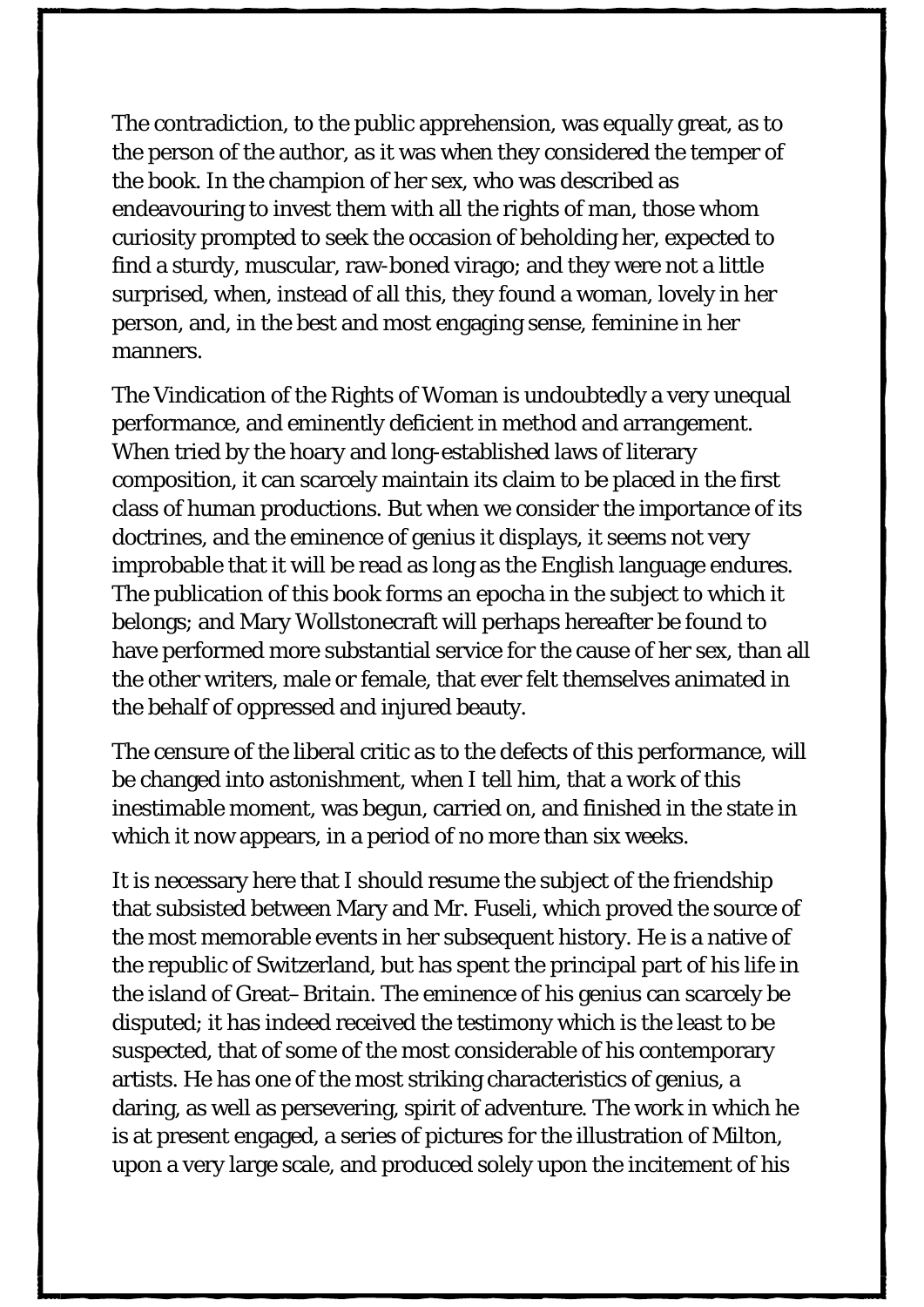The contradiction, to the public apprehension, was equally great, as to the person of the author, as it was when they considered the temper of the book. In the champion of her sex, who was described as endeavouring to invest them with all the rights of man, those whom curiosity prompted to seek the occasion of beholding her, expected to find a sturdy, muscular, raw-boned virago; and they were not a little surprised, when, instead of all this, they found a woman, lovely in her person, and, in the best and most engaging sense, feminine in her manners.

The Vindication of the Rights of Woman is undoubtedly a very unequal performance, and eminently deficient in method and arrangement. When tried by the hoary and long-established laws of literary composition, it can scarcely maintain its claim to be placed in the first class of human productions. But when we consider the importance of its doctrines, and the eminence of genius it displays, it seems not very improbable that it will be read as long as the English language endures. The publication of this book forms an epocha in the subject to which it belongs; and Mary Wollstonecraft will perhaps hereafter be found to have performed more substantial service for the cause of her sex, than all the other writers, male or female, that ever felt themselves animated in the behalf of oppressed and injured beauty.

The censure of the liberal critic as to the defects of this performance, will be changed into astonishment, when I tell him, that a work of this inestimable moment, was begun, carried on, and finished in the state in which it now appears, in a period of no more than six weeks.

It is necessary here that I should resume the subject of the friendship that subsisted between Mary and Mr. Fuseli, which proved the source of the most memorable events in her subsequent history. He is a native of the republic of Switzerland, but has spent the principal part of his life in the island of Great–Britain. The eminence of his genius can scarcely be disputed; it has indeed received the testimony which is the least to be suspected, that of some of the most considerable of his contemporary artists. He has one of the most striking characteristics of genius, a daring, as well as persevering, spirit of adventure. The work in which he is at present engaged, a series of pictures for the illustration of Milton, upon a very large scale, and produced solely upon the incitement of his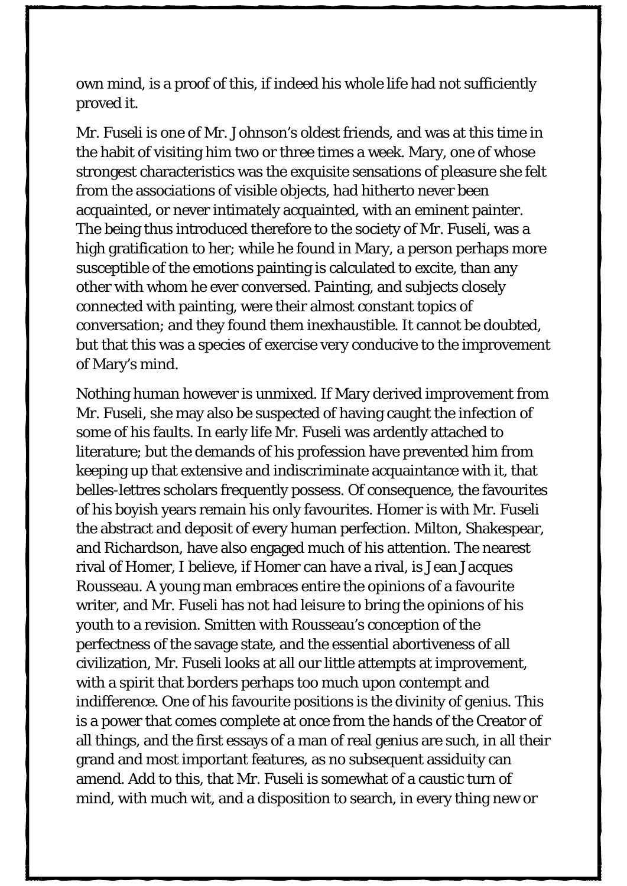own mind, is a proof of this, if indeed his whole life had not sufficiently proved it.

Mr. Fuseli is one of Mr. Johnson's oldest friends, and was at this time in the habit of visiting him two or three times a week. Mary, one of whose strongest characteristics was the exquisite sensations of pleasure she felt from the associations of visible objects, had hitherto never been acquainted, or never intimately acquainted, with an eminent painter. The being thus introduced therefore to the society of Mr. Fuseli, was a high gratification to her; while he found in Mary, a person perhaps more susceptible of the emotions painting is calculated to excite, than any other with whom he ever conversed. Painting, and subjects closely connected with painting, were their almost constant topics of conversation; and they found them inexhaustible. It cannot be doubted, but that this was a species of exercise very conducive to the improvement of Mary's mind.

Nothing human however is unmixed. If Mary derived improvement from Mr. Fuseli, she may also be suspected of having caught the infection of some of his faults. In early life Mr. Fuseli was ardently attached to literature; but the demands of his profession have prevented him from keeping up that extensive and indiscriminate acquaintance with it, that belles-lettres scholars frequently possess. Of consequence, the favourites of his boyish years remain his only favourites. Homer is with Mr. Fuseli the abstract and deposit of every human perfection. Milton, Shakespear, and Richardson, have also engaged much of his attention. The nearest rival of Homer, I believe, if Homer can have a rival, is Jean Jacques Rousseau. A young man embraces entire the opinions of a favourite writer, and Mr. Fuseli has not had leisure to bring the opinions of his youth to a revision. Smitten with Rousseau's conception of the perfectness of the savage state, and the essential abortiveness of all civilization, Mr. Fuseli looks at all our little attempts at improvement, with a spirit that borders perhaps too much upon contempt and indifference. One of his favourite positions is the divinity of genius. This is a power that comes complete at once from the hands of the Creator of all things, and the first essays of a man of real genius are such, in all their grand and most important features, as no subsequent assiduity can amend. Add to this, that Mr. Fuseli is somewhat of a caustic turn of mind, with much wit, and a disposition to search, in every thing new or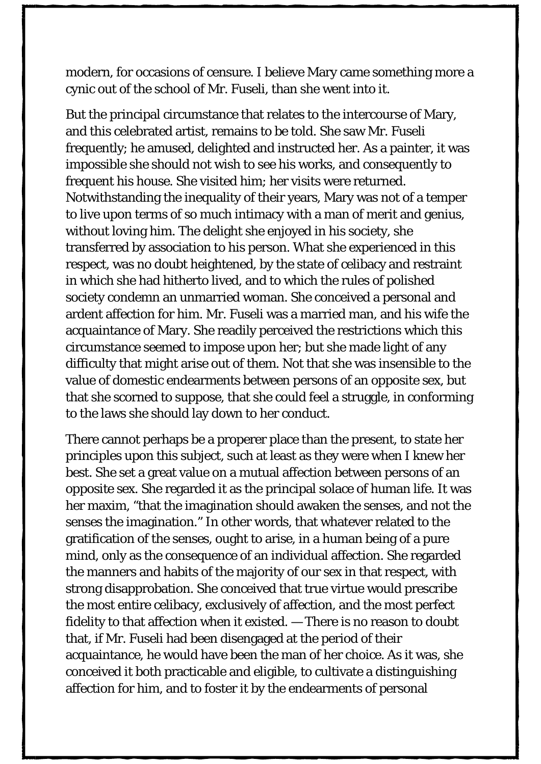modern, for occasions of censure. I believe Mary came something more a cynic out of the school of Mr. Fuseli, than she went into it.

But the principal circumstance that relates to the intercourse of Mary, and this celebrated artist, remains to be told. She saw Mr. Fuseli frequently; he amused, delighted and instructed her. As a painter, it was impossible she should not wish to see his works, and consequently to frequent his house. She visited him; her visits were returned. Notwithstanding the inequality of their years, Mary was not of a temper to live upon terms of so much intimacy with a man of merit and genius, without loving him. The delight she enjoyed in his society, she transferred by association to his person. What she experienced in this respect, was no doubt heightened, by the state of celibacy and restraint in which she had hitherto lived, and to which the rules of polished society condemn an unmarried woman. She conceived a personal and ardent affection for him. Mr. Fuseli was a married man, and his wife the acquaintance of Mary. She readily perceived the restrictions which this circumstance seemed to impose upon her; but she made light of any difficulty that might arise out of them. Not that she was insensible to the value of domestic endearments between persons of an opposite sex, but that she scorned to suppose, that she could feel a struggle, in conforming to the laws she should lay down to her conduct.

There cannot perhaps be a properer place than the present, to state her principles upon this subject, such at least as they were when I knew her best. She set a great value on a mutual affection between persons of an opposite sex. She regarded it as the principal solace of human life. It was her maxim, "that the imagination should awaken the senses, and not the senses the imagination." In other words, that whatever related to the gratification of the senses, ought to arise, in a human being of a pure mind, only as the consequence of an individual affection. She regarded the manners and habits of the majority of our sex in that respect, with strong disapprobation. She conceived that true virtue would prescribe the most entire celibacy, exclusively of affection, and the most perfect fidelity to that affection when it existed. —There is no reason to doubt that, if Mr. Fuseli had been disengaged at the period of their acquaintance, he would have been the man of her choice. As it was, she conceived it both practicable and eligible, to cultivate a distinguishing affection for him, and to foster it by the endearments of personal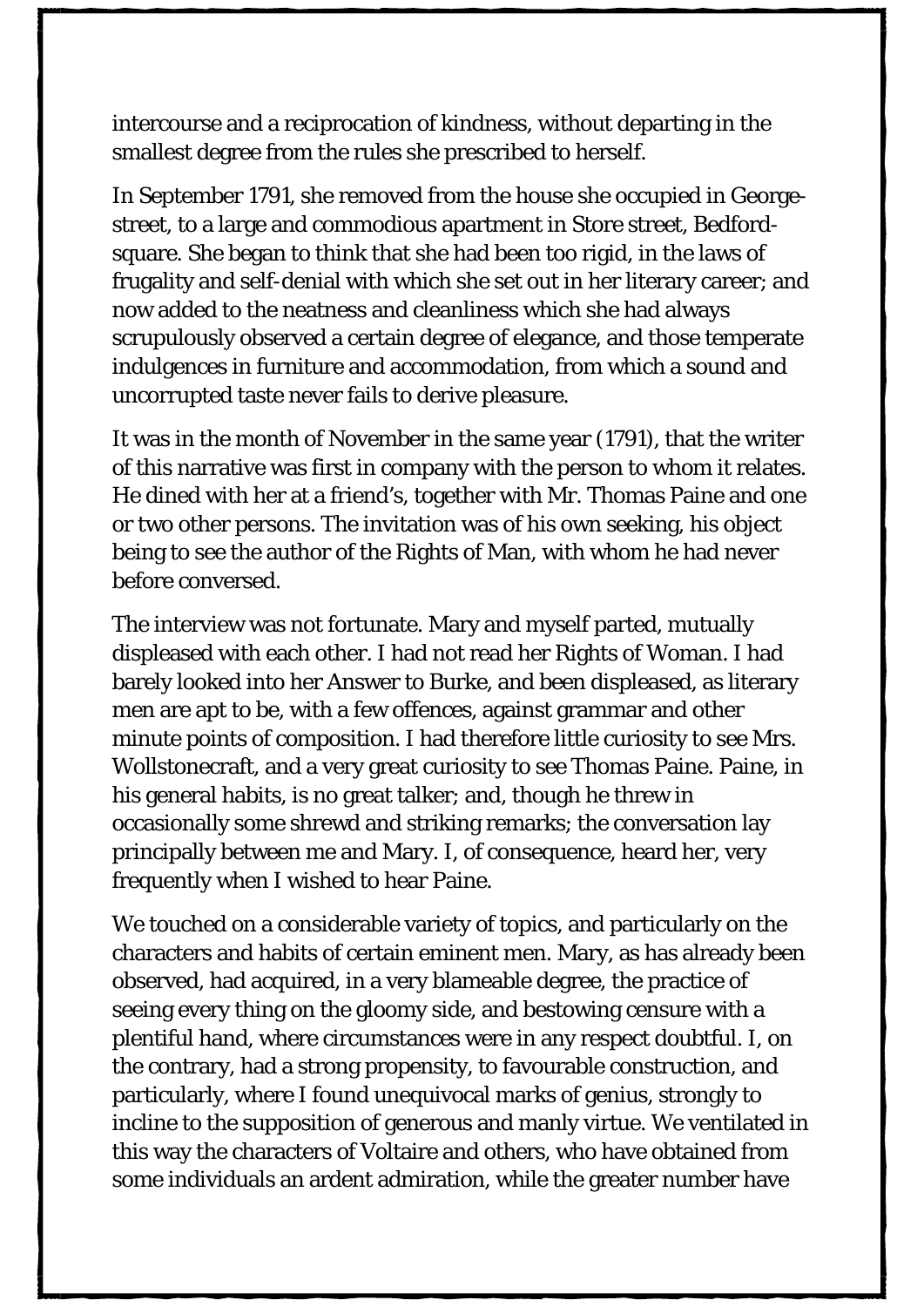intercourse and a reciprocation of kindness, without departing in the smallest degree from the rules she prescribed to herself.

In September 1791, she removed from the house she occupied in George-street, to a large and commodious apartment in Store street, Bedford-square. She began to think that she had been too rigid, in the laws of frugality and self-denial with which she set out in her literary career; and now added to the neatness and cleanliness which she had always scrupulously observed a certain degree of elegance, and those temperate indulgences in furniture and accommodation, from which a sound and uncorrupted taste never fails to derive pleasure.

It was in the month of November in the same year (1791), that the writer of this narrative was first in company with the person to whom it relates. He dined with her at a friend's, together with Mr. Thomas Paine and one or two other persons. The invitation was of his own seeking, his object being to see the author of the Rights of Man, with whom he had never before conversed.

The interview was not fortunate. Mary and myself parted, mutually displeased with each other. I had not read her Rights of Woman. I had barely looked into her Answer to Burke, and been displeased, as literary men are apt to be, with a few offences, against grammar and other minute points of composition. I had therefore little curiosity to see Mrs. Wollstonecraft, and a very great curiosity to see Thomas Paine. Paine, in his general habits, is no great talker; and, though he threw in occasionally some shrewd and striking remarks; the conversation lay principally between me and Mary. I, of consequence, heard her, very frequently when I wished to hear Paine.

We touched on a considerable variety of topics, and particularly on the characters and habits of certain eminent men. Mary, as has already been observed, had acquired, in a very blameable degree, the practice of seeing every thing on the gloomy side, and bestowing censure with a plentiful hand, where circumstances were in any respect doubtful. I, on the contrary, had a strong propensity, to favourable construction, and particularly, where I found unequivocal marks of genius, strongly to incline to the supposition of generous and manly virtue. We ventilated in this way the characters of Voltaire and others, who have obtained from some individuals an ardent admiration, while the greater number have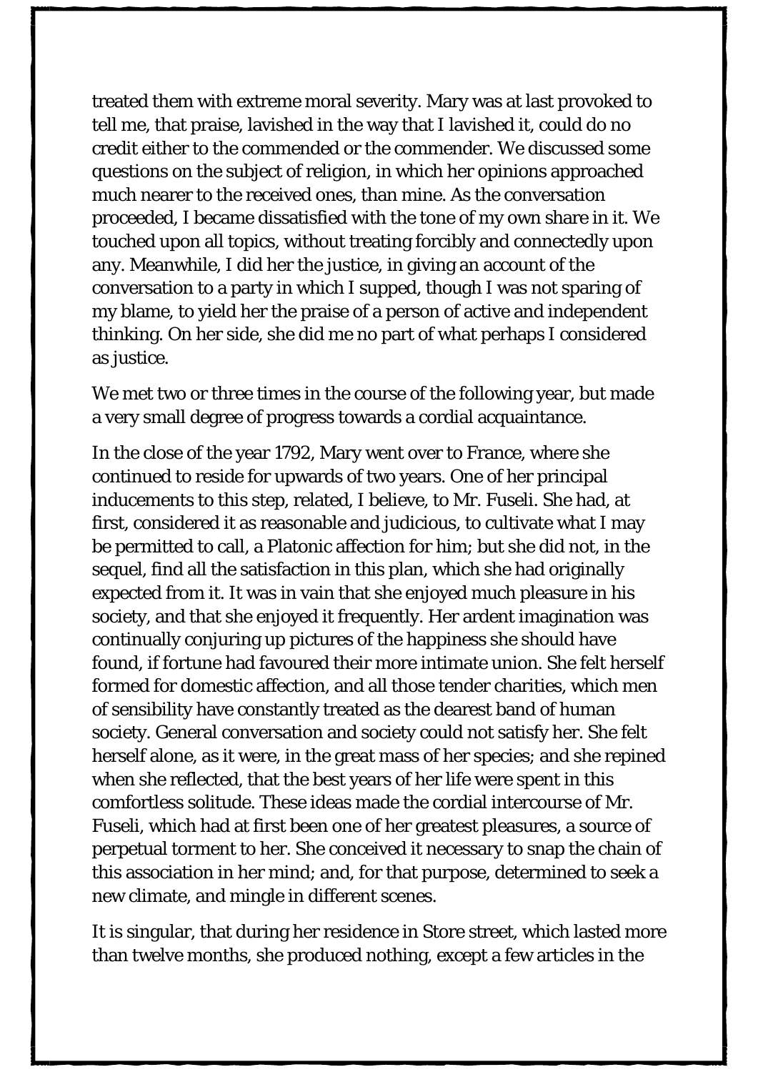treated them with extreme moral severity. Mary was at last provoked to tell me, that praise, lavished in the way that I lavished it, could do no credit either to the commended or the commender. We discussed some questions on the subject of religion, in which her opinions approached much nearer to the received ones, than mine. As the conversation proceeded, I became dissatisfied with the tone of my own share in it. We touched upon all topics, without treating forcibly and connectedly upon any. Meanwhile, I did her the justice, in giving an account of the conversation to a party in which I supped, though I was not sparing of my blame, to yield her the praise of a person of active and independent thinking. On her side, she did me no part of what perhaps I considered as justice.

We met two or three times in the course of the following year, but made a very small degree of progress towards a cordial acquaintance.

In the close of the year 1792, Mary went over to France, where she continued to reside for upwards of two years. One of her principal inducements to this step, related, I believe, to Mr. Fuseli. She had, at first, considered it as reasonable and judicious, to cultivate what I may be permitted to call, a Platonic affection for him; but she did not, in the sequel, find all the satisfaction in this plan, which she had originally expected from it. It was in vain that she enjoyed much pleasure in his society, and that she enjoyed it frequently. Her ardent imagination was continually conjuring up pictures of the happiness she should have found, if fortune had favoured their more intimate union. She felt herself formed for domestic affection, and all those tender charities, which men of sensibility have constantly treated as the dearest band of human society. General conversation and society could not satisfy her. She felt herself alone, as it were, in the great mass of her species; and she repined when she reflected, that the best years of her life were spent in this comfortless solitude. These ideas made the cordial intercourse of Mr. Fuseli, which had at first been one of her greatest pleasures, a source of perpetual torment to her. She conceived it necessary to snap the chain of this association in her mind; and, for that purpose, determined to seek a new climate, and mingle in different scenes.

It is singular, that during her residence in Store street, which lasted more than twelve months, she produced nothing, except a few articles in the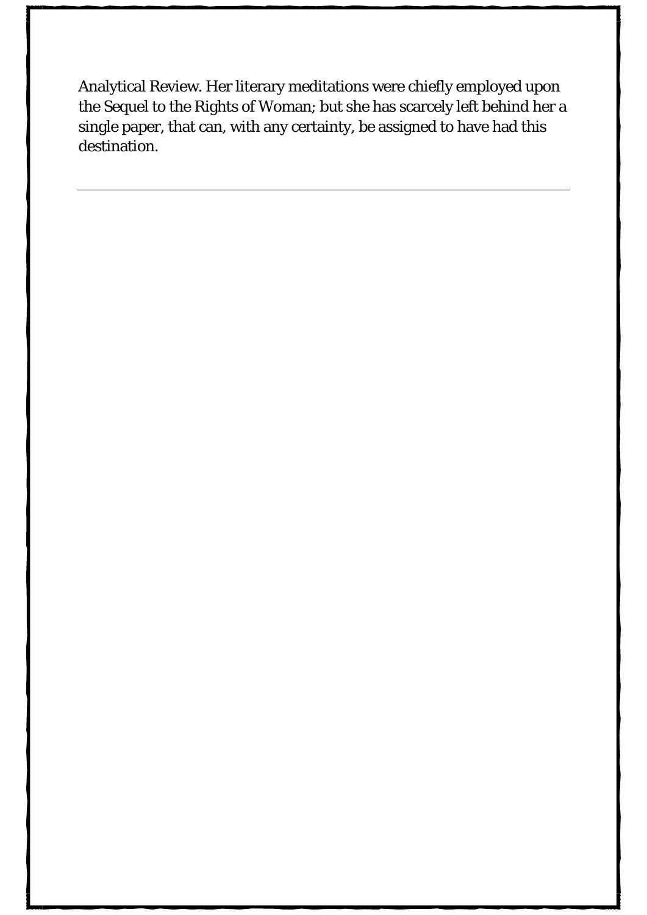Analytical Review. Her literary meditations were chiefly employed upon the Sequel to the Rights of Woman; but she has scarcely left behind her a single paper, that can, with any certainty, be assigned to have had this destination.

---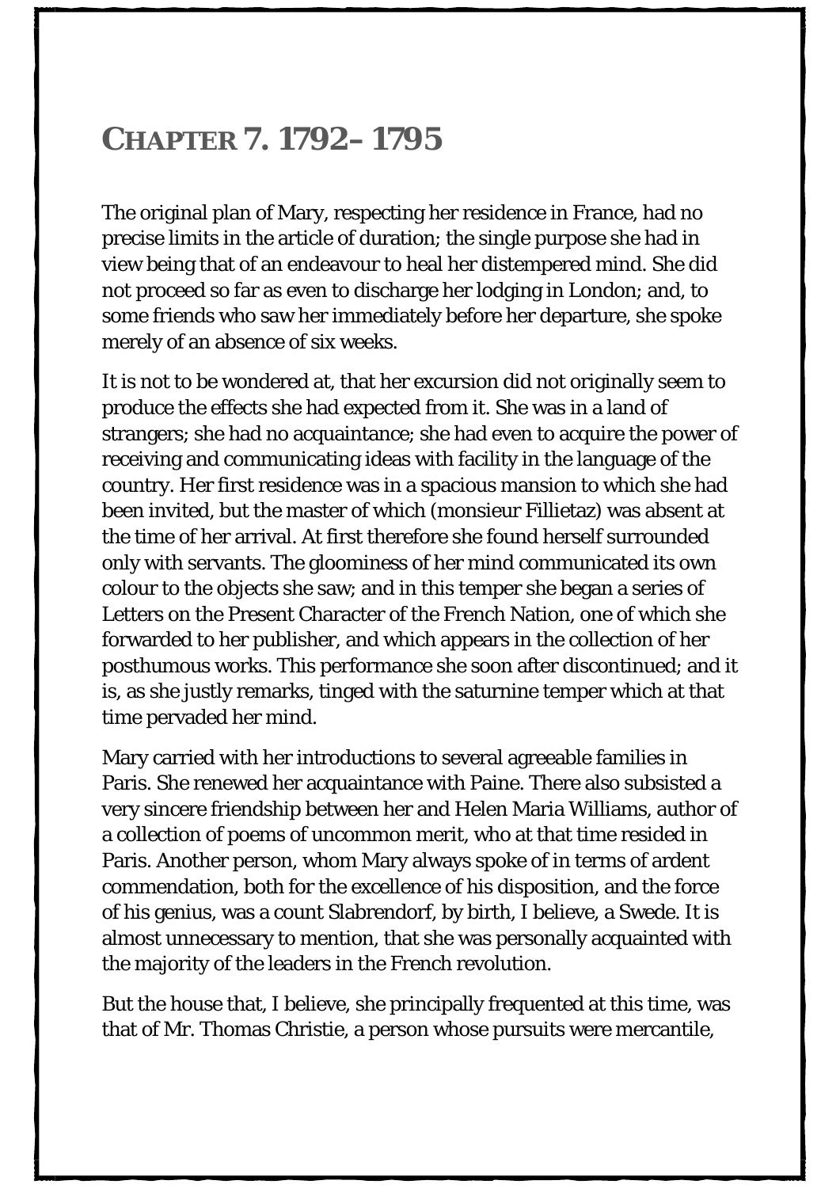## CHAPTER 7. 1792– 1795

The original plan of Mary, respecting her residence in France, had no precise limits in the article of duration; the single purpose she had in view being that of an endeavour to heal her distempered mind. She did not proceed so far as even to discharge her lodging in London; and, to some friends who saw her immediately before her departure, she spoke merely of an absence of six weeks.

It is not to be wondered at, that her excursion did not originally seem to produce the effects she had expected from it. She was in a land of strangers; she had no acquaintance; she had even to acquire the power of receiving and communicating ideas with facility in the language of the country. Her first residence was in a spacious mansion to which she had been invited, but the master of which (monsieur Fillietaz) was absent at the time of her arrival. At first therefore she found herself surrounded only with servants. The gloominess of her mind communicated its own colour to the objects she saw; and in this temper she began a series of Letters on the Present Character of the French Nation, one of which she forwarded to her publisher, and which appears in the collection of her posthumous works. This performance she soon after discontinued; and it is, as she justly remarks, tinged with the saturnine temper which at that time pervaded her mind.

Mary carried with her introductions to several agreeable families in Paris. She renewed her acquaintance with Paine. There also subsisted a very sincere friendship between her and Helen Maria Williams, author of a collection of poems of uncommon merit, who at that time resided in Paris. Another person, whom Mary always spoke of in terms of ardent commendation, both for the excellence of his disposition, and the force of his genius, was a count Slabrendorf, by birth, I believe, a Swede. It is almost unnecessary to mention, that she was personally acquainted with the majority of the leaders in the French revolution.

But the house that, I believe, she principally frequented at this time, was that of Mr. Thomas Christie, a person whose pursuits were mercantile,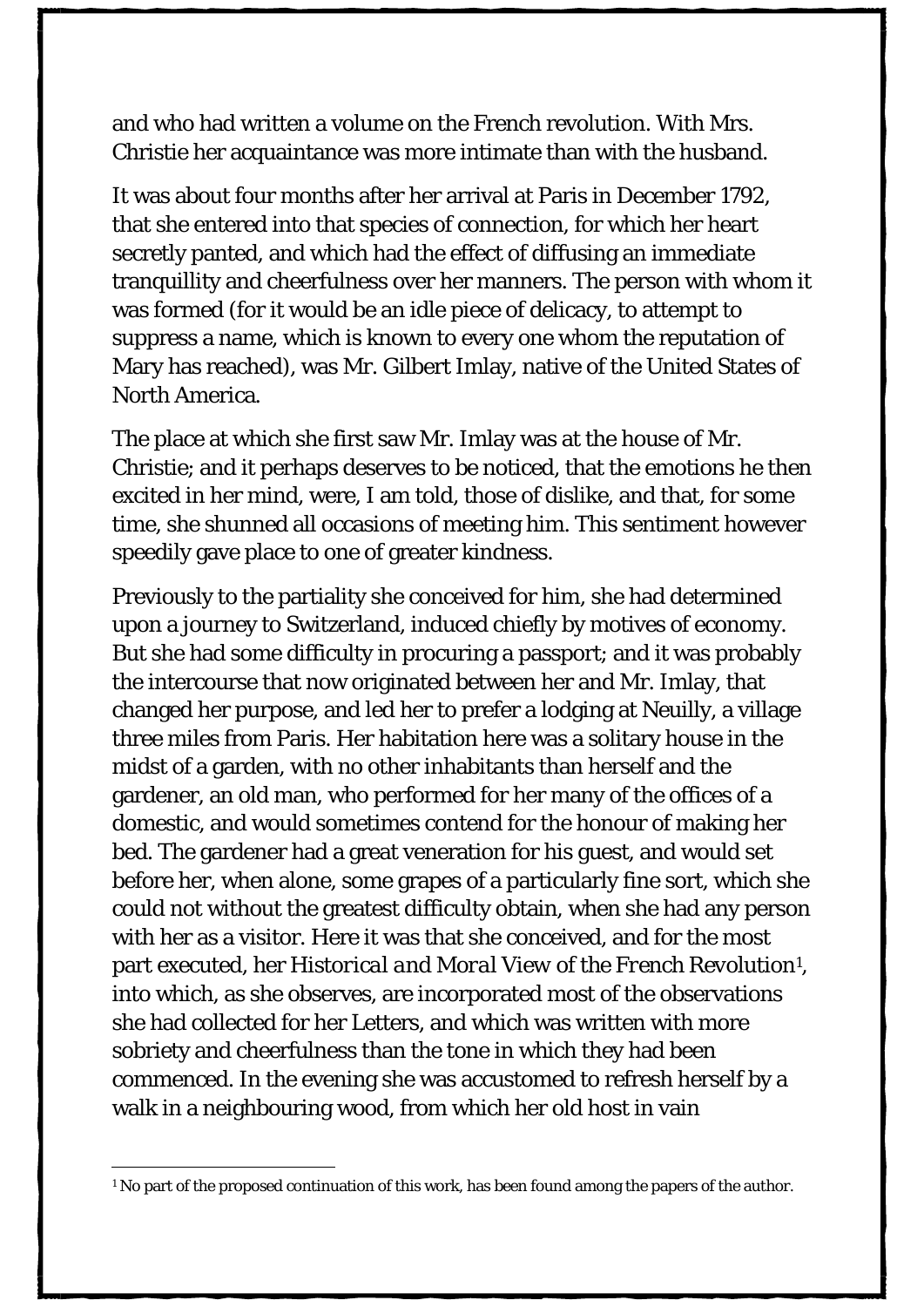and who had written a volume on the French revolution. With Mrs. Christie her acquaintance was more intimate than with the husband.

It was about four months after her arrival at Paris in December 1792, that she entered into that species of connection, for which her heart secretly panted, and which had the effect of diffusing an immediate tranquillity and cheerfulness over her manners. The person with whom it was formed (for it would be an idle piece of delicacy, to attempt to suppress a name, which is known to every one whom the reputation of Mary has reached), was Mr. Gilbert Imlay, native of the United States of North America.

The place at which she first saw Mr. Imlay was at the house of Mr. Christie; and it perhaps deserves to be noticed, that the emotions he then excited in her mind, were, I am told, those of dislike, and that, for some time, she shunned all occasions of meeting him. This sentiment however speedily gave place to one of greater kindness.

Previously to the partiality she conceived for him, she had determined upon a journey to Switzerland, induced chiefly by motives of economy. But she had some difficulty in procuring a passport; and it was probably the intercourse that now originated between her and Mr. Imlay, that changed her purpose, and led her to prefer a lodging at Neuilly, a village three miles from Paris. Her habitation here was a solitary house in the midst of a garden, with no other inhabitants than herself and the gardener, an old man, who performed for her many of the offices of a domestic, and would sometimes contend for the honour of making her bed. The gardener had a great veneration for his guest, and would set before her, when alone, some grapes of a particularly fine sort, which she could not without the greatest difficulty obtain, when she had any person with her as a visitor. Here it was that she conceived, and for the most part executed, her *Historical and Moral View of the French Revolution*[1], into which, as she observes, are incorporated most of the observations she had collected for her Letters, and which was written with more sobriety and cheerfulness than the tone in which they had been commenced. In the evening she was accustomed to refresh herself by a walk in a neighbouring wood, from which her old host in vain

[1] No part of the proposed continuation of this work, has been found among the papers of the author.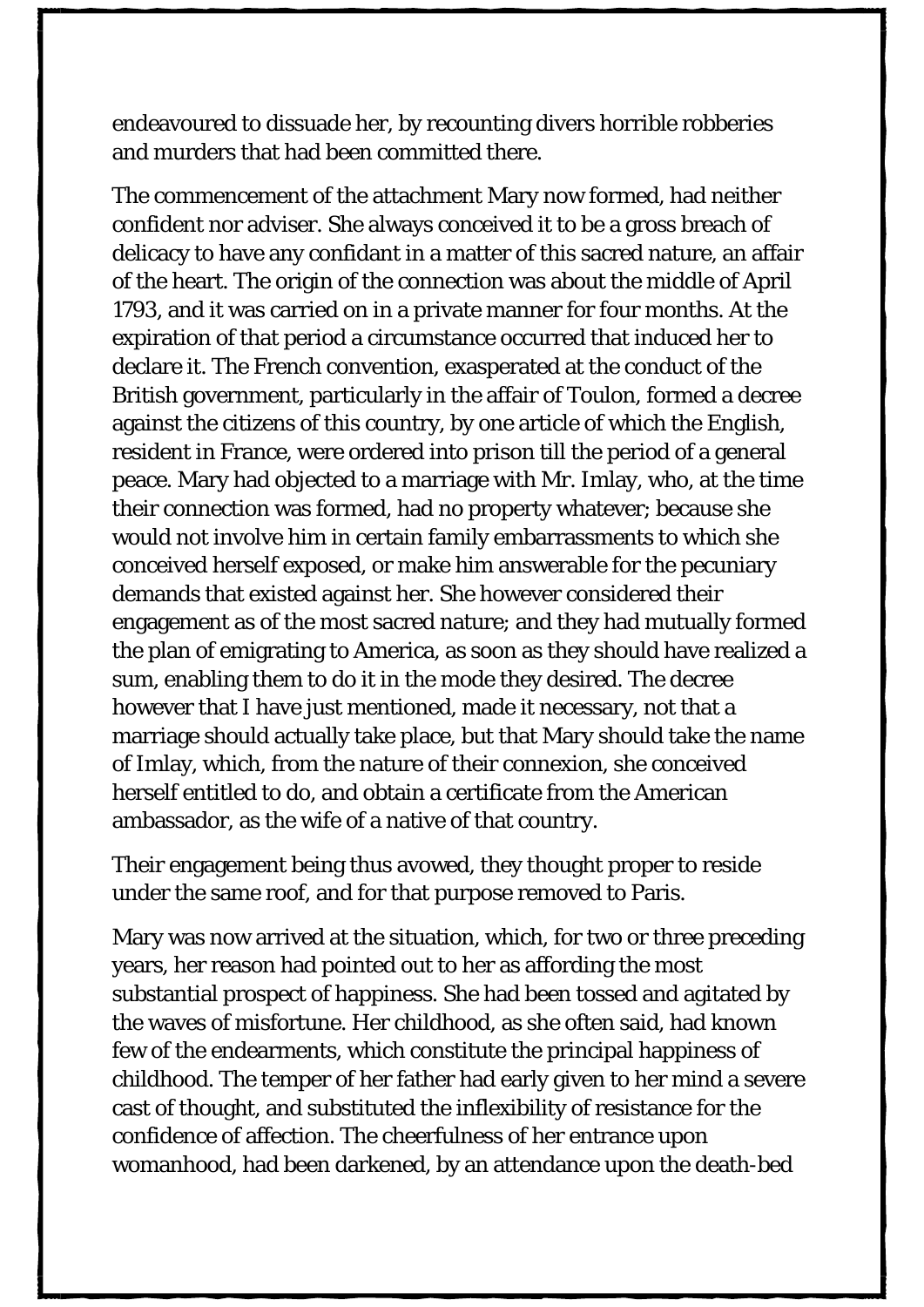endeavoured to dissuade her, by recounting divers horrible robberies and murders that had been committed there.

The commencement of the attachment Mary now formed, had neither confident nor adviser. She always conceived it to be a gross breach of delicacy to have any confidant in a matter of this sacred nature, an affair of the heart. The origin of the connection was about the middle of April 1793, and it was carried on in a private manner for four months. At the expiration of that period a circumstance occurred that induced her to declare it. The French convention, exasperated at the conduct of the British government, particularly in the affair of Toulon, formed a decree against the citizens of this country, by one article of which the English, resident in France, were ordered into prison till the period of a general peace. Mary had objected to a marriage with Mr. Imlay, who, at the time their connection was formed, had no property whatever; because she would not involve him in certain family embarrassments to which she conceived herself exposed, or make him answerable for the pecuniary demands that existed against her. She however considered their engagement as of the most sacred nature; and they had mutually formed the plan of emigrating to America, as soon as they should have realized a sum, enabling them to do it in the mode they desired. The decree however that I have just mentioned, made it necessary, not that a marriage should actually take place, but that Mary should take the name of Imlay, which, from the nature of their connexion, she conceived herself entitled to do, and obtain a certificate from the American ambassador, as the wife of a native of that country.

Their engagement being thus avowed, they thought proper to reside under the same roof, and for that purpose removed to Paris.

Mary was now arrived at the situation, which, for two or three preceding years, her reason had pointed out to her as affording the most substantial prospect of happiness. She had been tossed and agitated by the waves of misfortune. Her childhood, as she often said, had known few of the endearments, which constitute the principal happiness of childhood. The temper of her father had early given to her mind a severe cast of thought, and substituted the inflexibility of resistance for the confidence of affection. The cheerfulness of her entrance upon womanhood, had been darkened, by an attendance upon the death-bed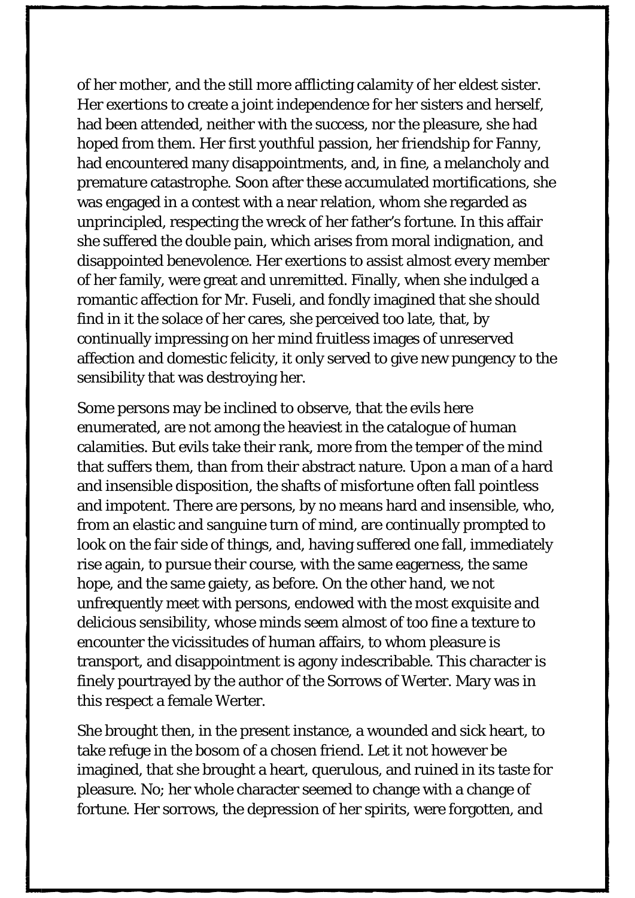of her mother, and the still more afflicting calamity of her eldest sister. Her exertions to create a joint independence for her sisters and herself, had been attended, neither with the success, nor the pleasure, she had hoped from them. Her first youthful passion, her friendship for Fanny, had encountered many disappointments, and, in fine, a melancholy and premature catastrophe. Soon after these accumulated mortifications, she was engaged in a contest with a near relation, whom she regarded as unprincipled, respecting the wreck of her father's fortune. In this affair she suffered the double pain, which arises from moral indignation, and disappointed benevolence. Her exertions to assist almost every member of her family, were great and unremitted. Finally, when she indulged a romantic affection for Mr. Fuseli, and fondly imagined that she should find in it the solace of her cares, she perceived too late, that, by continually impressing on her mind fruitless images of unreserved affection and domestic felicity, it only served to give new pungency to the sensibility that was destroying her.

Some persons may be inclined to observe, that the evils here enumerated, are not among the heaviest in the catalogue of human calamities. But evils take their rank, more from the temper of the mind that suffers them, than from their abstract nature. Upon a man of a hard and insensible disposition, the shafts of misfortune often fall pointless and impotent. There are persons, by no means hard and insensible, who, from an elastic and sanguine turn of mind, are continually prompted to look on the fair side of things, and, having suffered one fall, immediately rise again, to pursue their course, with the same eagerness, the same hope, and the same gaiety, as before. On the other hand, we not unfrequently meet with persons, endowed with the most exquisite and delicious sensibility, whose minds seem almost of too fine a texture to encounter the vicissitudes of human affairs, to whom pleasure is transport, and disappointment is agony indescribable. This character is finely pourtrayed by the author of the Sorrows of Werter. Mary was in this respect a female Werter.

She brought then, in the present instance, a wounded and sick heart, to take refuge in the bosom of a chosen friend. Let it not however be imagined, that she brought a heart, querulous, and ruined in its taste for pleasure. No; her whole character seemed to change with a change of fortune. Her sorrows, the depression of her spirits, were forgotten, and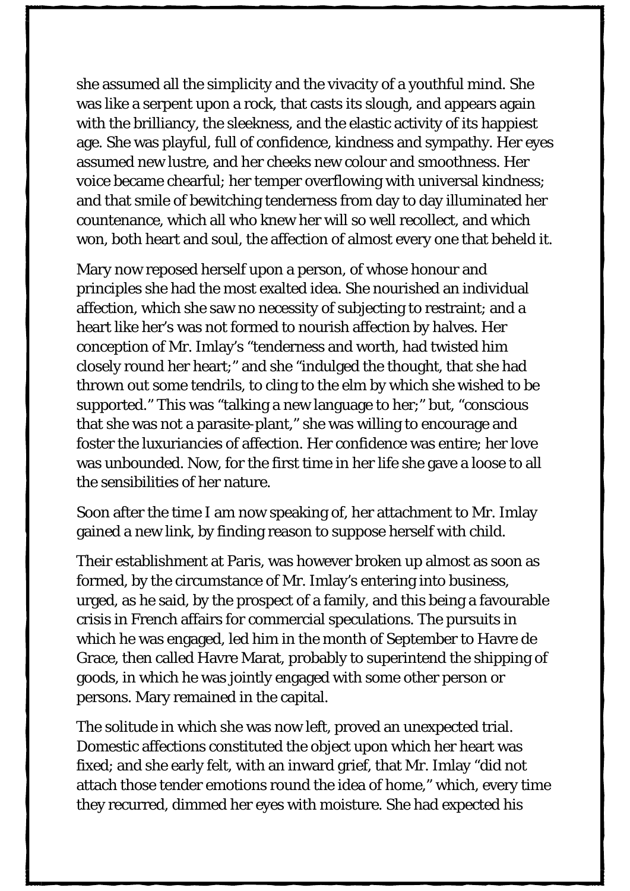she assumed all the simplicity and the vivacity of a youthful mind. She was like a serpent upon a rock, that casts its slough, and appears again with the brilliancy, the sleekness, and the elastic activity of its happiest age. She was playful, full of confidence, kindness and sympathy. Her eyes assumed new lustre, and her cheeks new colour and smoothness. Her voice became chearful; her temper overflowing with universal kindness; and that smile of bewitching tenderness from day to day illuminated her countenance, which all who knew her will so well recollect, and which won, both heart and soul, the affection of almost every one that beheld it.

Mary now reposed herself upon a person, of whose honour and principles she had the most exalted idea. She nourished an individual affection, which she saw no necessity of subjecting to restraint; and a heart like her's was not formed to nourish affection by halves. Her conception of Mr. Imlay's "tenderness and worth, had twisted him closely round her heart;" and she "indulged the thought, that she had thrown out some tendrils, to cling to the elm by which she wished to be supported." This was "talking a new language to her;" but, "conscious that she was not a parasite-plant," she was willing to encourage and foster the luxuriancies of affection. Her confidence was entire; her love was unbounded. Now, for the first time in her life she gave a loose to all the sensibilities of her nature.

Soon after the time I am now speaking of, her attachment to Mr. Imlay gained a new link, by finding reason to suppose herself with child.

Their establishment at Paris, was however broken up almost as soon as formed, by the circumstance of Mr. Imlay's entering into business, urged, as he said, by the prospect of a family, and this being a favourable crisis in French affairs for commercial speculations. The pursuits in which he was engaged, led him in the month of September to Havre de Grace, then called Havre Marat, probably to superintend the shipping of goods, in which he was jointly engaged with some other person or persons. Mary remained in the capital.

The solitude in which she was now left, proved an unexpected trial. Domestic affections constituted the object upon which her heart was fixed; and she early felt, with an inward grief, that Mr. Imlay "did not attach those tender emotions round the idea of home," which, every time they recurred, dimmed her eyes with moisture. She had expected his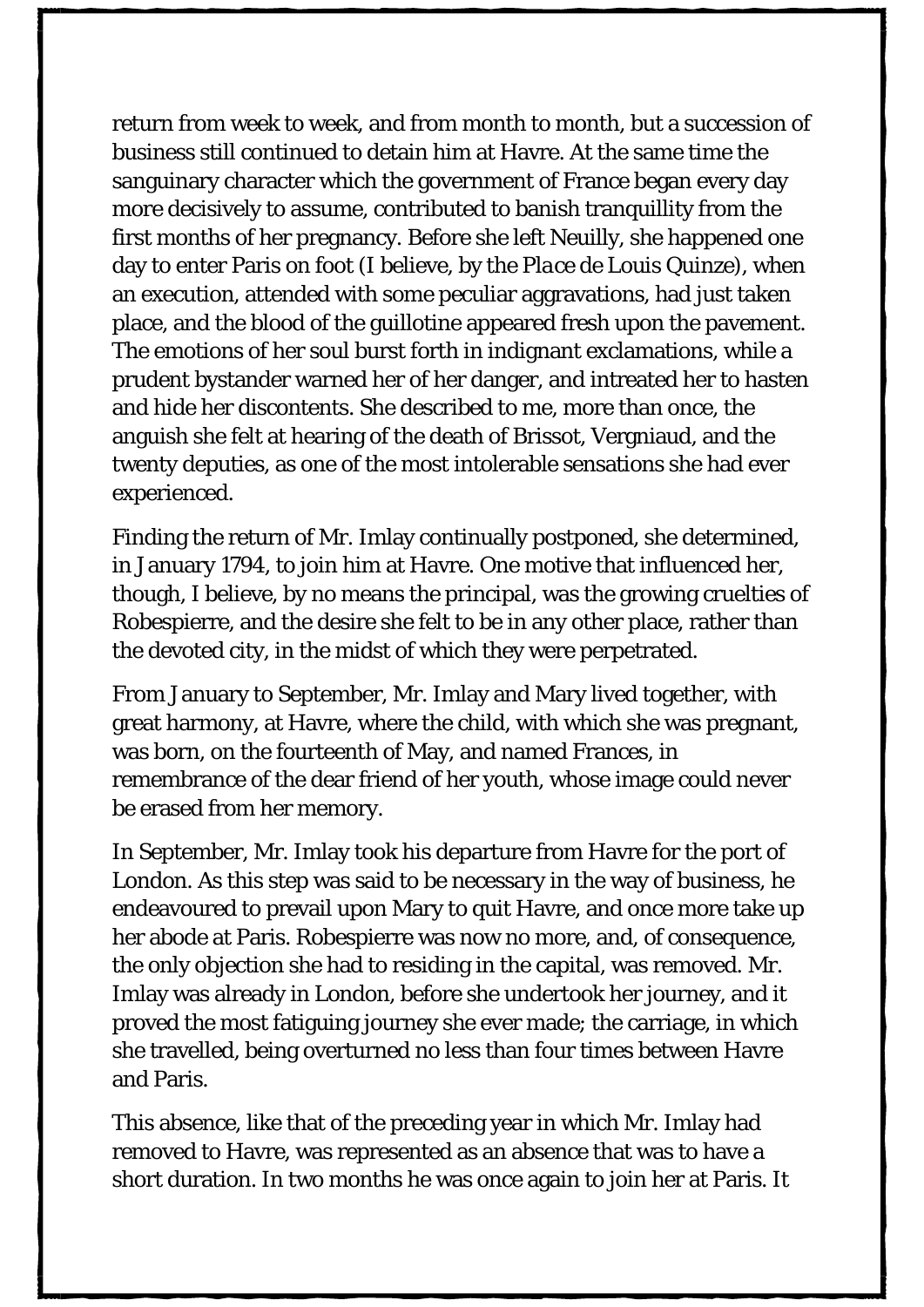return from week to week, and from month to month, but a succession of business still continued to detain him at Havre. At the same time the sanguinary character which the government of France began every day more decisively to assume, contributed to banish tranquillity from the first months of her pregnancy. Before she left Neuilly, she happened one day to enter Paris on foot (I believe, by the *Place de Louis Quinze*), when an execution, attended with some peculiar aggravations, had just taken place, and the blood of the guillotine appeared fresh upon the pavement. The emotions of her soul burst forth in indignant exclamations, while a prudent bystander warned her of her danger, and intreated her to hasten and hide her discontents. She described to me, more than once, the anguish she felt at hearing of the death of Brissot, Vergniaud, and the twenty deputies, as one of the most intolerable sensations she had ever experienced.

Finding the return of Mr. Imlay continually postponed, she determined, in January 1794, to join him at Havre. One motive that influenced her, though, I believe, by no means the principal, was the growing cruelties of Robespierre, and the desire she felt to be in any other place, rather than the devoted city, in the midst of which they were perpetrated.

From January to September, Mr. Imlay and Mary lived together, with great harmony, at Havre, where the child, with which she was pregnant, was born, on the fourteenth of May, and named Frances, in remembrance of the dear friend of her youth, whose image could never be erased from her memory.

In September, Mr. Imlay took his departure from Havre for the port of London. As this step was said to be necessary in the way of business, he endeavoured to prevail upon Mary to quit Havre, and once more take up her abode at Paris. Robespierre was now no more, and, of consequence, the only objection she had to residing in the capital, was removed. Mr. Imlay was already in London, before she undertook her journey, and it proved the most fatiguing journey she ever made; the carriage, in which she travelled, being overturned no less than four times between Havre and Paris.

This absence, like that of the preceding year in which Mr. Imlay had removed to Havre, was represented as an absence that was to have a short duration. In two months he was once again to join her at Paris. It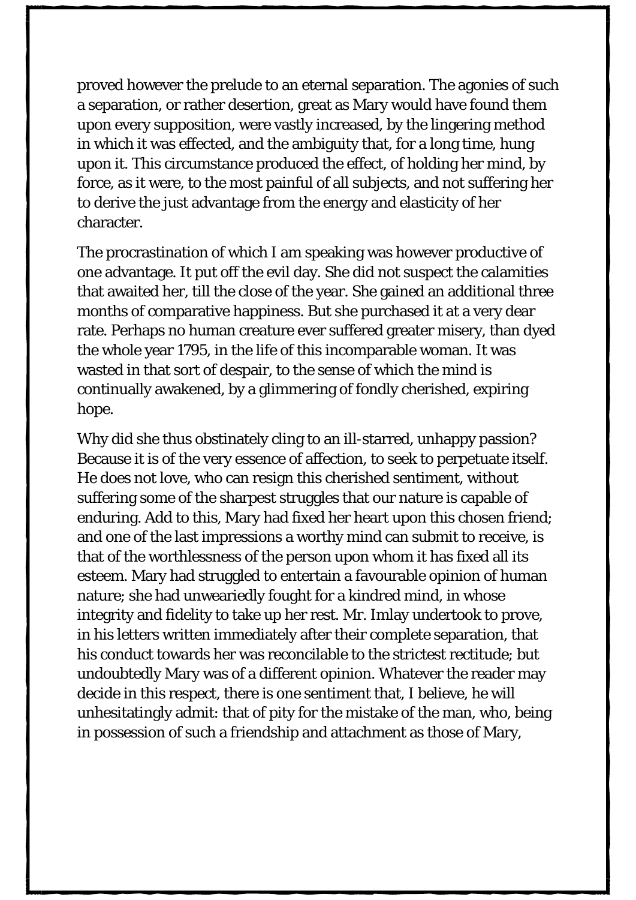proved however the prelude to an eternal separation. The agonies of such a separation, or rather desertion, great as Mary would have found them upon every supposition, were vastly increased, by the lingering method in which it was effected, and the ambiguity that, for a long time, hung upon it. This circumstance produced the effect, of holding her mind, by force, as it were, to the most painful of all subjects, and not suffering her to derive the just advantage from the energy and elasticity of her character.

The procrastination of which I am speaking was however productive of one advantage. It put off the evil day. She did not suspect the calamities that awaited her, till the close of the year. She gained an additional three months of comparative happiness. But she purchased it at a very dear rate. Perhaps no human creature ever suffered greater misery, than dyed the whole year 1795, in the life of this incomparable woman. It was wasted in that sort of despair, to the sense of which the mind is continually awakened, by a glimmering of fondly cherished, expiring hope.

Why did she thus obstinately cling to an ill-starred, unhappy passion? Because it is of the very essence of affection, to seek to perpetuate itself. He does not love, who can resign this cherished sentiment, without suffering some of the sharpest struggles that our nature is capable of enduring. Add to this, Mary had fixed her heart upon this chosen friend; and one of the last impressions a worthy mind can submit to receive, is that of the worthlessness of the person upon whom it has fixed all its esteem. Mary had struggled to entertain a favourable opinion of human nature; she had unweariedly fought for a kindred mind, in whose integrity and fidelity to take up her rest. Mr. Imlay undertook to prove, in his letters written immediately after their complete separation, that his conduct towards her was reconcilable to the strictest rectitude; but undoubtedly Mary was of a different opinion. Whatever the reader may decide in this respect, there is one sentiment that, I believe, he will unhesitatingly admit: that of pity for the mistake of the man, who, being in possession of such a friendship and attachment as those of Mary,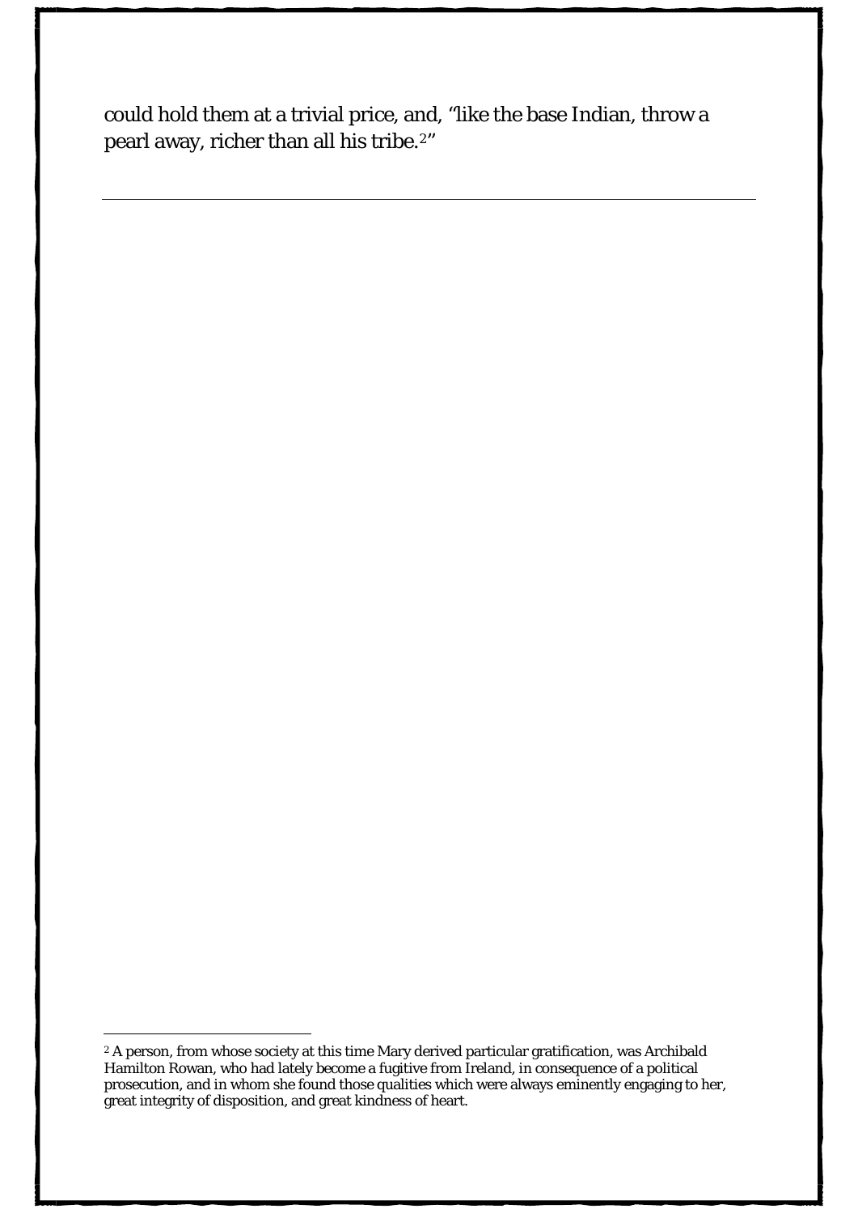could hold them at a trivial price, and, "like the base Indian, throw a pearl away, richer than all his tribe.[2]"

---

[2] A person, from whose society at this time Mary derived particular gratification, was Archibald Hamilton Rowan, who had lately become a fugitive from Ireland, in consequence of a political prosecution, and in whom she found those qualities which were always eminently engaging to her, great integrity of disposition, and great kindness of heart.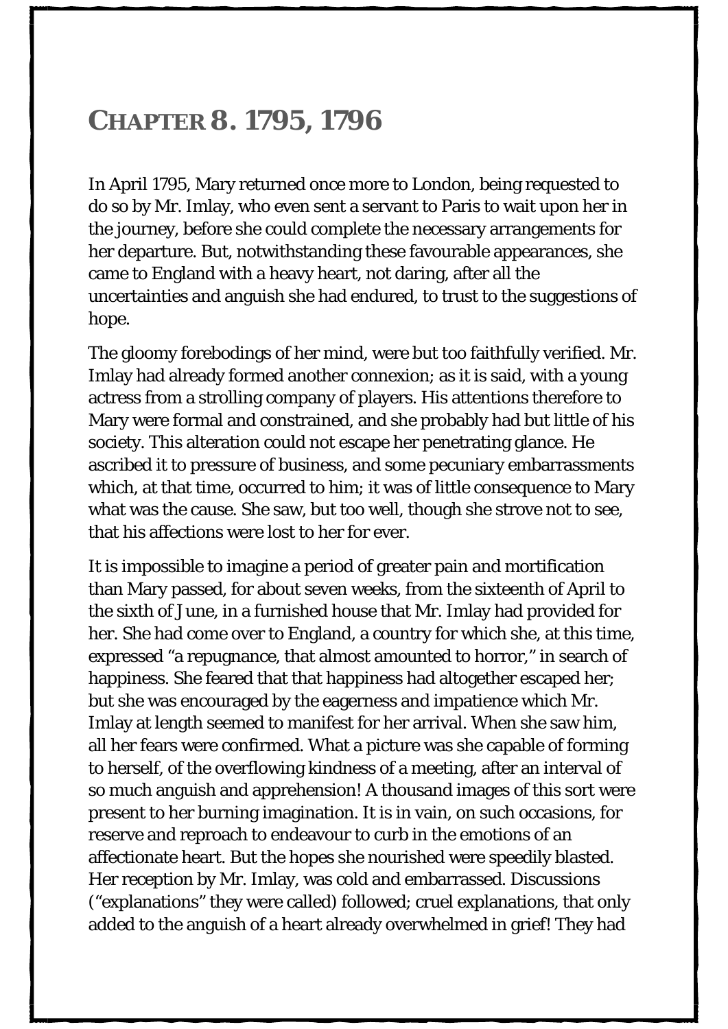# CHAPTER 8. 1795, 1796

In April 1795, Mary returned once more to London, being requested to do so by Mr. Imlay, who even sent a servant to Paris to wait upon her in the journey, before she could complete the necessary arrangements for her departure. But, notwithstanding these favourable appearances, she came to England with a heavy heart, not daring, after all the uncertainties and anguish she had endured, to trust to the suggestions of hope.

The gloomy forebodings of her mind, were but too faithfully verified. Mr. Imlay had already formed another connexion; as it is said, with a young actress from a strolling company of players. His attentions therefore to Mary were formal and constrained, and she probably had but little of his society. This alteration could not escape her penetrating glance. He ascribed it to pressure of business, and some pecuniary embarrassments which, at that time, occurred to him; it was of little consequence to Mary what was the cause. She saw, but too well, though she strove not to see, that his affections were lost to her for ever.

It is impossible to imagine a period of greater pain and mortification than Mary passed, for about seven weeks, from the sixteenth of April to the sixth of June, in a furnished house that Mr. Imlay had provided for her. She had come over to England, a country for which she, at this time, expressed "a repugnance, that almost amounted to horror," in search of happiness. She feared that that happiness had altogether escaped her; but she was encouraged by the eagerness and impatience which Mr. Imlay at length seemed to manifest for her arrival. When she saw him, all her fears were confirmed. What a picture was she capable of forming to herself, of the overflowing kindness of a meeting, after an interval of so much anguish and apprehension! A thousand images of this sort were present to her burning imagination. It is in vain, on such occasions, for reserve and reproach to endeavour to curb in the emotions of an affectionate heart. But the hopes she nourished were speedily blasted. Her reception by Mr. Imlay, was cold and embarrassed. Discussions ("explanations" they were called) followed; cruel explanations, that only added to the anguish of a heart already overwhelmed in grief! They had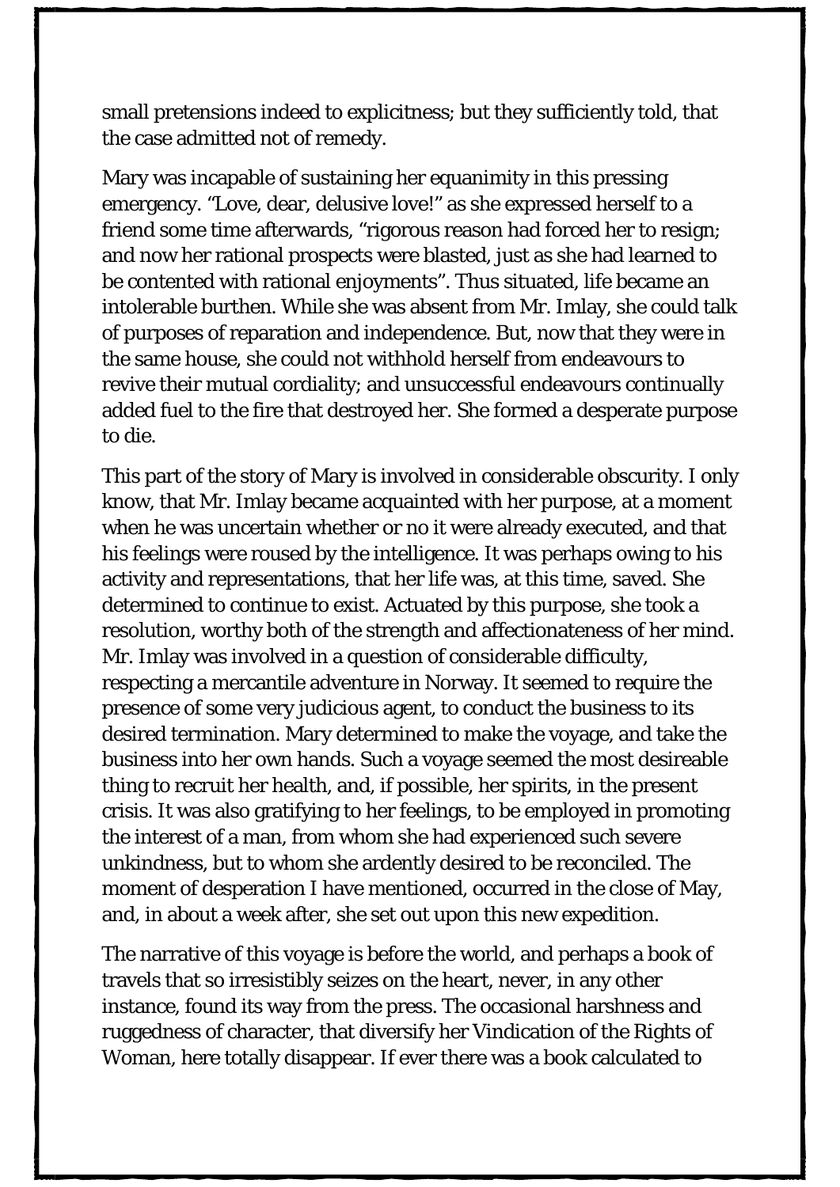small pretensions indeed to explicitness; but they sufficiently told, that the case admitted not of remedy.

Mary was incapable of sustaining her equanimity in this pressing emergency. "Love, dear, delusive love!" as she expressed herself to a friend some time afterwards, "rigorous reason had forced her to resign; and now her rational prospects were blasted, just as she had learned to be contented with rational enjoyments". Thus situated, life became an intolerable burthen. While she was absent from Mr. Imlay, she could talk of purposes of reparation and independence. But, now that they were in the same house, she could not withhold herself from endeavours to revive their mutual cordiality; and unsuccessful endeavours continually added fuel to the fire that destroyed her. She formed a desperate purpose to die.

This part of the story of Mary is involved in considerable obscurity. I only know, that Mr. Imlay became acquainted with her purpose, at a moment when he was uncertain whether or no it were already executed, and that his feelings were roused by the intelligence. It was perhaps owing to his activity and representations, that her life was, at this time, saved. She determined to continue to exist. Actuated by this purpose, she took a resolution, worthy both of the strength and affectionateness of her mind. Mr. Imlay was involved in a question of considerable difficulty, respecting a mercantile adventure in Norway. It seemed to require the presence of some very judicious agent, to conduct the business to its desired termination. Mary determined to make the voyage, and take the business into her own hands. Such a voyage seemed the most desireable thing to recruit her health, and, if possible, her spirits, in the present crisis. It was also gratifying to her feelings, to be employed in promoting the interest of a man, from whom she had experienced such severe unkindness, but to whom she ardently desired to be reconciled. The moment of desperation I have mentioned, occurred in the close of May, and, in about a week after, she set out upon this new expedition.

The narrative of this voyage is before the world, and perhaps a book of travels that so irresistibly seizes on the heart, never, in any other instance, found its way from the press. The occasional harshness and ruggedness of character, that diversify her Vindication of the Rights of Woman, here totally disappear. If ever there was a book calculated to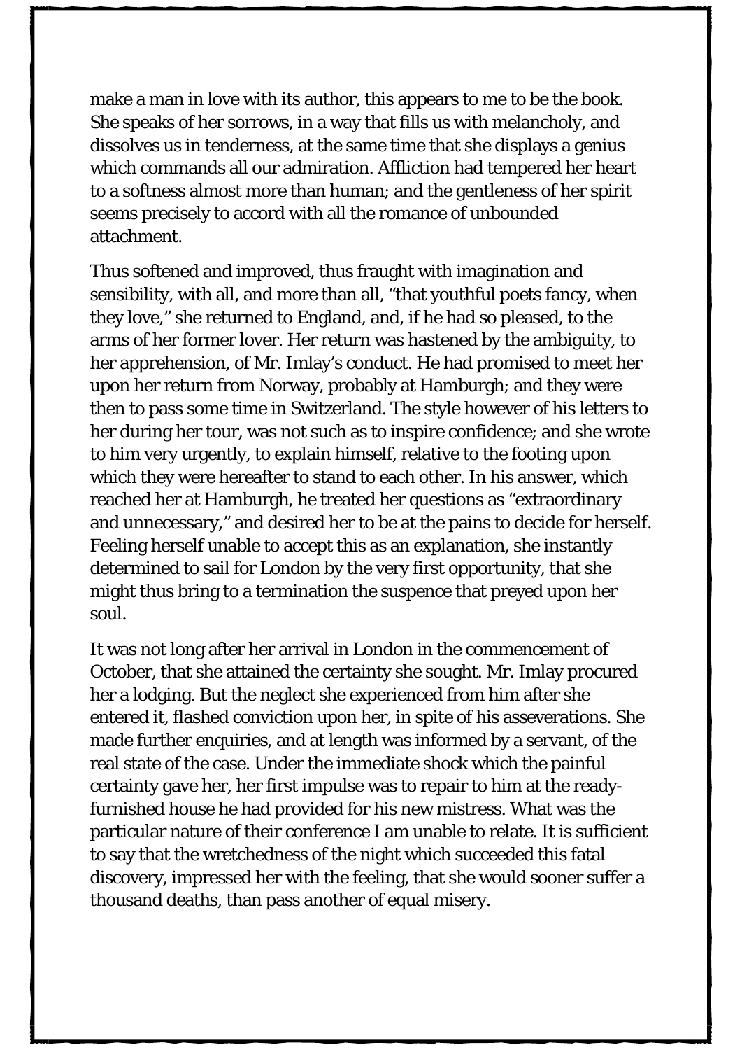make a man in love with its author, this appears to me to be the book. She speaks of her sorrows, in a way that fills us with melancholy, and dissolves us in tenderness, at the same time that she displays a genius which commands all our admiration. Affliction had tempered her heart to a softness almost more than human; and the gentleness of her spirit seems precisely to accord with all the romance of unbounded attachment.

Thus softened and improved, thus fraught with imagination and sensibility, with all, and more than all, "that youthful poets fancy, when they love," she returned to England, and, if he had so pleased, to the arms of her former lover. Her return was hastened by the ambiguity, to her apprehension, of Mr. Imlay's conduct. He had promised to meet her upon her return from Norway, probably at Hamburgh; and they were then to pass some time in Switzerland. The style however of his letters to her during her tour, was not such as to inspire confidence; and she wrote to him very urgently, to explain himself, relative to the footing upon which they were hereafter to stand to each other. In his answer, which reached her at Hamburgh, he treated her questions as "extraordinary and unnecessary," and desired her to be at the pains to decide for herself. Feeling herself unable to accept this as an explanation, she instantly determined to sail for London by the very first opportunity, that she might thus bring to a termination the suspence that preyed upon her soul.

It was not long after her arrival in London in the commencement of October, that she attained the certainty she sought. Mr. Imlay procured her a lodging. But the neglect she experienced from him after she entered it, flashed conviction upon her, in spite of his asseverations. She made further enquiries, and at length was informed by a servant, of the real state of the case. Under the immediate shock which the painful certainty gave her, her first impulse was to repair to him at the ready-furnished house he had provided for his new mistress. What was the particular nature of their conference I am unable to relate. It is sufficient to say that the wretchedness of the night which succeeded this fatal discovery, impressed her with the feeling, that she would sooner suffer a thousand deaths, than pass another of equal misery.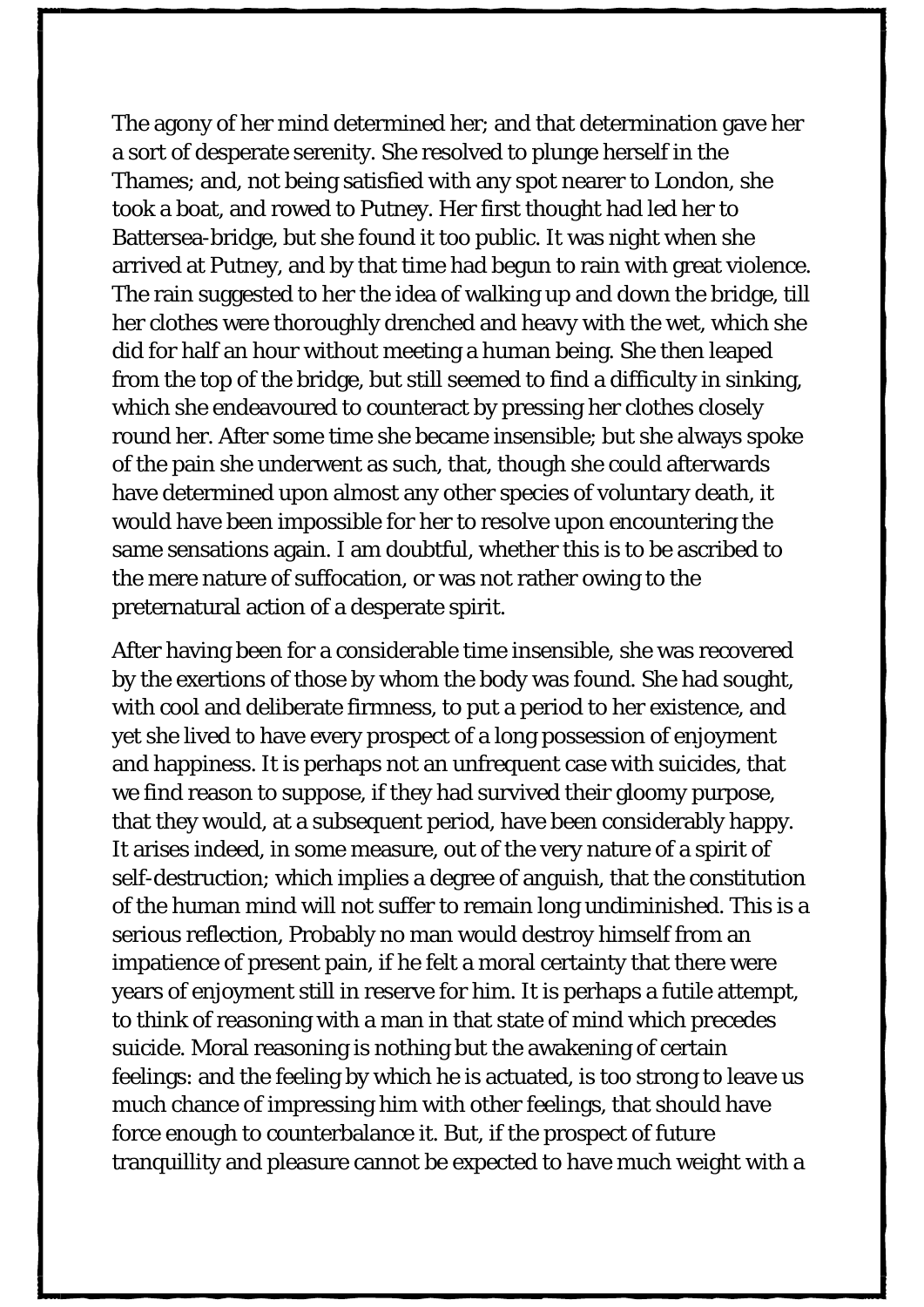The agony of her mind determined her; and that determination gave her a sort of desperate serenity. She resolved to plunge herself in the Thames; and, not being satisfied with any spot nearer to London, she took a boat, and rowed to Putney. Her first thought had led her to Battersea-bridge, but she found it too public. It was night when she arrived at Putney, and by that time had begun to rain with great violence. The rain suggested to her the idea of walking up and down the bridge, till her clothes were thoroughly drenched and heavy with the wet, which she did for half an hour without meeting a human being. She then leaped from the top of the bridge, but still seemed to find a difficulty in sinking, which she endeavoured to counteract by pressing her clothes closely round her. After some time she became insensible; but she always spoke of the pain she underwent as such, that, though she could afterwards have determined upon almost any other species of voluntary death, it would have been impossible for her to resolve upon encountering the same sensations again. I am doubtful, whether this is to be ascribed to the mere nature of suffocation, or was not rather owing to the preternatural action of a desperate spirit.

After having been for a considerable time insensible, she was recovered by the exertions of those by whom the body was found. She had sought, with cool and deliberate firmness, to put a period to her existence, and yet she lived to have every prospect of a long possession of enjoyment and happiness. It is perhaps not an unfrequent case with suicides, that we find reason to suppose, if they had survived their gloomy purpose, that they would, at a subsequent period, have been considerably happy. It arises indeed, in some measure, out of the very nature of a spirit of self-destruction; which implies a degree of anguish, that the constitution of the human mind will not suffer to remain long undiminished. This is a serious reflection, Probably no man would destroy himself from an impatience of present pain, if he felt a moral certainty that there were years of enjoyment still in reserve for him. It is perhaps a futile attempt, to think of reasoning with a man in that state of mind which precedes suicide. Moral reasoning is nothing but the awakening of certain feelings: and the feeling by which he is actuated, is too strong to leave us much chance of impressing him with other feelings, that should have force enough to counterbalance it. But, if the prospect of future tranquillity and pleasure cannot be expected to have much weight with a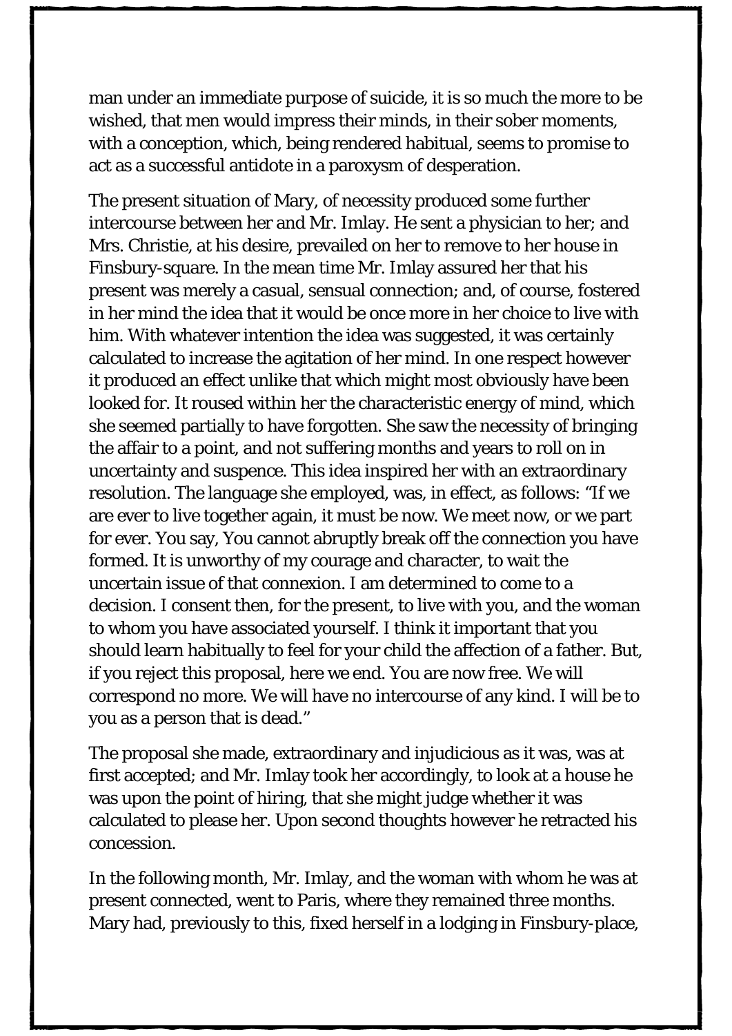man under an immediate purpose of suicide, it is so much the more to be wished, that men would impress their minds, in their sober moments, with a conception, which, being rendered habitual, seems to promise to act as a successful antidote in a paroxysm of desperation.

The present situation of Mary, of necessity produced some further intercourse between her and Mr. Imlay. He sent a physician to her; and Mrs. Christie, at his desire, prevailed on her to remove to her house in Finsbury-square. In the mean time Mr. Imlay assured her that his present was merely a casual, sensual connection; and, of course, fostered in her mind the idea that it would be once more in her choice to live with him. With whatever intention the idea was suggested, it was certainly calculated to increase the agitation of her mind. In one respect however it produced an effect unlike that which might most obviously have been looked for. It roused within her the characteristic energy of mind, which she seemed partially to have forgotten. She saw the necessity of bringing the affair to a point, and not suffering months and years to roll on in uncertainty and suspence. This idea inspired her with an extraordinary resolution. The language she employed, was, in effect, as follows: "If we are ever to live together again, it must be now. We meet now, or we part for ever. You say, You cannot abruptly break off the connection you have formed. It is unworthy of my courage and character, to wait the uncertain issue of that connexion. I am determined to come to a decision. I consent then, for the present, to live with you, and the woman to whom you have associated yourself. I think it important that you should learn habitually to feel for your child the affection of a father. But, if you reject this proposal, here we end. You are now free. We will correspond no more. We will have no intercourse of any kind. I will be to you as a person that is dead."

The proposal she made, extraordinary and injudicious as it was, was at first accepted; and Mr. Imlay took her accordingly, to look at a house he was upon the point of hiring, that she might judge whether it was calculated to please her. Upon second thoughts however he retracted his concession.

In the following month, Mr. Imlay, and the woman with whom he was at present connected, went to Paris, where they remained three months. Mary had, previously to this, fixed herself in a lodging in Finsbury-place,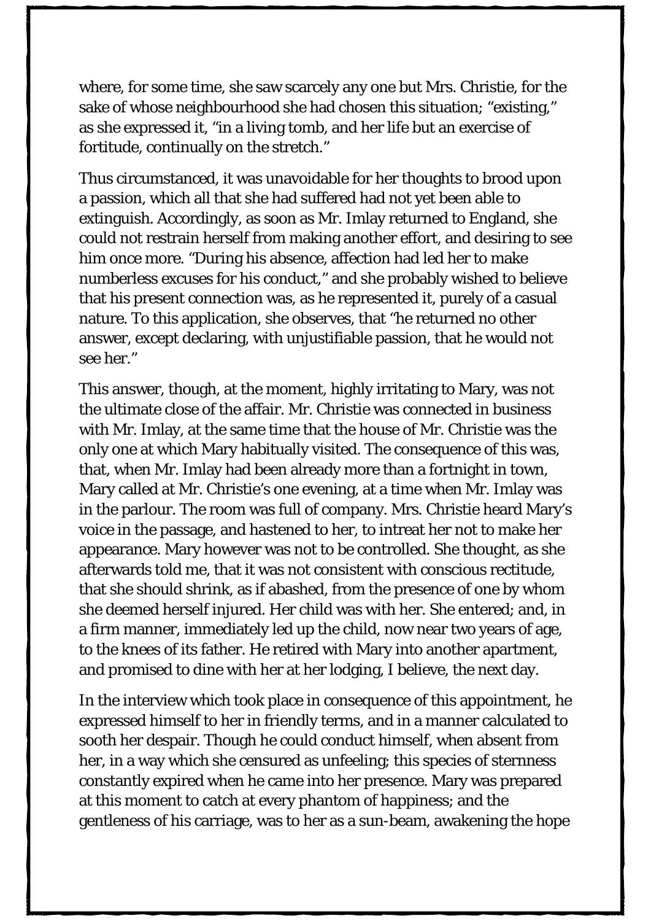where, for some time, she saw scarcely any one but Mrs. Christie, for the sake of whose neighbourhood she had chosen this situation; "existing," as she expressed it, "in a living tomb, and her life but an exercise of fortitude, continually on the stretch."

Thus circumstanced, it was unavoidable for her thoughts to brood upon a passion, which all that she had suffered had not yet been able to extinguish. Accordingly, as soon as Mr. Imlay returned to England, she could not restrain herself from making another effort, and desiring to see him once more. "During his absence, affection had led her to make numberless excuses for his conduct," and she probably wished to believe that his present connection was, as he represented it, purely of a casual nature. To this application, she observes, that "he returned no other answer, except declaring, with unjustifiable passion, that he would not see her."

This answer, though, at the moment, highly irritating to Mary, was not the ultimate close of the affair. Mr. Christie was connected in business with Mr. Imlay, at the same time that the house of Mr. Christie was the only one at which Mary habitually visited. The consequence of this was, that, when Mr. Imlay had been already more than a fortnight in town, Mary called at Mr. Christie's one evening, at a time when Mr. Imlay was in the parlour. The room was full of company. Mrs. Christie heard Mary's voice in the passage, and hastened to her, to intreat her not to make her appearance. Mary however was not to be controlled. She thought, as she afterwards told me, that it was not consistent with conscious rectitude, that she should shrink, as if abashed, from the presence of one by whom she deemed herself injured. Her child was with her. She entered; and, in a firm manner, immediately led up the child, now near two years of age, to the knees of its father. He retired with Mary into another apartment, and promised to dine with her at her lodging, I believe, the next day.

In the interview which took place in consequence of this appointment, he expressed himself to her in friendly terms, and in a manner calculated to sooth her despair. Though he could conduct himself, when absent from her, in a way which she censured as unfeeling; this species of sternness constantly expired when he came into her presence. Mary was prepared at this moment to catch at every phantom of happiness; and the gentleness of his carriage, was to her as a sun-beam, awakening the hope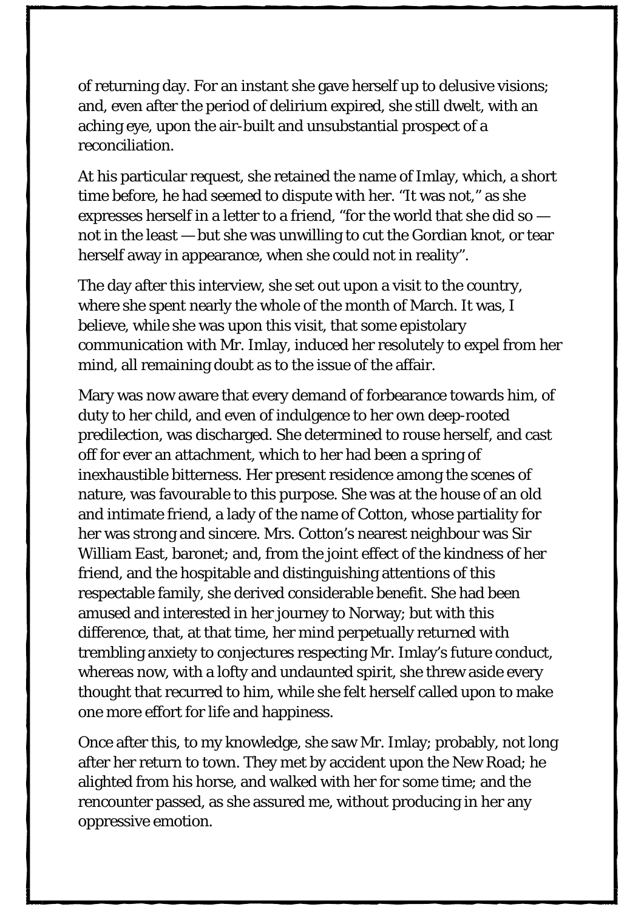of returning day. For an instant she gave herself up to delusive visions; and, even after the period of delirium expired, she still dwelt, with an aching eye, upon the air-built and unsubstantial prospect of a reconciliation.

At his particular request, she retained the name of Imlay, which, a short time before, he had seemed to dispute with her. "It was not," as she expresses herself in a letter to a friend, "for the world that she did so — not in the least — but she was unwilling to cut the Gordian knot, or tear herself away in appearance, when she could not in reality".

The day after this interview, she set out upon a visit to the country, where she spent nearly the whole of the month of March. It was, I believe, while she was upon this visit, that some epistolary communication with Mr. Imlay, induced her resolutely to expel from her mind, all remaining doubt as to the issue of the affair.

Mary was now aware that every demand of forbearance towards him, of duty to her child, and even of indulgence to her own deep-rooted predilection, was discharged. She determined to rouse herself, and cast off for ever an attachment, which to her had been a spring of inexhaustible bitterness. Her present residence among the scenes of nature, was favourable to this purpose. She was at the house of an old and intimate friend, a lady of the name of Cotton, whose partiality for her was strong and sincere. Mrs. Cotton's nearest neighbour was Sir William East, baronet; and, from the joint effect of the kindness of her friend, and the hospitable and distinguishing attentions of this respectable family, she derived considerable benefit. She had been amused and interested in her journey to Norway; but with this difference, that, at that time, her mind perpetually returned with trembling anxiety to conjectures respecting Mr. Imlay's future conduct, whereas now, with a lofty and undaunted spirit, she threw aside every thought that recurred to him, while she felt herself called upon to make one more effort for life and happiness.

Once after this, to my knowledge, she saw Mr. Imlay; probably, not long after her return to town. They met by accident upon the New Road; he alighted from his horse, and walked with her for some time; and the rencounter passed, as she assured me, without producing in her any oppressive emotion.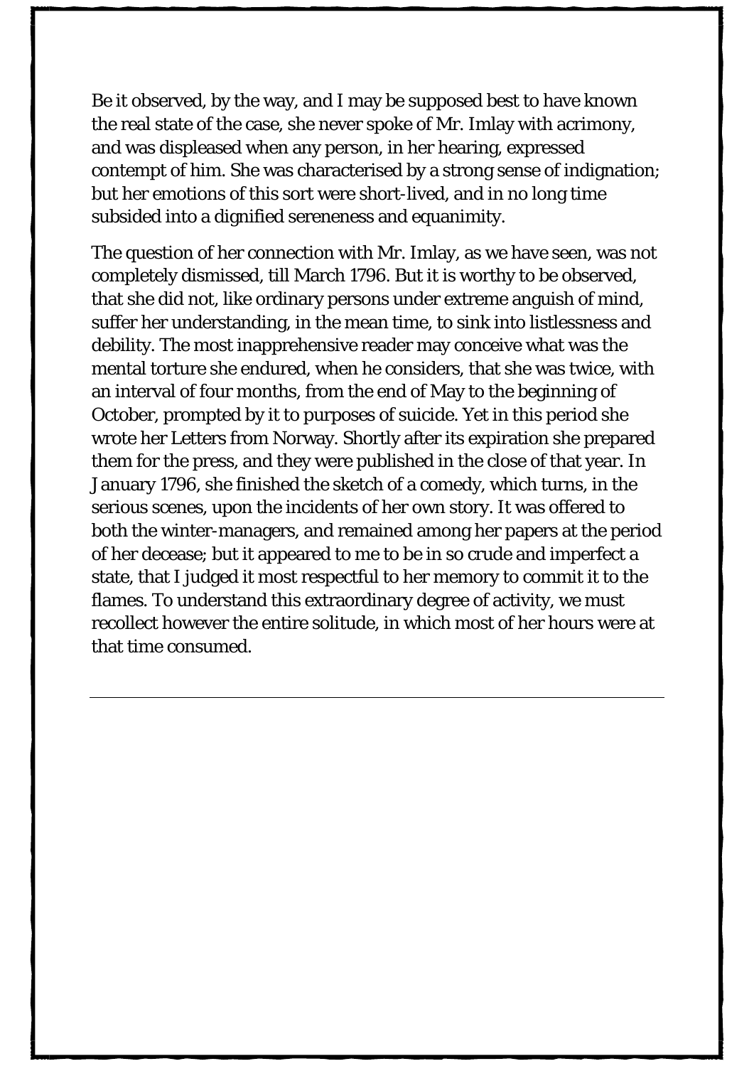Be it observed, by the way, and I may be supposed best to have known the real state of the case, she never spoke of Mr. Imlay with acrimony, and was displeased when any person, in her hearing, expressed contempt of him. She was characterised by a strong sense of indignation; but her emotions of this sort were short-lived, and in no long time subsided into a dignified sereneness and equanimity.

The question of her connection with Mr. Imlay, as we have seen, was not completely dismissed, till March 1796. But it is worthy to be observed, that she did not, like ordinary persons under extreme anguish of mind, suffer her understanding, in the mean time, to sink into listlessness and debility. The most inapprehensive reader may conceive what was the mental torture she endured, when he considers, that she was twice, with an interval of four months, from the end of May to the beginning of October, prompted by it to purposes of suicide. Yet in this period she wrote her Letters from Norway. Shortly after its expiration she prepared them for the press, and they were published in the close of that year. In January 1796, she finished the sketch of a comedy, which turns, in the serious scenes, upon the incidents of her own story. It was offered to both the winter-managers, and remained among her papers at the period of her decease; but it appeared to me to be in so crude and imperfect a state, that I judged it most respectful to her memory to commit it to the flames. To understand this extraordinary degree of activity, we must recollect however the entire solitude, in which most of her hours were at that time consumed.

---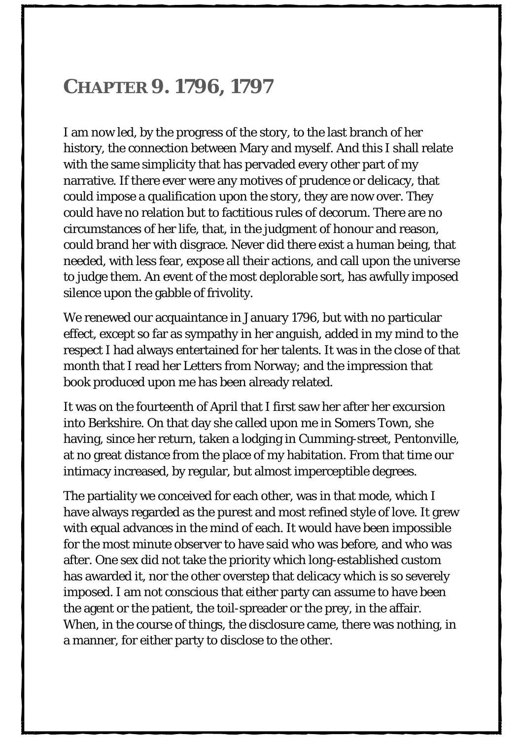# CHAPTER 9. 1796, 1797

I am now led, by the progress of the story, to the last branch of her history, the connection between Mary and myself. And this I shall relate with the same simplicity that has pervaded every other part of my narrative. If there ever were any motives of prudence or delicacy, that could impose a qualification upon the story, they are now over. They could have no relation but to factitious rules of decorum. There are no circumstances of her life, that, in the judgment of honour and reason, could brand her with disgrace. Never did there exist a human being, that needed, with less fear, expose all their actions, and call upon the universe to judge them. An event of the most deplorable sort, has awfully imposed silence upon the gabble of frivolity.

We renewed our acquaintance in January 1796, but with no particular effect, except so far as sympathy in her anguish, added in my mind to the respect I had always entertained for her talents. It was in the close of that month that I read her Letters from Norway; and the impression that book produced upon me has been already related.

It was on the fourteenth of April that I first saw her after her excursion into Berkshire. On that day she called upon me in Somers Town, she having, since her return, taken a lodging in Cumming-street, Pentonville, at no great distance from the place of my habitation. From that time our intimacy increased, by regular, but almost imperceptible degrees.

The partiality we conceived for each other, was in that mode, which I have always regarded as the purest and most refined style of love. It grew with equal advances in the mind of each. It would have been impossible for the most minute observer to have said who was before, and who was after. One sex did not take the priority which long-established custom has awarded it, nor the other overstep that delicacy which is so severely imposed. I am not conscious that either party can assume to have been the agent or the patient, the toil-spreader or the prey, in the affair. When, in the course of things, the disclosure came, there was nothing, in a manner, for either party to disclose to the other.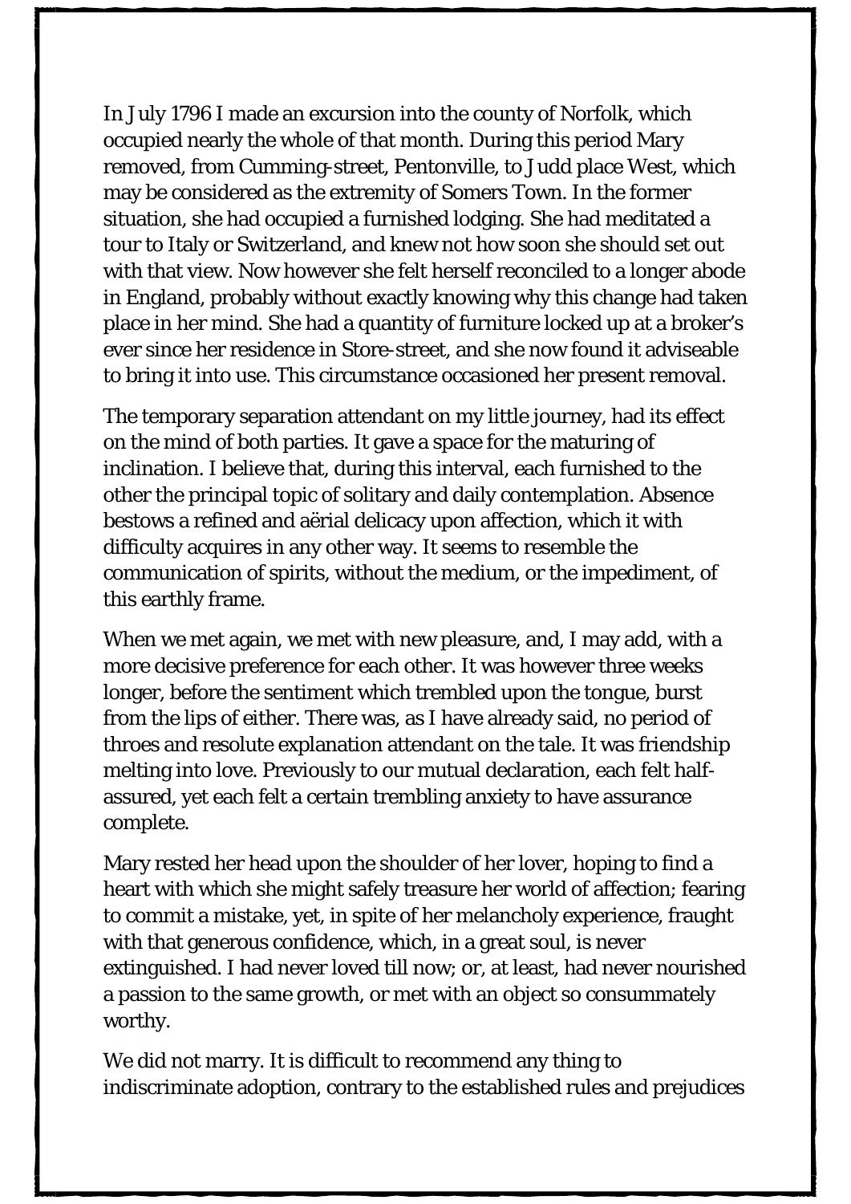In July 1796 I made an excursion into the county of Norfolk, which occupied nearly the whole of that month. During this period Mary removed, from Cumming-street, Pentonville, to Judd place West, which may be considered as the extremity of Somers Town. In the former situation, she had occupied a furnished lodging. She had meditated a tour to Italy or Switzerland, and knew not how soon she should set out with that view. Now however she felt herself reconciled to a longer abode in England, probably without exactly knowing why this change had taken place in her mind. She had a quantity of furniture locked up at a broker's ever since her residence in Store-street, and she now found it adviseable to bring it into use. This circumstance occasioned her present removal.

The temporary separation attendant on my little journey, had its effect on the mind of both parties. It gave a space for the maturing of inclination. I believe that, during this interval, each furnished to the other the principal topic of solitary and daily contemplation. Absence bestows a refined and aërial delicacy upon affection, which it with difficulty acquires in any other way. It seems to resemble the communication of spirits, without the medium, or the impediment, of this earthly frame.

When we met again, we met with new pleasure, and, I may add, with a more decisive preference for each other. It was however three weeks longer, before the sentiment which trembled upon the tongue, burst from the lips of either. There was, as I have already said, no period of throes and resolute explanation attendant on the tale. It was friendship melting into love. Previously to our mutual declaration, each felt half-assured, yet each felt a certain trembling anxiety to have assurance complete.

Mary rested her head upon the shoulder of her lover, hoping to find a heart with which she might safely treasure her world of affection; fearing to commit a mistake, yet, in spite of her melancholy experience, fraught with that generous confidence, which, in a great soul, is never extinguished. I had never loved till now; or, at least, had never nourished a passion to the same growth, or met with an object so consummately worthy.

We did not marry. It is difficult to recommend any thing to indiscriminate adoption, contrary to the established rules and prejudices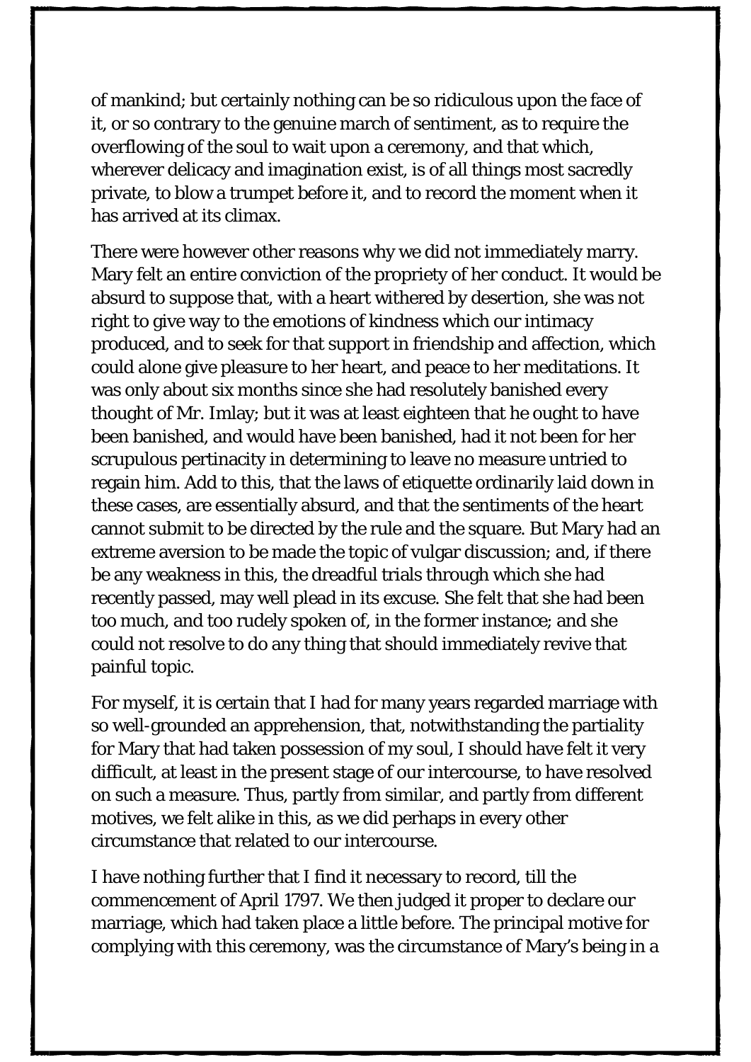of mankind; but certainly nothing can be so ridiculous upon the face of it, or so contrary to the genuine march of sentiment, as to require the overflowing of the soul to wait upon a ceremony, and that which, wherever delicacy and imagination exist, is of all things most sacredly private, to blow a trumpet before it, and to record the moment when it has arrived at its climax.

There were however other reasons why we did not immediately marry. Mary felt an entire conviction of the propriety of her conduct. It would be absurd to suppose that, with a heart withered by desertion, she was not right to give way to the emotions of kindness which our intimacy produced, and to seek for that support in friendship and affection, which could alone give pleasure to her heart, and peace to her meditations. It was only about six months since she had resolutely banished every thought of Mr. Imlay; but it was at least eighteen that he ought to have been banished, and would have been banished, had it not been for her scrupulous pertinacity in determining to leave no measure untried to regain him. Add to this, that the laws of etiquette ordinarily laid down in these cases, are essentially absurd, and that the sentiments of the heart cannot submit to be directed by the rule and the square. But Mary had an extreme aversion to be made the topic of vulgar discussion; and, if there be any weakness in this, the dreadful trials through which she had recently passed, may well plead in its excuse. She felt that she had been too much, and too rudely spoken of, in the former instance; and she could not resolve to do any thing that should immediately revive that painful topic.

For myself, it is certain that I had for many years regarded marriage with so well-grounded an apprehension, that, notwithstanding the partiality for Mary that had taken possession of my soul, I should have felt it very difficult, at least in the present stage of our intercourse, to have resolved on such a measure. Thus, partly from similar, and partly from different motives, we felt alike in this, as we did perhaps in every other circumstance that related to our intercourse.

I have nothing further that I find it necessary to record, till the commencement of April 1797. We then judged it proper to declare our marriage, which had taken place a little before. The principal motive for complying with this ceremony, was the circumstance of Mary's being in a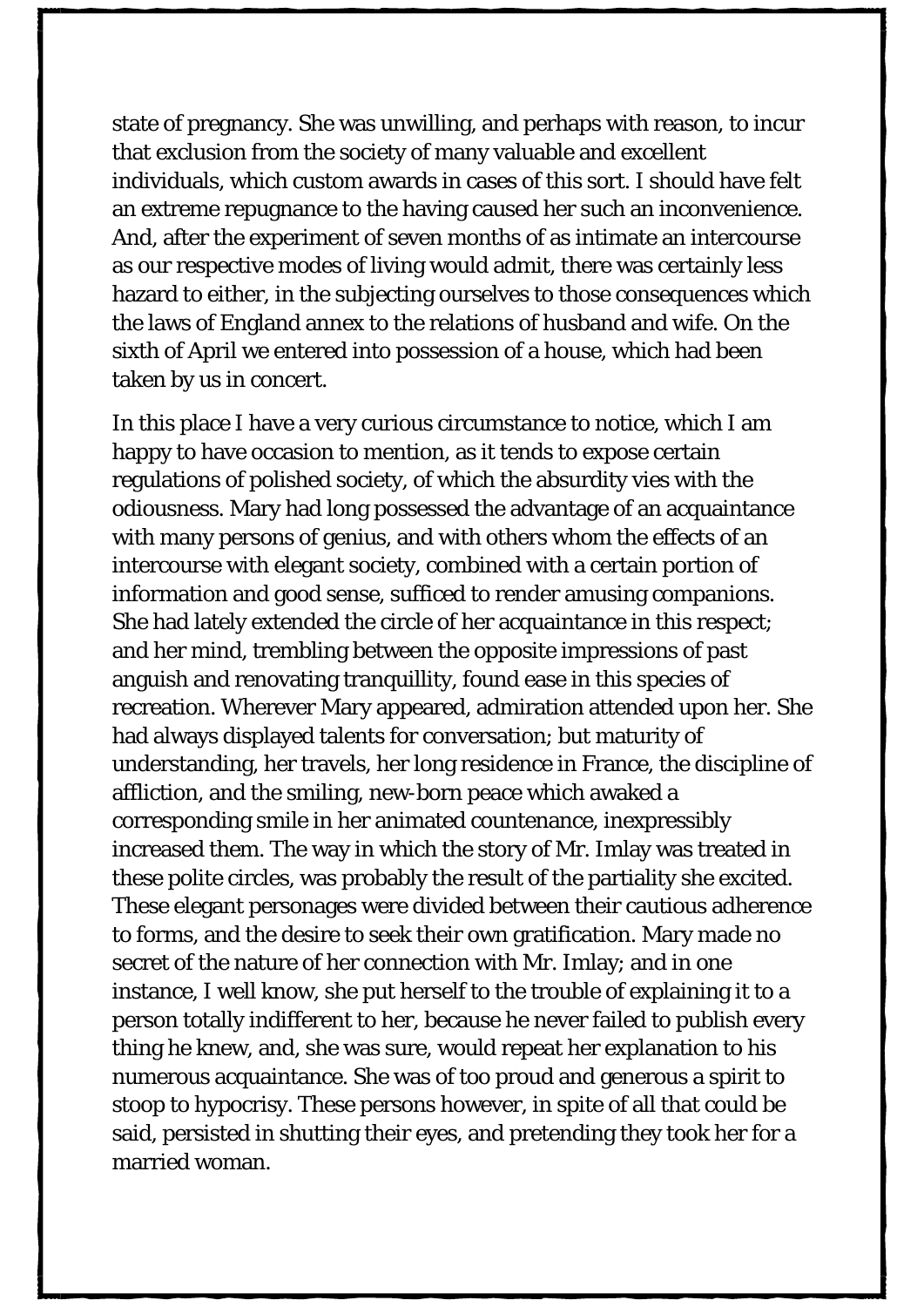state of pregnancy. She was unwilling, and perhaps with reason, to incur that exclusion from the society of many valuable and excellent individuals, which custom awards in cases of this sort. I should have felt an extreme repugnance to the having caused her such an inconvenience. And, after the experiment of seven months of as intimate an intercourse as our respective modes of living would admit, there was certainly less hazard to either, in the subjecting ourselves to those consequences which the laws of England annex to the relations of husband and wife. On the sixth of April we entered into possession of a house, which had been taken by us in concert.

In this place I have a very curious circumstance to notice, which I am happy to have occasion to mention, as it tends to expose certain regulations of polished society, of which the absurdity vies with the odiousness. Mary had long possessed the advantage of an acquaintance with many persons of genius, and with others whom the effects of an intercourse with elegant society, combined with a certain portion of information and good sense, sufficed to render amusing companions. She had lately extended the circle of her acquaintance in this respect; and her mind, trembling between the opposite impressions of past anguish and renovating tranquillity, found ease in this species of recreation. Wherever Mary appeared, admiration attended upon her. She had always displayed talents for conversation; but maturity of understanding, her travels, her long residence in France, the discipline of affliction, and the smiling, new-born peace which awaked a corresponding smile in her animated countenance, inexpressibly increased them. The way in which the story of Mr. Imlay was treated in these polite circles, was probably the result of the partiality she excited. These elegant personages were divided between their cautious adherence to forms, and the desire to seek their own gratification. Mary made no secret of the nature of her connection with Mr. Imlay; and in one instance, I well know, she put herself to the trouble of explaining it to a person totally indifferent to her, because he never failed to publish every thing he knew, and, she was sure, would repeat her explanation to his numerous acquaintance. She was of too proud and generous a spirit to stoop to hypocrisy. These persons however, in spite of all that could be said, persisted in shutting their eyes, and pretending they took her for a married woman.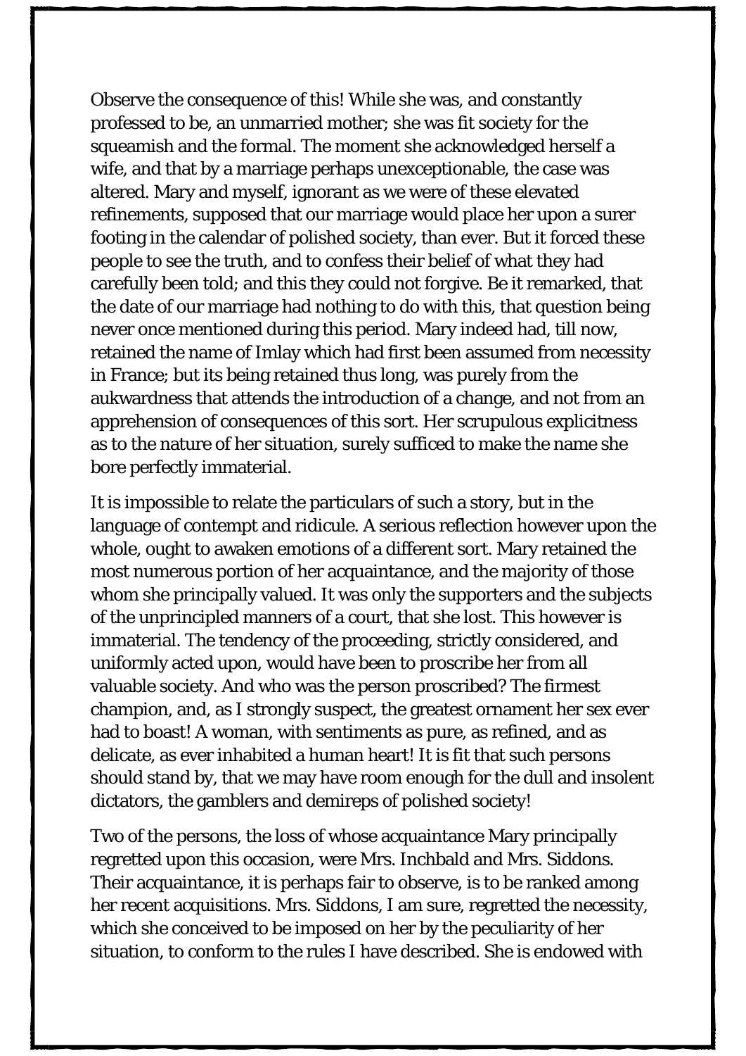Observe the consequence of this! While she was, and constantly professed to be, an unmarried mother; she was fit society for the squeamish and the formal. The moment she acknowledged herself a wife, and that by a marriage perhaps unexceptionable, the case was altered. Mary and myself, ignorant as we were of these elevated refinements, supposed that our marriage would place her upon a surer footing in the calendar of polished society, than ever. But it forced these people to see the truth, and to confess their belief of what they had carefully been told; and this they could not forgive. Be it remarked, that the date of our marriage had nothing to do with this, that question being never once mentioned during this period. Mary indeed had, till now, retained the name of Imlay which had first been assumed from necessity in France; but its being retained thus long, was purely from the aukwardness that attends the introduction of a change, and not from an apprehension of consequences of this sort. Her scrupulous explicitness as to the nature of her situation, surely sufficed to make the name she bore perfectly immaterial.

It is impossible to relate the particulars of such a story, but in the language of contempt and ridicule. A serious reflection however upon the whole, ought to awaken emotions of a different sort. Mary retained the most numerous portion of her acquaintance, and the majority of those whom she principally valued. It was only the supporters and the subjects of the unprincipled manners of a court, that she lost. This however is immaterial. The tendency of the proceeding, strictly considered, and uniformly acted upon, would have been to proscribe her from all valuable society. And who was the person proscribed? The firmest champion, and, as I strongly suspect, the greatest ornament her sex ever had to boast! A woman, with sentiments as pure, as refined, and as delicate, as ever inhabited a human heart! It is fit that such persons should stand by, that we may have room enough for the dull and insolent dictators, the gamblers and demireps of polished society!

Two of the persons, the loss of whose acquaintance Mary principally regretted upon this occasion, were Mrs. Inchbald and Mrs. Siddons. Their acquaintance, it is perhaps fair to observe, is to be ranked among her recent acquisitions. Mrs. Siddons, I am sure, regretted the necessity, which she conceived to be imposed on her by the peculiarity of her situation, to conform to the rules I have described. She is endowed with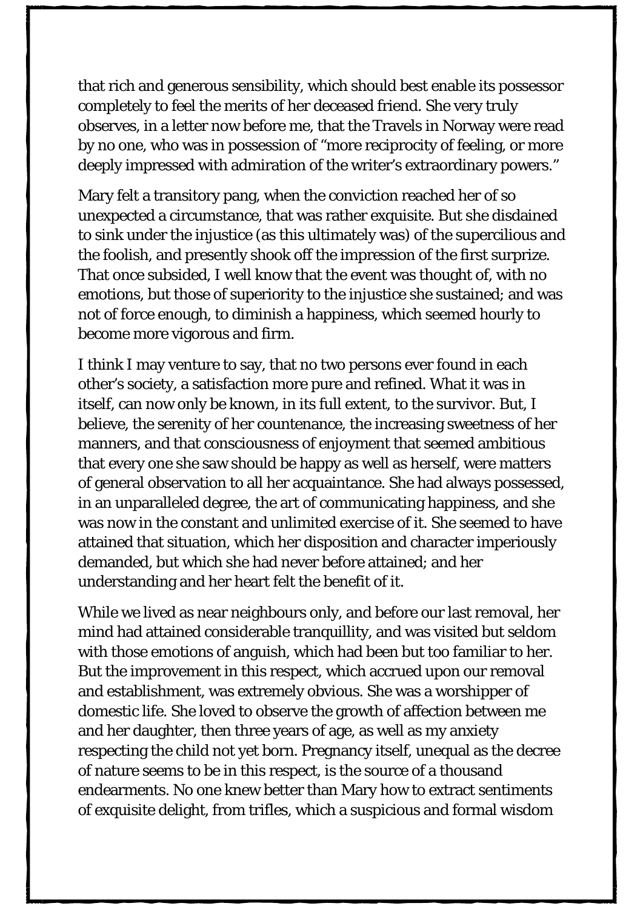that rich and generous sensibility, which should best enable its possessor completely to feel the merits of her deceased friend. She very truly observes, in a letter now before me, that the Travels in Norway were read by no one, who was in possession of "more reciprocity of feeling, or more deeply impressed with admiration of the writer's extraordinary powers."

Mary felt a transitory pang, when the conviction reached her of so unexpected a circumstance, that was rather exquisite. But she disdained to sink under the injustice (as this ultimately was) of the supercilious and the foolish, and presently shook off the impression of the first surprize. That once subsided, I well know that the event was thought of, with no emotions, but those of superiority to the injustice she sustained; and was not of force enough, to diminish a happiness, which seemed hourly to become more vigorous and firm.

I think I may venture to say, that no two persons ever found in each other's society, a satisfaction more pure and refined. What it was in itself, can now only be known, in its full extent, to the survivor. But, I believe, the serenity of her countenance, the increasing sweetness of her manners, and that consciousness of enjoyment that seemed ambitious that every one she saw should be happy as well as herself, were matters of general observation to all her acquaintance. She had always possessed, in an unparalleled degree, the art of communicating happiness, and she was now in the constant and unlimited exercise of it. She seemed to have attained that situation, which her disposition and character imperiously demanded, but which she had never before attained; and her understanding and her heart felt the benefit of it.

While we lived as near neighbours only, and before our last removal, her mind had attained considerable tranquillity, and was visited but seldom with those emotions of anguish, which had been but too familiar to her. But the improvement in this respect, which accrued upon our removal and establishment, was extremely obvious. She was a worshipper of domestic life. She loved to observe the growth of affection between me and her daughter, then three years of age, as well as my anxiety respecting the child not yet born. Pregnancy itself, unequal as the decree of nature seems to be in this respect, is the source of a thousand endearments. No one knew better than Mary how to extract sentiments of exquisite delight, from trifles, which a suspicious and formal wisdom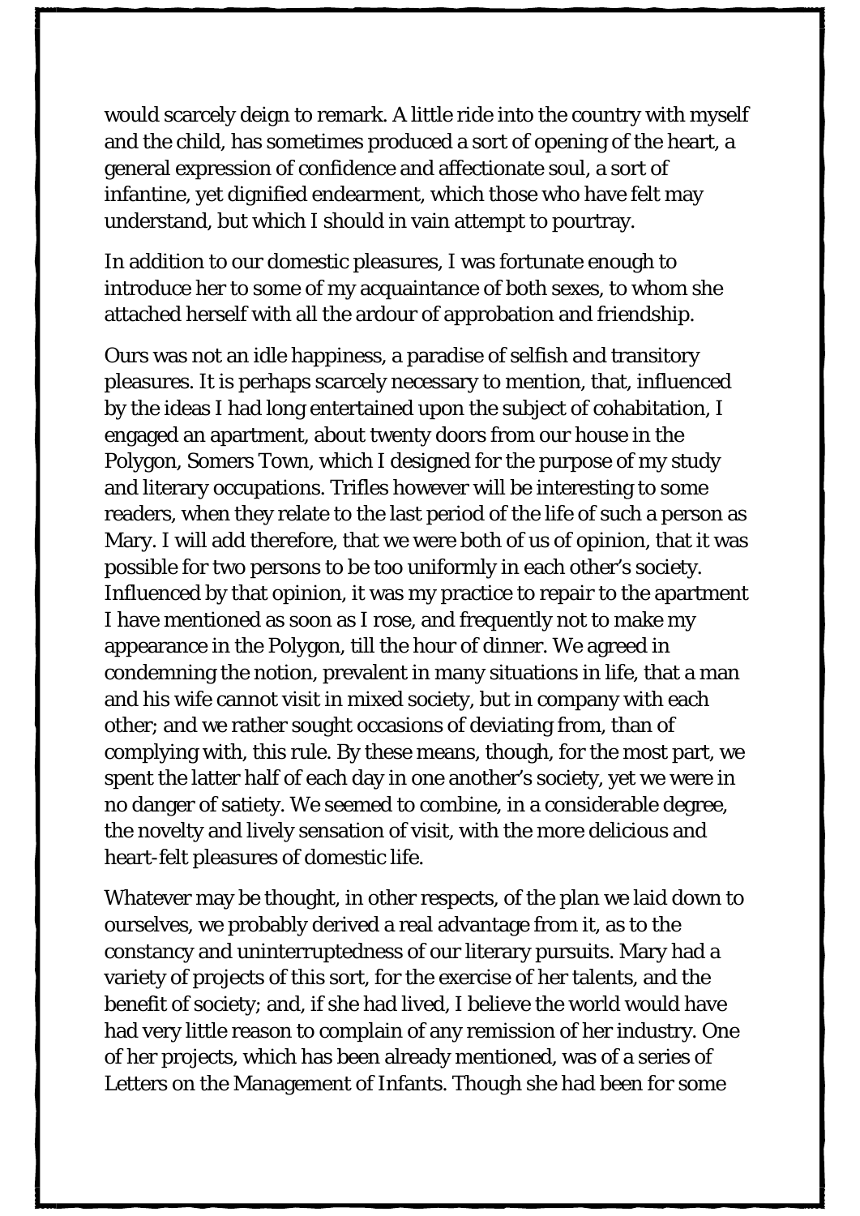would scarcely deign to remark. A little ride into the country with myself and the child, has sometimes produced a sort of opening of the heart, a general expression of confidence and affectionate soul, a sort of infantine, yet dignified endearment, which those who have felt may understand, but which I should in vain attempt to pourtray.

In addition to our domestic pleasures, I was fortunate enough to introduce her to some of my acquaintance of both sexes, to whom she attached herself with all the ardour of approbation and friendship.

Ours was not an idle happiness, a paradise of selfish and transitory pleasures. It is perhaps scarcely necessary to mention, that, influenced by the ideas I had long entertained upon the subject of cohabitation, I engaged an apartment, about twenty doors from our house in the Polygon, Somers Town, which I designed for the purpose of my study and literary occupations. Trifles however will be interesting to some readers, when they relate to the last period of the life of such a person as Mary. I will add therefore, that we were both of us of opinion, that it was possible for two persons to be too uniformly in each other's society. Influenced by that opinion, it was my practice to repair to the apartment I have mentioned as soon as I rose, and frequently not to make my appearance in the Polygon, till the hour of dinner. We agreed in condemning the notion, prevalent in many situations in life, that a man and his wife cannot visit in mixed society, but in company with each other; and we rather sought occasions of deviating from, than of complying with, this rule. By these means, though, for the most part, we spent the latter half of each day in one another's society, yet we were in no danger of satiety. We seemed to combine, in a considerable degree, the novelty and lively sensation of visit, with the more delicious and heart-felt pleasures of domestic life.

Whatever may be thought, in other respects, of the plan we laid down to ourselves, we probably derived a real advantage from it, as to the constancy and uninterruptedness of our literary pursuits. Mary had a variety of projects of this sort, for the exercise of her talents, and the benefit of society; and, if she had lived, I believe the world would have had very little reason to complain of any remission of her industry. One of her projects, which has been already mentioned, was of a series of Letters on the Management of Infants. Though she had been for some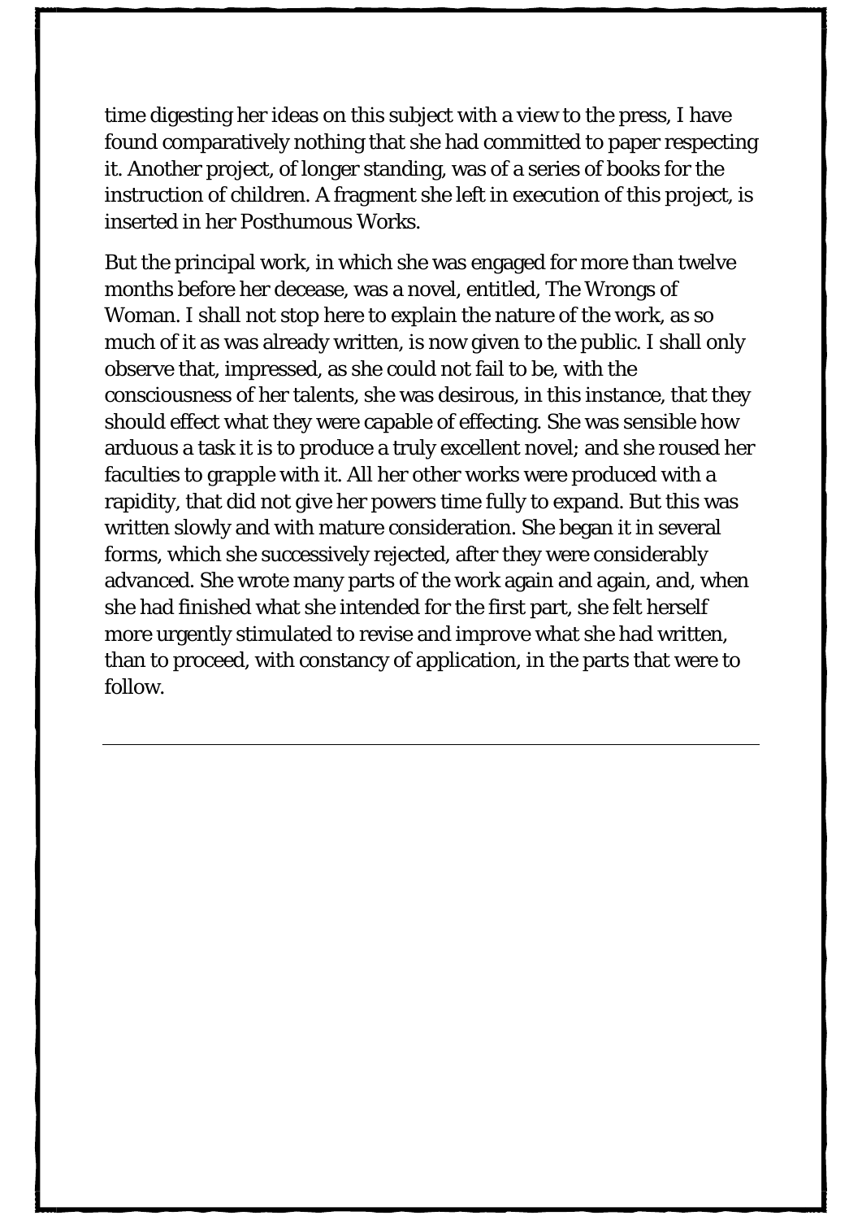time digesting her ideas on this subject with a view to the press, I have found comparatively nothing that she had committed to paper respecting it. Another project, of longer standing, was of a series of books for the instruction of children. A fragment she left in execution of this project, is inserted in her Posthumous Works.

But the principal work, in which she was engaged for more than twelve months before her decease, was a novel, entitled, The Wrongs of Woman. I shall not stop here to explain the nature of the work, as so much of it as was already written, is now given to the public. I shall only observe that, impressed, as she could not fail to be, with the consciousness of her talents, she was desirous, in this instance, that they should effect what they were capable of effecting. She was sensible how arduous a task it is to produce a truly excellent novel; and she roused her faculties to grapple with it. All her other works were produced with a rapidity, that did not give her powers time fully to expand. But this was written slowly and with mature consideration. She began it in several forms, which she successively rejected, after they were considerably advanced. She wrote many parts of the work again and again, and, when she had finished what she intended for the first part, she felt herself more urgently stimulated to revise and improve what she had written, than to proceed, with constancy of application, in the parts that were to follow.

---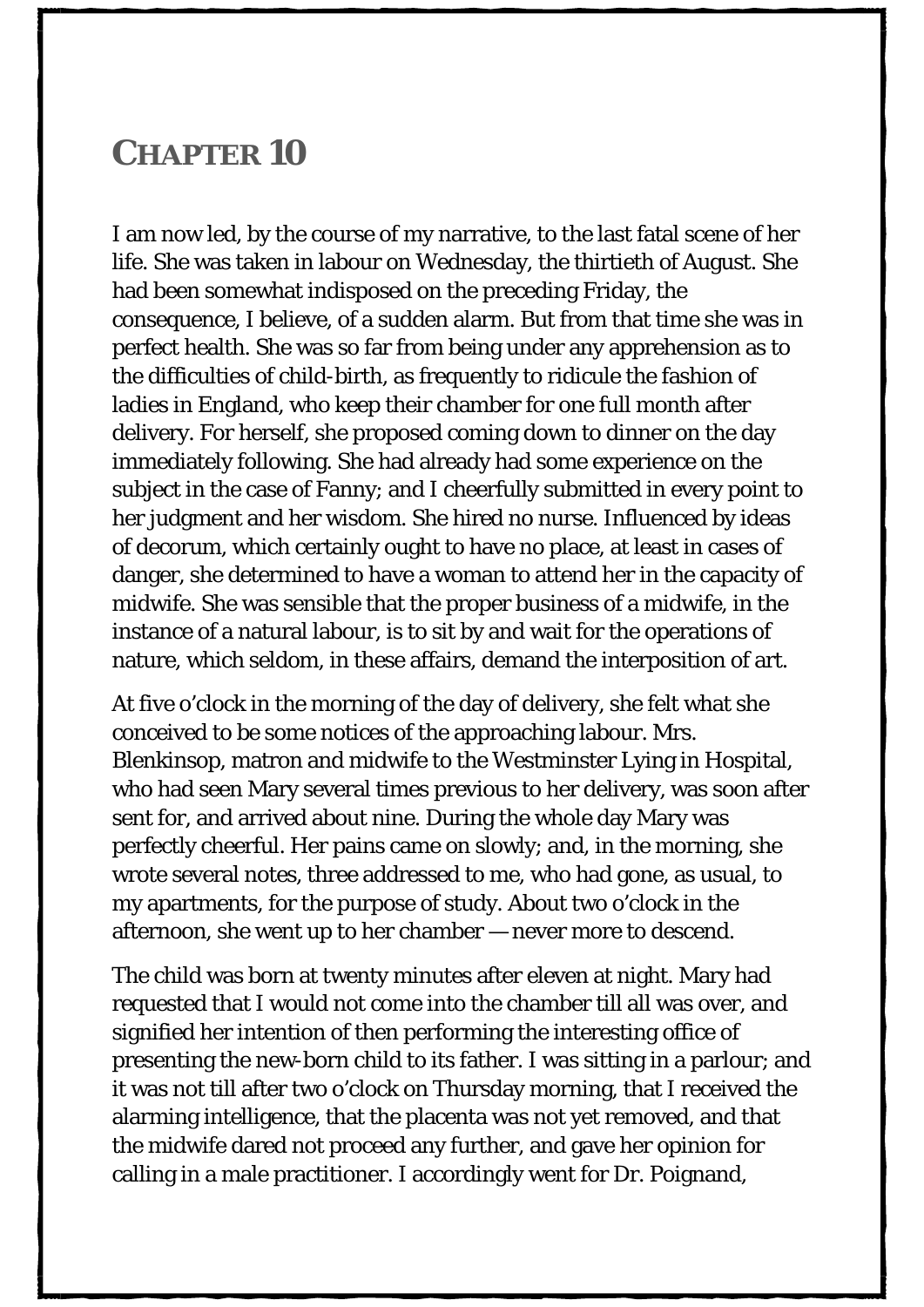# CHAPTER 10

I am now led, by the course of my narrative, to the last fatal scene of her life. She was taken in labour on Wednesday, the thirtieth of August. She had been somewhat indisposed on the preceding Friday, the consequence, I believe, of a sudden alarm. But from that time she was in perfect health. She was so far from being under any apprehension as to the difficulties of child-birth, as frequently to ridicule the fashion of ladies in England, who keep their chamber for one full month after delivery. For herself, she proposed coming down to dinner on the day immediately following. She had already had some experience on the subject in the case of Fanny; and I cheerfully submitted in every point to her judgment and her wisdom. She hired no nurse. Influenced by ideas of decorum, which certainly ought to have no place, at least in cases of danger, she determined to have a woman to attend her in the capacity of midwife. She was sensible that the proper business of a midwife, in the instance of a natural labour, is to sit by and wait for the operations of nature, which seldom, in these affairs, demand the interposition of art.

At five o'clock in the morning of the day of delivery, she felt what she conceived to be some notices of the approaching labour. Mrs. Blenkinsop, matron and midwife to the Westminster Lying in Hospital, who had seen Mary several times previous to her delivery, was soon after sent for, and arrived about nine. During the whole day Mary was perfectly cheerful. Her pains came on slowly; and, in the morning, she wrote several notes, three addressed to me, who had gone, as usual, to my apartments, for the purpose of study. About two o'clock in the afternoon, she went up to her chamber — never more to descend.

The child was born at twenty minutes after eleven at night. Mary had requested that I would not come into the chamber till all was over, and signified her intention of then performing the interesting office of presenting the new-born child to its father. I was sitting in a parlour; and it was not till after two o'clock on Thursday morning, that I received the alarming intelligence, that the placenta was not yet removed, and that the midwife dared not proceed any further, and gave her opinion for calling in a male practitioner. I accordingly went for Dr. Poignand,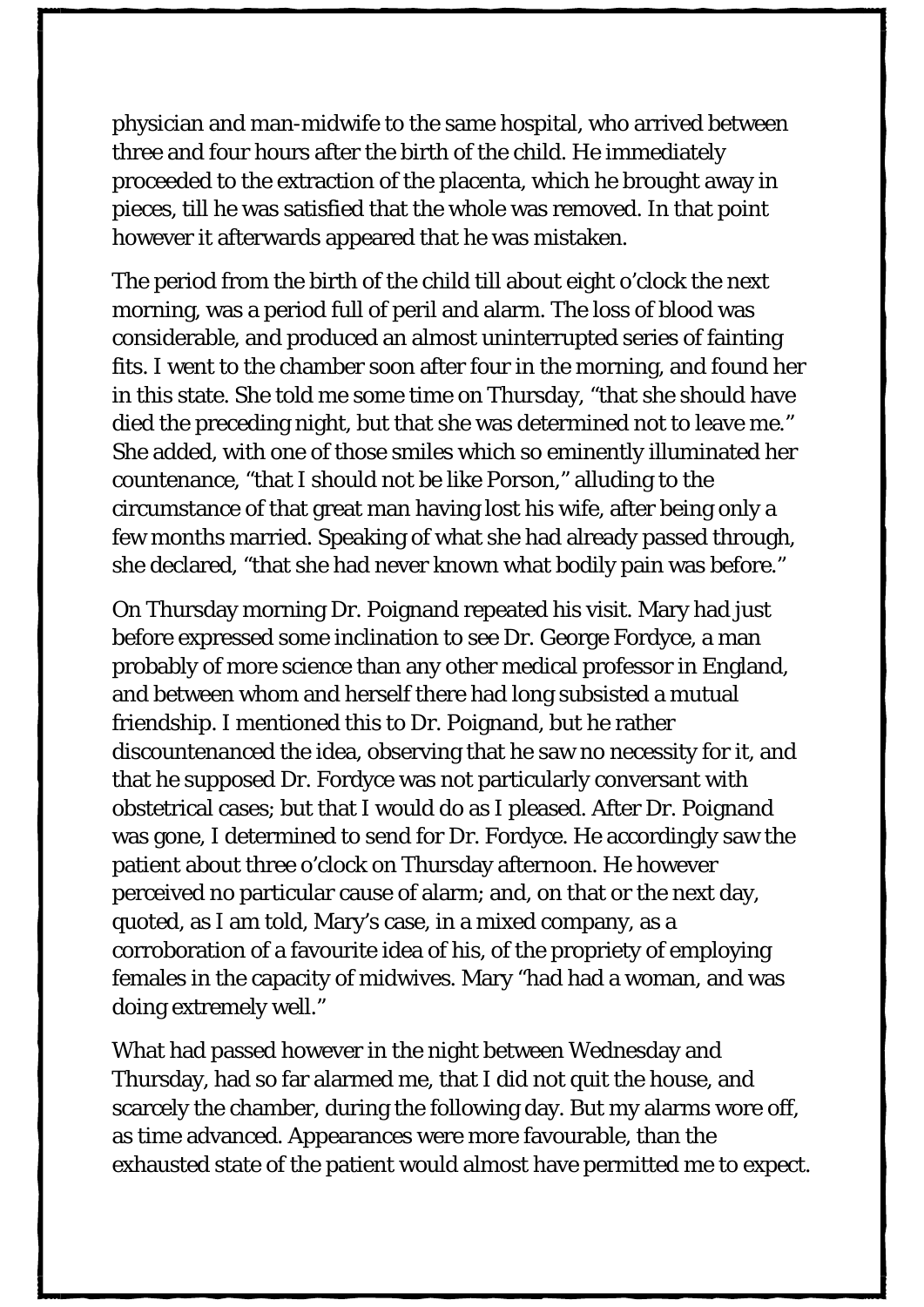physician and man-midwife to the same hospital, who arrived between three and four hours after the birth of the child. He immediately proceeded to the extraction of the placenta, which he brought away in pieces, till he was satisfied that the whole was removed. In that point however it afterwards appeared that he was mistaken.

The period from the birth of the child till about eight o'clock the next morning, was a period full of peril and alarm. The loss of blood was considerable, and produced an almost uninterrupted series of fainting fits. I went to the chamber soon after four in the morning, and found her in this state. She told me some time on Thursday, "that she should have died the preceding night, but that she was determined not to leave me." She added, with one of those smiles which so eminently illuminated her countenance, "that I should not be like Porson," alluding to the circumstance of that great man having lost his wife, after being only a few months married. Speaking of what she had already passed through, she declared, "that she had never known what bodily pain was before."

On Thursday morning Dr. Poignand repeated his visit. Mary had just before expressed some inclination to see Dr. George Fordyce, a man probably of more science than any other medical professor in England, and between whom and herself there had long subsisted a mutual friendship. I mentioned this to Dr. Poignand, but he rather discountenanced the idea, observing that he saw no necessity for it, and that he supposed Dr. Fordyce was not particularly conversant with obstetrical cases; but that I would do as I pleased. After Dr. Poignand was gone, I determined to send for Dr. Fordyce. He accordingly saw the patient about three o'clock on Thursday afternoon. He however perceived no particular cause of alarm; and, on that or the next day, quoted, as I am told, Mary's case, in a mixed company, as a corroboration of a favourite idea of his, of the propriety of employing females in the capacity of midwives. Mary "had had a woman, and was doing extremely well."

What had passed however in the night between Wednesday and Thursday, had so far alarmed me, that I did not quit the house, and scarcely the chamber, during the following day. But my alarms wore off, as time advanced. Appearances were more favourable, than the exhausted state of the patient would almost have permitted me to expect.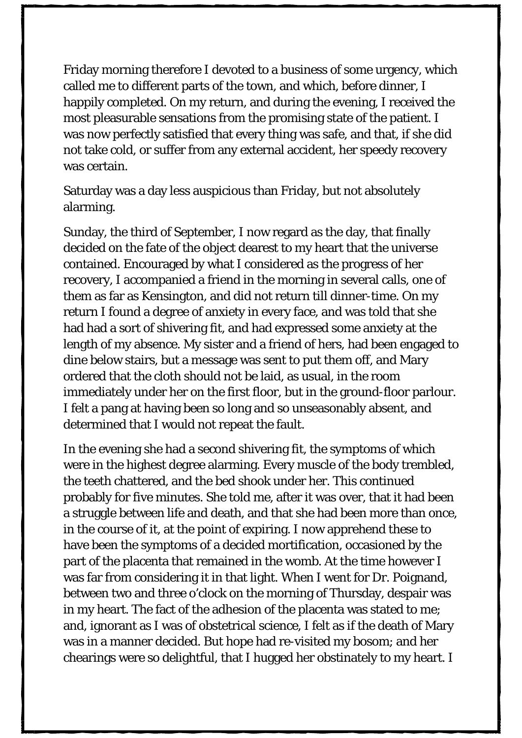Friday morning therefore I devoted to a business of some urgency, which called me to different parts of the town, and which, before dinner, I happily completed. On my return, and during the evening, I received the most pleasurable sensations from the promising state of the patient. I was now perfectly satisfied that every thing was safe, and that, if she did not take cold, or suffer from any external accident, her speedy recovery was certain.

Saturday was a day less auspicious than Friday, but not absolutely alarming.

Sunday, the third of September, I now regard as the day, that finally decided on the fate of the object dearest to my heart that the universe contained. Encouraged by what I considered as the progress of her recovery, I accompanied a friend in the morning in several calls, one of them as far as Kensington, and did not return till dinner-time. On my return I found a degree of anxiety in every face, and was told that she had had a sort of shivering fit, and had expressed some anxiety at the length of my absence. My sister and a friend of hers, had been engaged to dine below stairs, but a message was sent to put them off, and Mary ordered that the cloth should not be laid, as usual, in the room immediately under her on the first floor, but in the ground-floor parlour. I felt a pang at having been so long and so unseasonably absent, and determined that I would not repeat the fault.

In the evening she had a second shivering fit, the symptoms of which were in the highest degree alarming. Every muscle of the body trembled, the teeth chattered, and the bed shook under her. This continued probably for five minutes. She told me, after it was over, that it had been a struggle between life and death, and that she had been more than once, in the course of it, at the point of expiring. I now apprehend these to have been the symptoms of a decided mortification, occasioned by the part of the placenta that remained in the womb. At the time however I was far from considering it in that light. When I went for Dr. Poignand, between two and three o'clock on the morning of Thursday, despair was in my heart. The fact of the adhesion of the placenta was stated to me; and, ignorant as I was of obstetrical science, I felt as if the death of Mary was in a manner decided. But hope had re-visited my bosom; and her chearings were so delightful, that I hugged her obstinately to my heart. I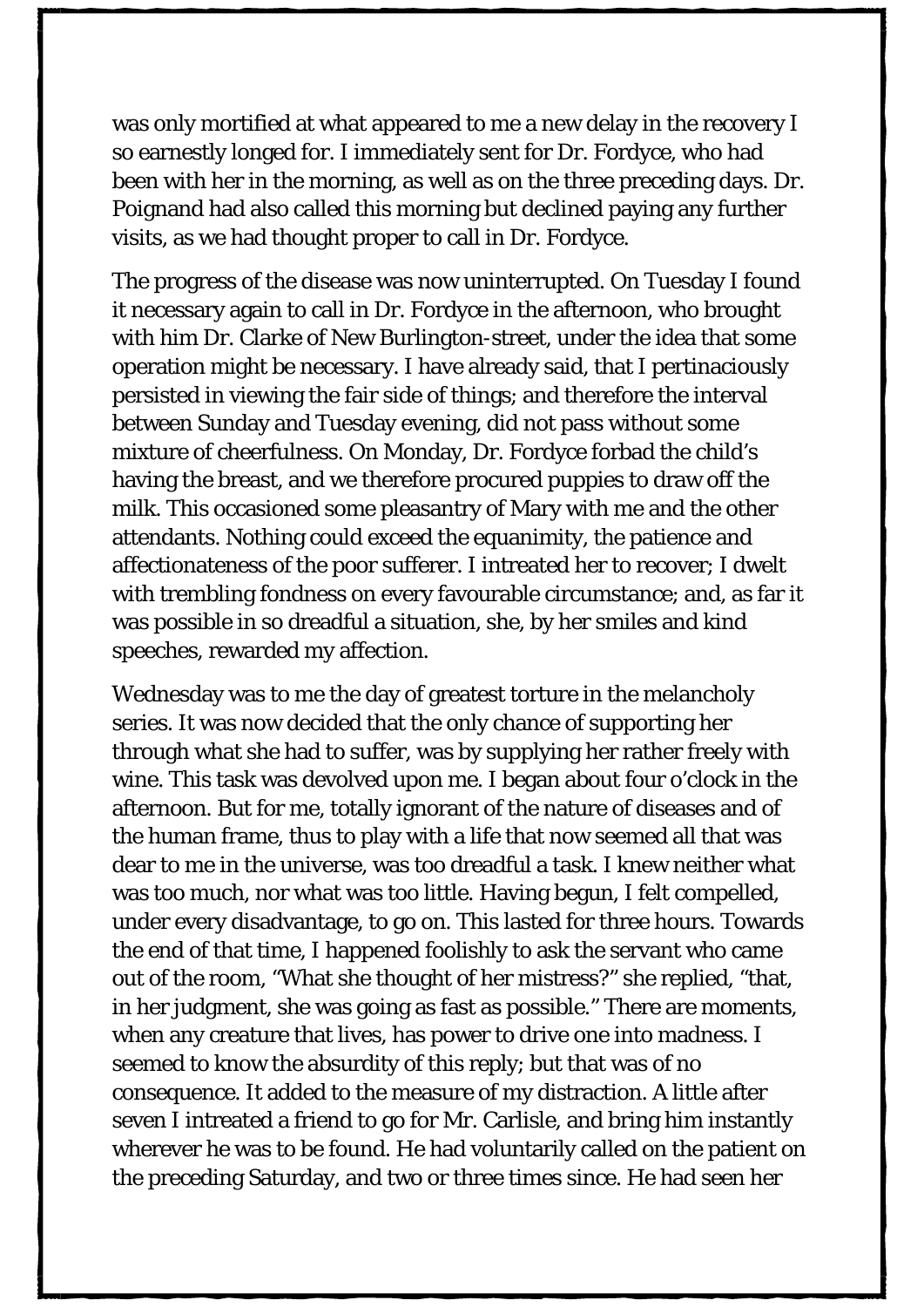was only mortified at what appeared to me a new delay in the recovery I so earnestly longed for. I immediately sent for Dr. Fordyce, who had been with her in the morning, as well as on the three preceding days. Dr. Poignand had also called this morning but declined paying any further visits, as we had thought proper to call in Dr. Fordyce.

The progress of the disease was now uninterrupted. On Tuesday I found it necessary again to call in Dr. Fordyce in the afternoon, who brought with him Dr. Clarke of New Burlington-street, under the idea that some operation might be necessary. I have already said, that I pertinaciously persisted in viewing the fair side of things; and therefore the interval between Sunday and Tuesday evening, did not pass without some mixture of cheerfulness. On Monday, Dr. Fordyce forbad the child's having the breast, and we therefore procured puppies to draw off the milk. This occasioned some pleasantry of Mary with me and the other attendants. Nothing could exceed the equanimity, the patience and affectionateness of the poor sufferer. I intreated her to recover; I dwelt with trembling fondness on every favourable circumstance; and, as far it was possible in so dreadful a situation, she, by her smiles and kind speeches, rewarded my affection.

Wednesday was to me the day of greatest torture in the melancholy series. It was now decided that the only chance of supporting her through what she had to suffer, was by supplying her rather freely with wine. This task was devolved upon me. I began about four o'clock in the afternoon. But for me, totally ignorant of the nature of diseases and of the human frame, thus to play with a life that now seemed all that was dear to me in the universe, was too dreadful a task. I knew neither what was too much, nor what was too little. Having begun, I felt compelled, under every disadvantage, to go on. This lasted for three hours. Towards the end of that time, I happened foolishly to ask the servant who came out of the room, "What she thought of her mistress?" she replied, "that, in her judgment, she was going as fast as possible." There are moments, when any creature that lives, has power to drive one into madness. I seemed to know the absurdity of this reply; but that was of no consequence. It added to the measure of my distraction. A little after seven I intreated a friend to go for Mr. Carlisle, and bring him instantly wherever he was to be found. He had voluntarily called on the patient on the preceding Saturday, and two or three times since. He had seen her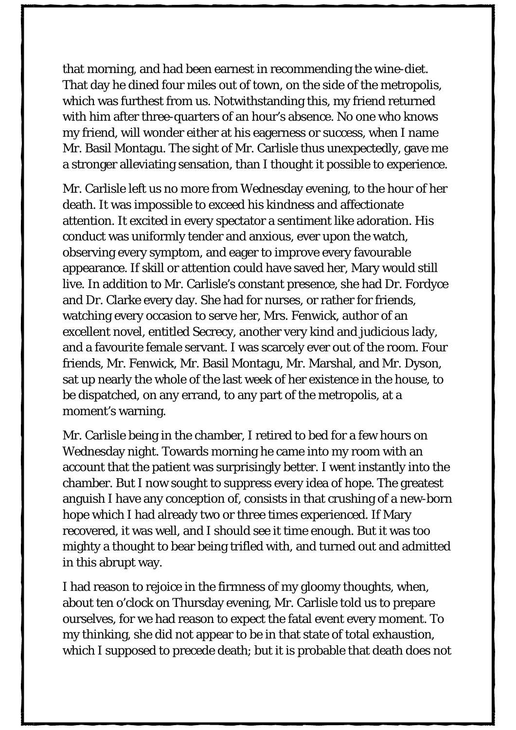that morning, and had been earnest in recommending the wine-diet. That day he dined four miles out of town, on the side of the metropolis, which was furthest from us. Notwithstanding this, my friend returned with him after three-quarters of an hour's absence. No one who knows my friend, will wonder either at his eagerness or success, when I name Mr. Basil Montagu. The sight of Mr. Carlisle thus unexpectedly, gave me a stronger alleviating sensation, than I thought it possible to experience.

Mr. Carlisle left us no more from Wednesday evening, to the hour of her death. It was impossible to exceed his kindness and affectionate attention. It excited in every spectator a sentiment like adoration. His conduct was uniformly tender and anxious, ever upon the watch, observing every symptom, and eager to improve every favourable appearance. If skill or attention could have saved her, Mary would still live. In addition to Mr. Carlisle's constant presence, she had Dr. Fordyce and Dr. Clarke every day. She had for nurses, or rather for friends, watching every occasion to serve her, Mrs. Fenwick, author of an excellent novel, entitled Secrecy, another very kind and judicious lady, and a favourite female servant. I was scarcely ever out of the room. Four friends, Mr. Fenwick, Mr. Basil Montagu, Mr. Marshal, and Mr. Dyson, sat up nearly the whole of the last week of her existence in the house, to be dispatched, on any errand, to any part of the metropolis, at a moment's warning.

Mr. Carlisle being in the chamber, I retired to bed for a few hours on Wednesday night. Towards morning he came into my room with an account that the patient was surprisingly better. I went instantly into the chamber. But I now sought to suppress every idea of hope. The greatest anguish I have any conception of, consists in that crushing of a new-born hope which I had already two or three times experienced. If Mary recovered, it was well, and I should see it time enough. But it was too mighty a thought to bear being trifled with, and turned out and admitted in this abrupt way.

I had reason to rejoice in the firmness of my gloomy thoughts, when, about ten o'clock on Thursday evening, Mr. Carlisle told us to prepare ourselves, for we had reason to expect the fatal event every moment. To my thinking, she did not appear to be in that state of total exhaustion, which I supposed to precede death; but it is probable that death does not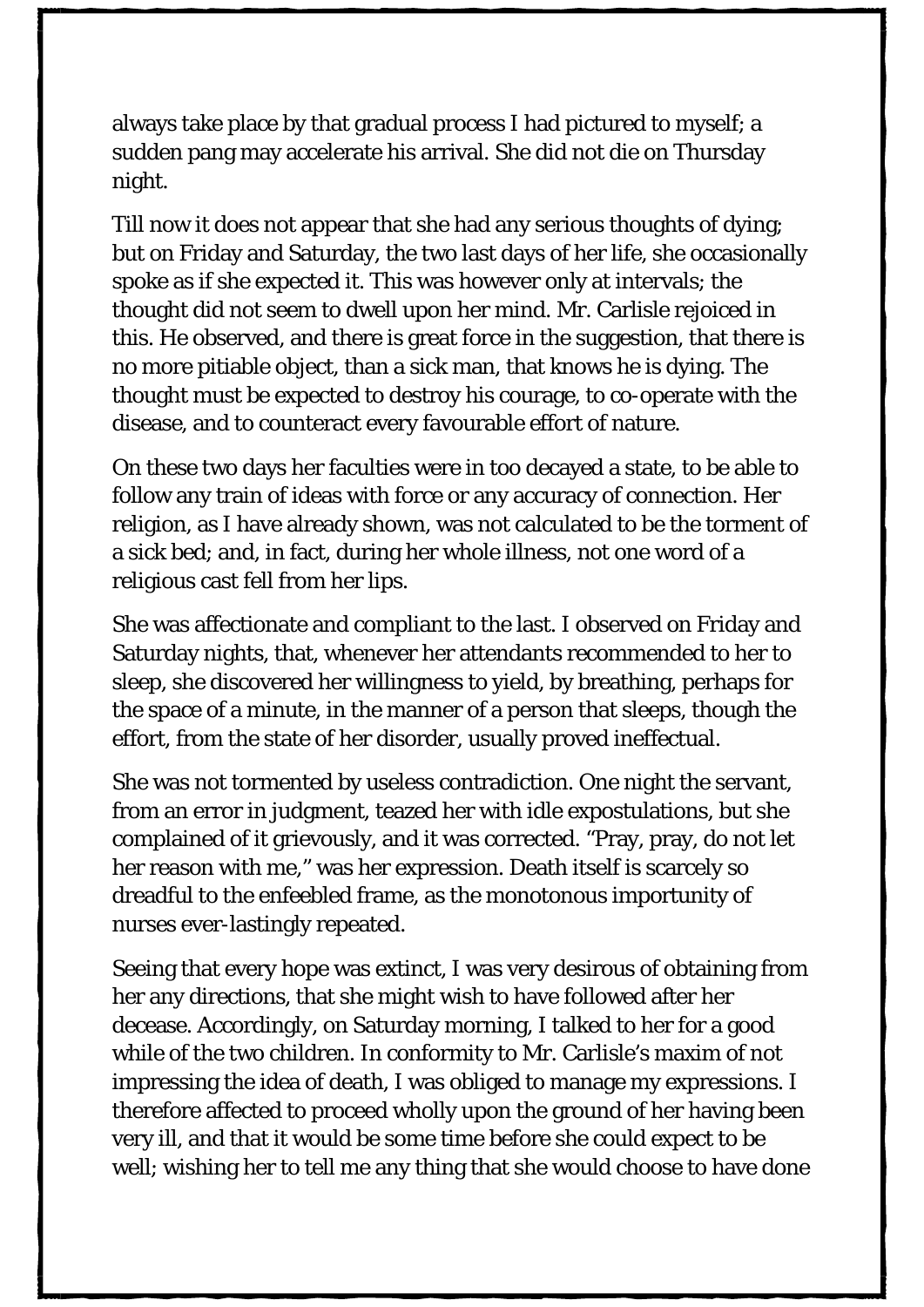always take place by that gradual process I had pictured to myself; a sudden pang may accelerate his arrival. She did not die on Thursday night.

Till now it does not appear that she had any serious thoughts of dying; but on Friday and Saturday, the two last days of her life, she occasionally spoke as if she expected it. This was however only at intervals; the thought did not seem to dwell upon her mind. Mr. Carlisle rejoiced in this. He observed, and there is great force in the suggestion, that there is no more pitiable object, than a sick man, that knows he is dying. The thought must be expected to destroy his courage, to co-operate with the disease, and to counteract every favourable effort of nature.

On these two days her faculties were in too decayed a state, to be able to follow any train of ideas with force or any accuracy of connection. Her religion, as I have already shown, was not calculated to be the torment of a sick bed; and, in fact, during her whole illness, not one word of a religious cast fell from her lips.

She was affectionate and compliant to the last. I observed on Friday and Saturday nights, that, whenever her attendants recommended to her to sleep, she discovered her willingness to yield, by breathing, perhaps for the space of a minute, in the manner of a person that sleeps, though the effort, from the state of her disorder, usually proved ineffectual.

She was not tormented by useless contradiction. One night the servant, from an error in judgment, teazed her with idle expostulations, but she complained of it grievously, and it was corrected. "Pray, pray, do not let her reason with me," was her expression. Death itself is scarcely so dreadful to the enfeebled frame, as the monotonous importunity of nurses ever-lastingly repeated.

Seeing that every hope was extinct, I was very desirous of obtaining from her any directions, that she might wish to have followed after her decease. Accordingly, on Saturday morning, I talked to her for a good while of the two children. In conformity to Mr. Carlisle's maxim of not impressing the idea of death, I was obliged to manage my expressions. I therefore affected to proceed wholly upon the ground of her having been very ill, and that it would be some time before she could expect to be well; wishing her to tell me any thing that she would choose to have done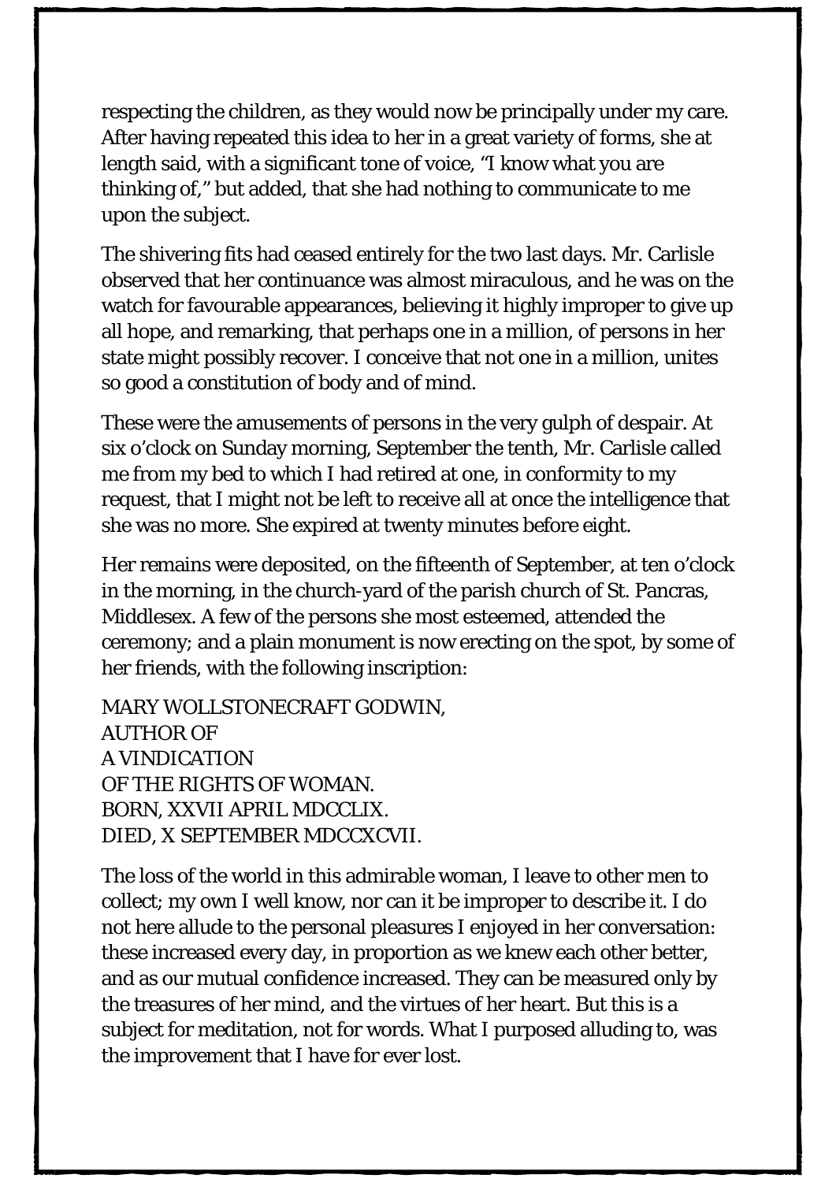respecting the children, as they would now be principally under my care. After having repeated this idea to her in a great variety of forms, she at length said, with a significant tone of voice, “I know what you are thinking of,” but added, that she had nothing to communicate to me upon the subject.

The shivering fits had ceased entirely for the two last days. Mr. Carlisle observed that her continuance was almost miraculous, and he was on the watch for favourable appearances, believing it highly improper to give up all hope, and remarking, that perhaps one in a million, of persons in her state might possibly recover. I conceive that not one in a million, unites so good a constitution of body and of mind.

These were the amusements of persons in the very gulph of despair. At six o’clock on Sunday morning, September the tenth, Mr. Carlisle called me from my bed to which I had retired at one, in conformity to my request, that I might not be left to receive all at once the intelligence that she was no more. She expired at twenty minutes before eight.

Her remains were deposited, on the fifteenth of September, at ten o’clock in the morning, in the church-yard of the parish church of St. Pancras, Middlesex. A few of the persons she most esteemed, attended the ceremony; and a plain monument is now erecting on the spot, by some of her friends, with the following inscription:

MARY WOLLSTONECRAFT GODWIN,  
AUTHOR OF  
A VINDICATION  
OF THE RIGHTS OF WOMAN.  
BORN, XXVII APRIL MDCCLIX.  
DIED, X SEPTEMBER MDCCXCVII.

The loss of the world in this admirable woman, I leave to other men to collect; my own I well know, nor can it be improper to describe it. I do not here allude to the personal pleasures I enjoyed in her conversation: these increased every day, in proportion as we knew each other better, and as our mutual confidence increased. They can be measured only by the treasures of her mind, and the virtues of her heart. But this is a subject for meditation, not for words. What I purposed alluding to, was the improvement that I have for ever lost.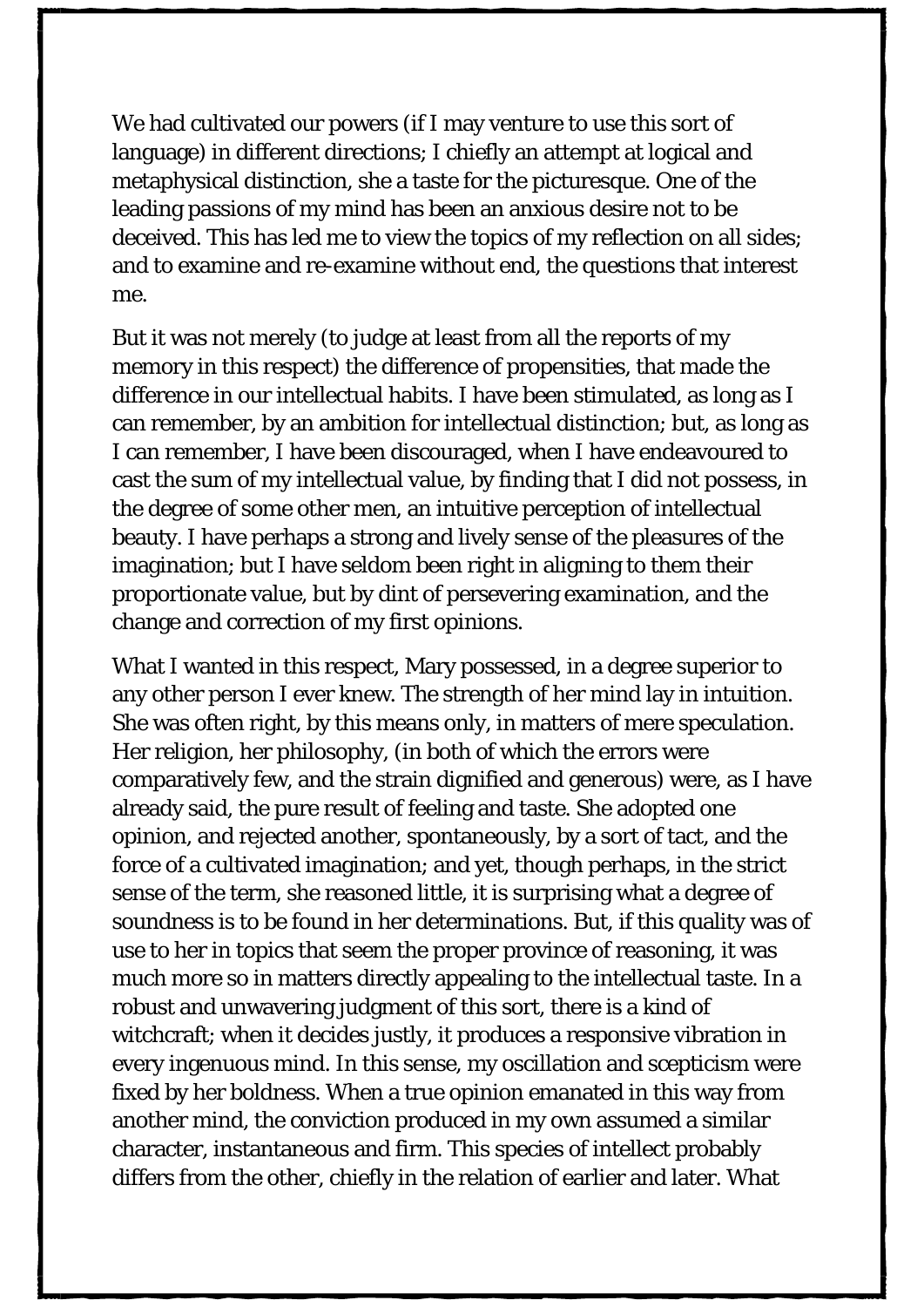We had cultivated our powers (if I may venture to use this sort of language) in different directions; I chiefly an attempt at logical and metaphysical distinction, she a taste for the picturesque. One of the leading passions of my mind has been an anxious desire not to be deceived. This has led me to view the topics of my reflection on all sides; and to examine and re-examine without end, the questions that interest me.

But it was not merely (to judge at least from all the reports of my memory in this respect) the difference of propensities, that made the difference in our intellectual habits. I have been stimulated, as long as I can remember, by an ambition for intellectual distinction; but, as long as I can remember, I have been discouraged, when I have endeavoured to cast the sum of my intellectual value, by finding that I did not possess, in the degree of some other men, an intuitive perception of intellectual beauty. I have perhaps a strong and lively sense of the pleasures of the imagination; but I have seldom been right in aligning to them their proportionate value, but by dint of persevering examination, and the change and correction of my first opinions.

What I wanted in this respect, Mary possessed, in a degree superior to any other person I ever knew. The strength of her mind lay in intuition. She was often right, by this means only, in matters of mere speculation. Her religion, her philosophy, (in both of which the errors were comparatively few, and the strain dignified and generous) were, as I have already said, the pure result of feeling and taste. She adopted one opinion, and rejected another, spontaneously, by a sort of tact, and the force of a cultivated imagination; and yet, though perhaps, in the strict sense of the term, she reasoned little, it is surprising what a degree of soundness is to be found in her determinations. But, if this quality was of use to her in topics that seem the proper province of reasoning, it was much more so in matters directly appealing to the intellectual taste. In a robust and unwavering judgment of this sort, there is a kind of witchcraft; when it decides justly, it produces a responsive vibration in every ingenuous mind. In this sense, my oscillation and scepticism were fixed by her boldness. When a true opinion emanated in this way from another mind, the conviction produced in my own assumed a similar character, instantaneous and firm. This species of intellect probably differs from the other, chiefly in the relation of earlier and later. What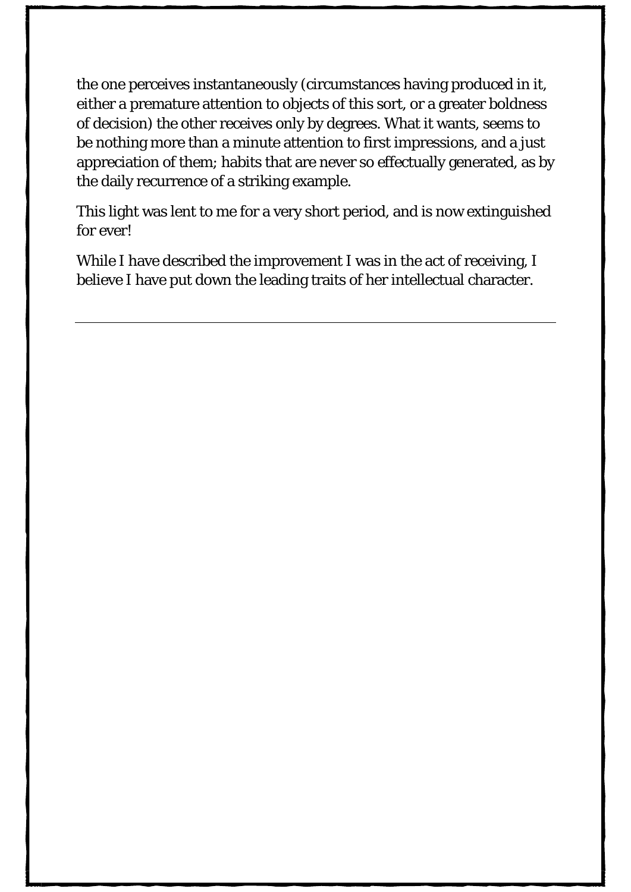the one perceives instantaneously (circumstances having produced in it, either a premature attention to objects of this sort, or a greater boldness of decision) the other receives only by degrees. What it wants, seems to be nothing more than a minute attention to first impressions, and a just appreciation of them; habits that are never so effectually generated, as by the daily recurrence of a striking example.

This light was lent to me for a very short period, and is now extinguished for ever!

While I have described the improvement I was in the act of receiving, I believe I have put down the leading traits of her intellectual character.

---